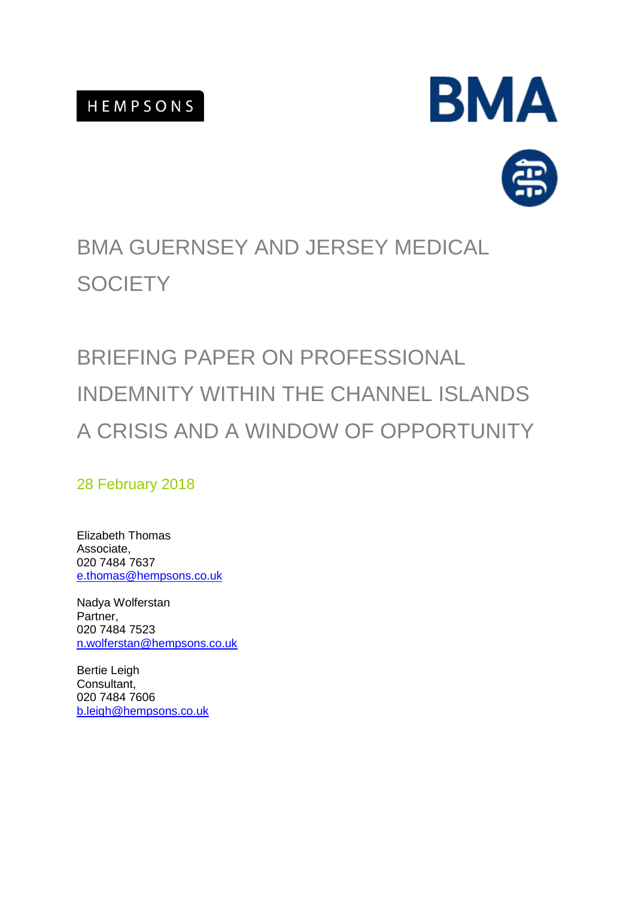HEMPSONS

BMA

# BMA GUERNSEY AND JERSEY MEDICAL SOCIETY

# BRIEFING PAPER ON PROFESSIONAL INDEMNITY WITHIN THE CHANNEL ISLANDS A CRISIS AND A WINDOW OF OPPORTUNITY

28 February 2018

Elizabeth Thomas
Associate,
020 7484 7637
e.thomas@hempsons.co.uk

Nadya Wolferstan
Partner,
020 7484 7523
n.wolferstan@hempsons.co.uk

Bertie Leigh
Consultant,
020 7484 7606
b.leigh@hempsons.co.uk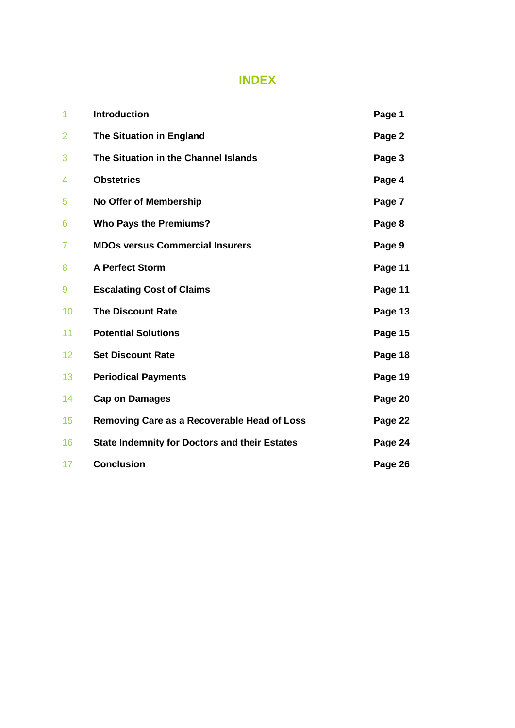# INDEX

| | | |
|---|---|---|
| 1 | **Introduction** | **Page 1** |
| 2 | **The Situation in England** | **Page 2** |
| 3 | **The Situation in the Channel Islands** | **Page 3** |
| 4 | **Obstetrics** | **Page 4** |
| 5 | **No Offer of Membership** | **Page 7** |
| 6 | **Who Pays the Premiums?** | **Page 8** |
| 7 | **MDOs versus Commercial Insurers** | **Page 9** |
| 8 | **A Perfect Storm** | **Page 11** |
| 9 | **Escalating Cost of Claims** | **Page 11** |
| 10 | **The Discount Rate** | **Page 13** |
| 11 | **Potential Solutions** | **Page 15** |
| 12 | **Set Discount Rate** | **Page 18** |
| 13 | **Periodical Payments** | **Page 19** |
| 14 | **Cap on Damages** | **Page 20** |
| 15 | **Removing Care as a Recoverable Head of Loss** | **Page 22** |
| 16 | **State Indemnity for Doctors and their Estates** | **Page 24** |
| 17 | **Conclusion** | **Page 26** |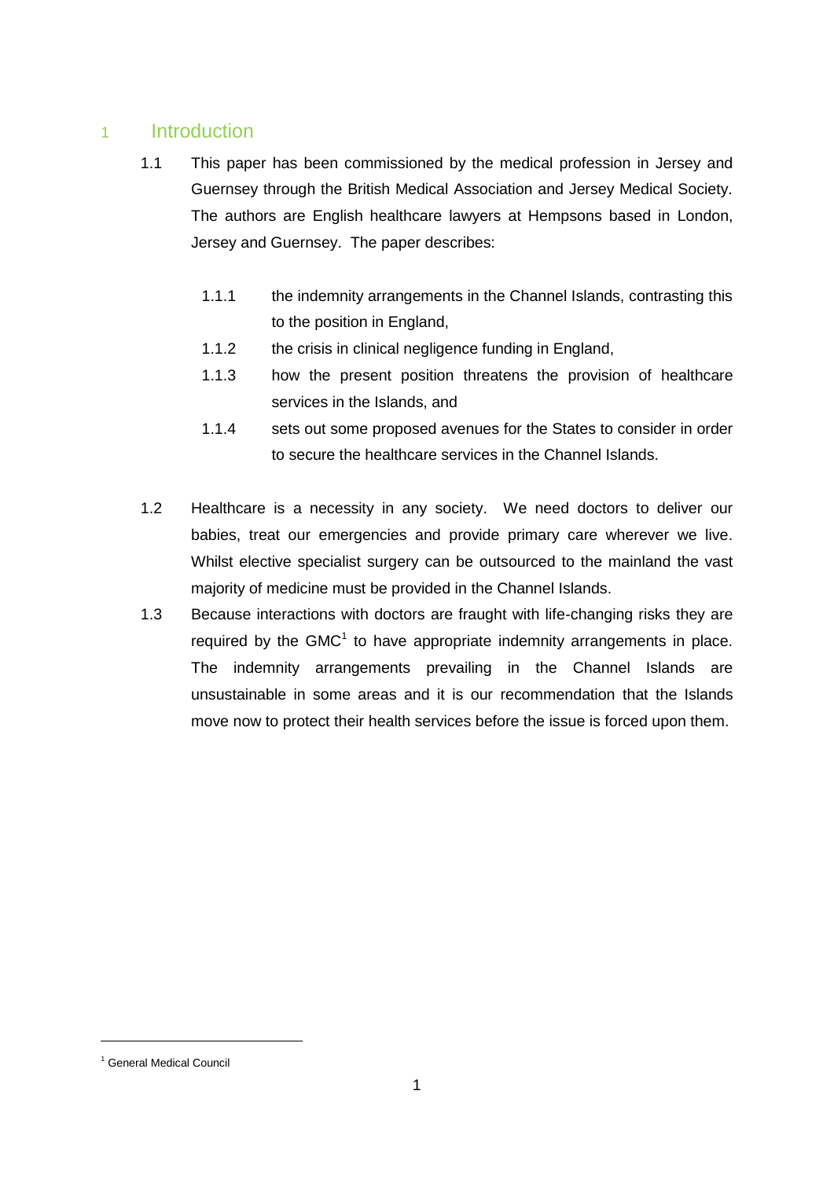# 1 Introduction

1.1 This paper has been commissioned by the medical profession in Jersey and Guernsey through the British Medical Association and Jersey Medical Society. The authors are English healthcare lawyers at Hempsons based in London, Jersey and Guernsey. The paper describes:

1.1.1 the indemnity arrangements in the Channel Islands, contrasting this to the position in England,

1.1.2 the crisis in clinical negligence funding in England,

1.1.3 how the present position threatens the provision of healthcare services in the Islands, and

1.1.4 sets out some proposed avenues for the States to consider in order to secure the healthcare services in the Channel Islands.

1.2 Healthcare is a necessity in any society. We need doctors to deliver our babies, treat our emergencies and provide primary care wherever we live. Whilst elective specialist surgery can be outsourced to the mainland the vast majority of medicine must be provided in the Channel Islands.

1.3 Because interactions with doctors are fraught with life-changing risks they are required by the GMC[1] to have appropriate indemnity arrangements in place. The indemnity arrangements prevailing in the Channel Islands are unsustainable in some areas and it is our recommendation that the Islands move now to protect their health services before the issue is forced upon them.

[1] General Medical Council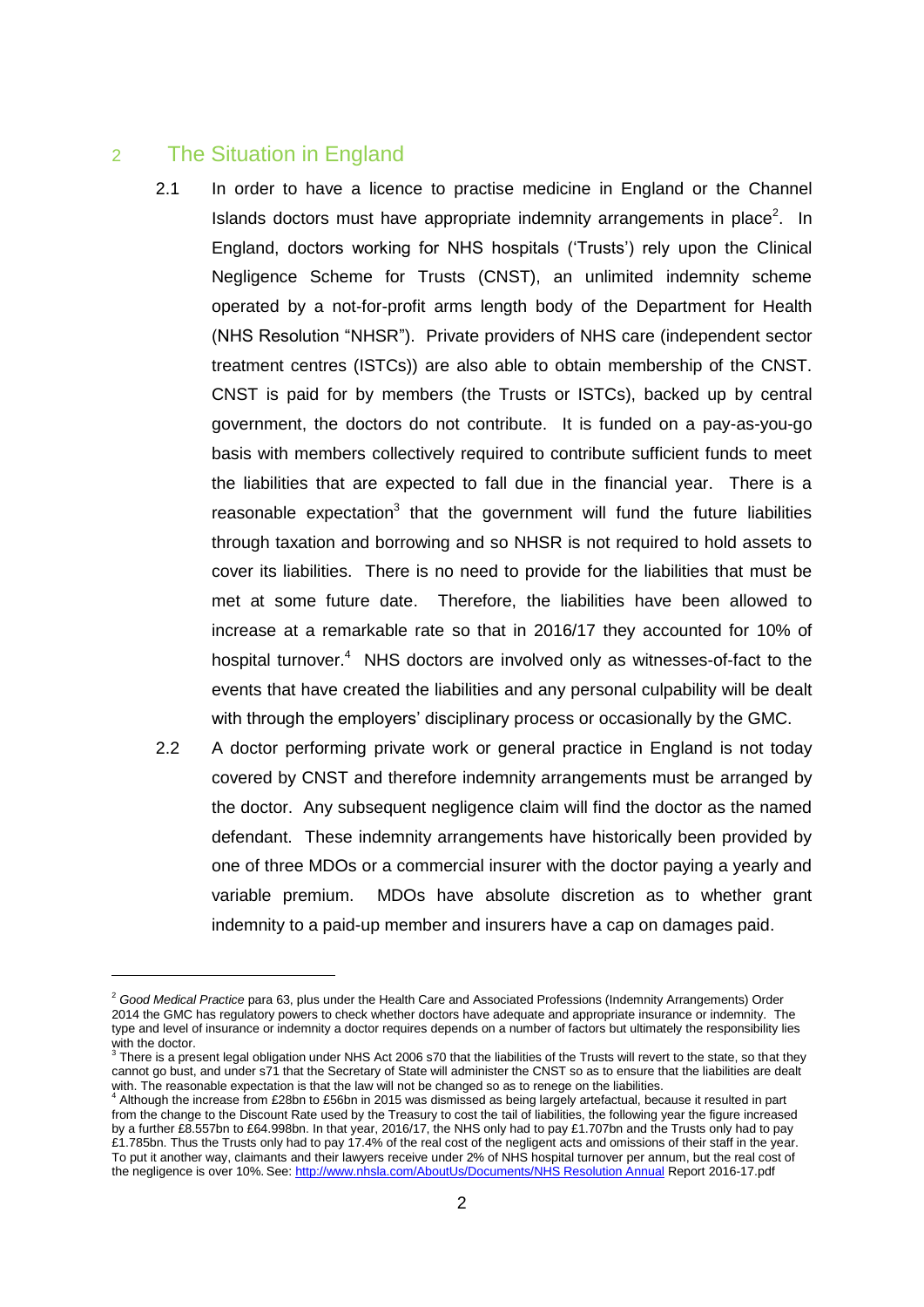## 2 The Situation in England

2.1 In order to have a licence to practise medicine in England or the Channel Islands doctors must have appropriate indemnity arrangements in place[2]. In England, doctors working for NHS hospitals ('Trusts') rely upon the Clinical Negligence Scheme for Trusts (CNST), an unlimited indemnity scheme operated by a not-for-profit arms length body of the Department for Health (NHS Resolution "NHSR"). Private providers of NHS care (independent sector treatment centres (ISTCs)) are also able to obtain membership of the CNST. CNST is paid for by members (the Trusts or ISTCs), backed up by central government, the doctors do not contribute. It is funded on a pay-as-you-go basis with members collectively required to contribute sufficient funds to meet the liabilities that are expected to fall due in the financial year. There is a reasonable expectation[3] that the government will fund the future liabilities through taxation and borrowing and so NHSR is not required to hold assets to cover its liabilities. There is no need to provide for the liabilities that must be met at some future date. Therefore, the liabilities have been allowed to increase at a remarkable rate so that in 2016/17 they accounted for 10% of hospital turnover.[4] NHS doctors are involved only as witnesses-of-fact to the events that have created the liabilities and any personal culpability will be dealt with through the employers' disciplinary process or occasionally by the GMC.

2.2 A doctor performing private work or general practice in England is not today covered by CNST and therefore indemnity arrangements must be arranged by the doctor. Any subsequent negligence claim will find the doctor as the named defendant. These indemnity arrangements have historically been provided by one of three MDOs or a commercial insurer with the doctor paying a yearly and variable premium. MDOs have absolute discretion as to whether grant indemnity to a paid-up member and insurers have a cap on damages paid.

---

[2] *Good Medical Practice* para 63, plus under the Health Care and Associated Professions (Indemnity Arrangements) Order 2014 the GMC has regulatory powers to check whether doctors have adequate and appropriate insurance or indemnity. The type and level of insurance or indemnity a doctor requires depends on a number of factors but ultimately the responsibility lies with the doctor.

[3] There is a present legal obligation under NHS Act 2006 s70 that the liabilities of the Trusts will revert to the state, so that they cannot go bust, and under s71 that the Secretary of State will administer the CNST so as to ensure that the liabilities are dealt with. The reasonable expectation is that the law will not be changed so as to renege on the liabilities.

[4] Although the increase from £28bn to £56bn in 2015 was dismissed as being largely artefactual, because it resulted in part from the change to the Discount Rate used by the Treasury to cost the tail of liabilities, the following year the figure increased by a further £8.557bn to £64.998bn. In that year, 2016/17, the NHS only had to pay £1.707bn and the Trusts only had to pay £1.785bn. Thus the Trusts only had to pay 17.4% of the real cost of the negligent acts and omissions of their staff in the year. To put it another way, claimants and their lawyers receive under 2% of NHS hospital turnover per annum, but the real cost of the negligence is over 10%. See: http://www.nhsla.com/AboutUs/Documents/NHS Resolution Annual Report 2016-17.pdf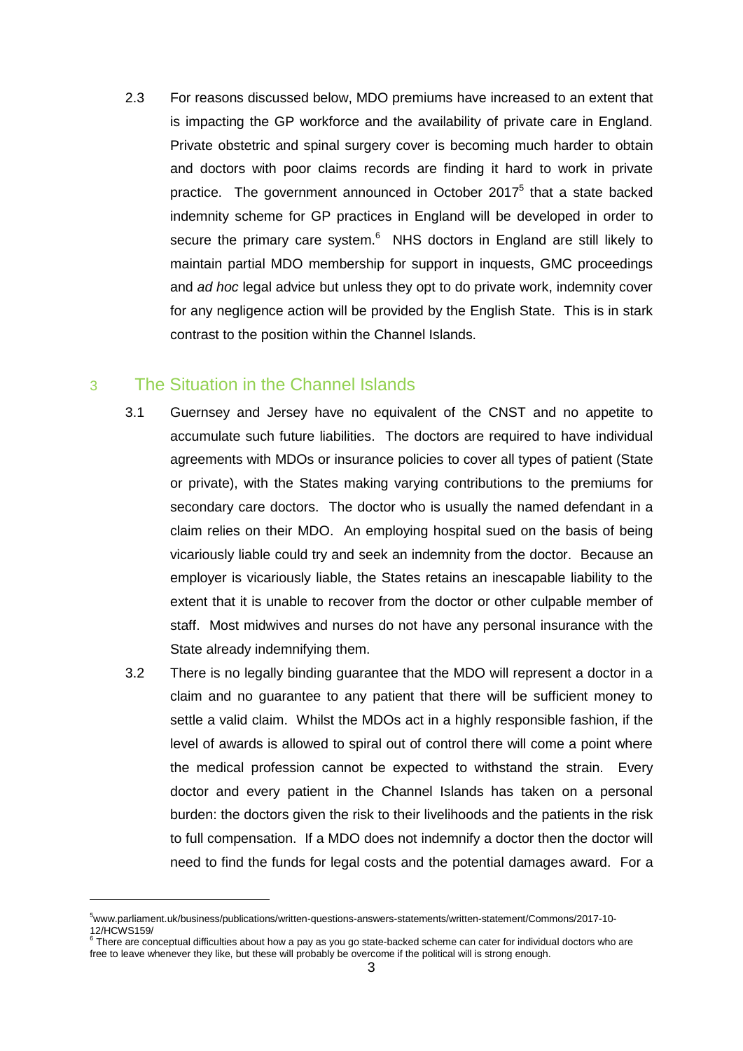2.3 For reasons discussed below, MDO premiums have increased to an extent that is impacting the GP workforce and the availability of private care in England. Private obstetric and spinal surgery cover is becoming much harder to obtain and doctors with poor claims records are finding it hard to work in private practice. The government announced in October 2017[5] that a state backed indemnity scheme for GP practices in England will be developed in order to secure the primary care system.[6] NHS doctors in England are still likely to maintain partial MDO membership for support in inquests, GMC proceedings and *ad hoc* legal advice but unless they opt to do private work, indemnity cover for any negligence action will be provided by the English State. This is in stark contrast to the position within the Channel Islands.

## 3 The Situation in the Channel Islands

3.1 Guernsey and Jersey have no equivalent of the CNST and no appetite to accumulate such future liabilities. The doctors are required to have individual agreements with MDOs or insurance policies to cover all types of patient (State or private), with the States making varying contributions to the premiums for secondary care doctors. The doctor who is usually the named defendant in a claim relies on their MDO. An employing hospital sued on the basis of being vicariously liable could try and seek an indemnity from the doctor. Because an employer is vicariously liable, the States retains an inescapable liability to the extent that it is unable to recover from the doctor or other culpable member of staff. Most midwives and nurses do not have any personal insurance with the State already indemnifying them.

3.2 There is no legally binding guarantee that the MDO will represent a doctor in a claim and no guarantee to any patient that there will be sufficient money to settle a valid claim. Whilst the MDOs act in a highly responsible fashion, if the level of awards is allowed to spiral out of control there will come a point where the medical profession cannot be expected to withstand the strain. Every doctor and every patient in the Channel Islands has taken on a personal burden: the doctors given the risk to their livelihoods and the patients in the risk to full compensation. If a MDO does not indemnify a doctor then the doctor will need to find the funds for legal costs and the potential damages award. For a

---

[5] www.parliament.uk/business/publications/written-questions-answers-statements/written-statement/Commons/2017-10-12/HCWS159/

[6] There are conceptual difficulties about how a pay as you go state-backed scheme can cater for individual doctors who are free to leave whenever they like, but these will probably be overcome if the political will is strong enough.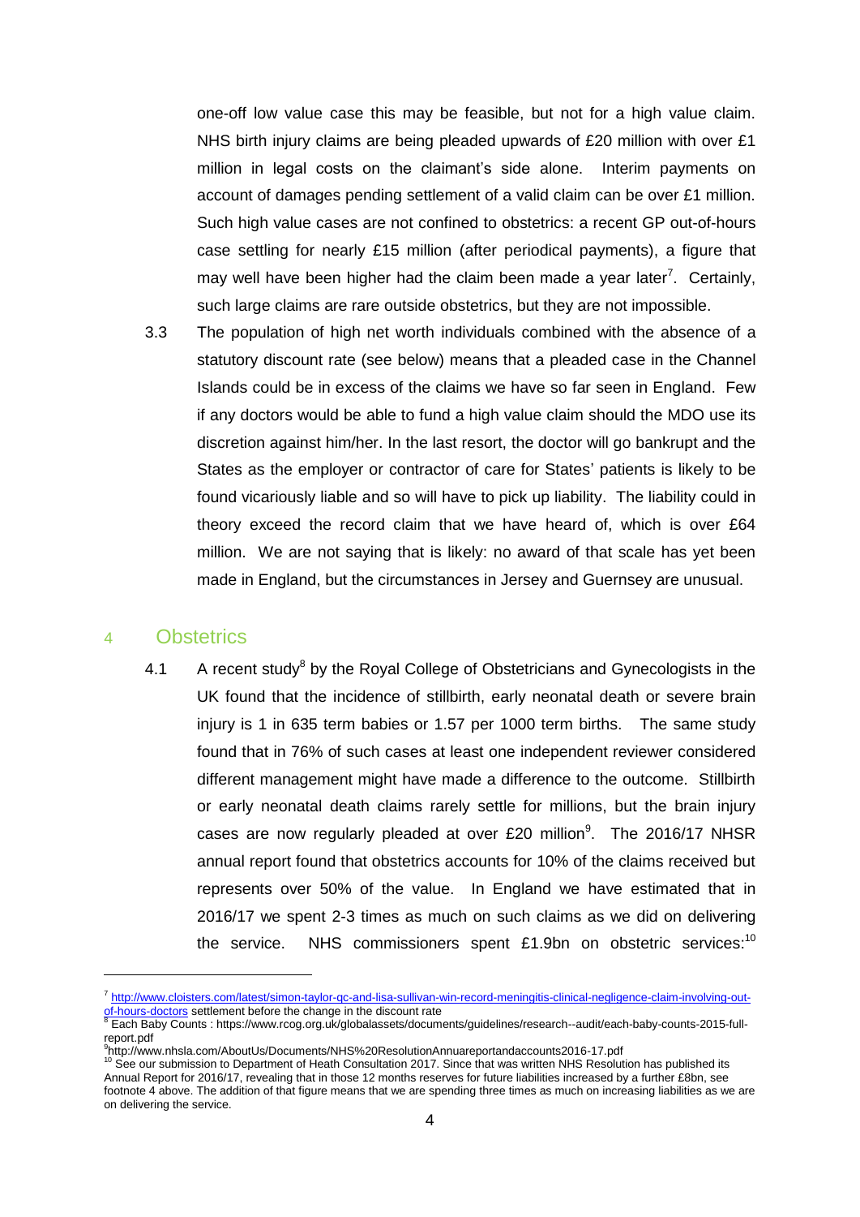one-off low value case this may be feasible, but not for a high value claim. NHS birth injury claims are being pleaded upwards of £20 million with over £1 million in legal costs on the claimant's side alone. Interim payments on account of damages pending settlement of a valid claim can be over £1 million. Such high value cases are not confined to obstetrics: a recent GP out-of-hours case settling for nearly £15 million (after periodical payments), a figure that may well have been higher had the claim been made a year later[7]. Certainly, such large claims are rare outside obstetrics, but they are not impossible.

3.3 The population of high net worth individuals combined with the absence of a statutory discount rate (see below) means that a pleaded case in the Channel Islands could be in excess of the claims we have so far seen in England. Few if any doctors would be able to fund a high value claim should the MDO use its discretion against him/her. In the last resort, the doctor will go bankrupt and the States as the employer or contractor of care for States' patients is likely to be found vicariously liable and so will have to pick up liability. The liability could in theory exceed the record claim that we have heard of, which is over £64 million. We are not saying that is likely: no award of that scale has yet been made in England, but the circumstances in Jersey and Guernsey are unusual.

## 4 Obstetrics

4.1 A recent study[8] by the Royal College of Obstetricians and Gynecologists in the UK found that the incidence of stillbirth, early neonatal death or severe brain injury is 1 in 635 term babies or 1.57 per 1000 term births. The same study found that in 76% of such cases at least one independent reviewer considered different management might have made a difference to the outcome. Stillbirth or early neonatal death claims rarely settle for millions, but the brain injury cases are now regularly pleaded at over £20 million[9]. The 2016/17 NHSR annual report found that obstetrics accounts for 10% of the claims received but represents over 50% of the value. In England we have estimated that in 2016/17 we spent 2-3 times as much on such claims as we did on delivering the service. NHS commissioners spent £1.9bn on obstetric services:[10]

---

[7] http://www.cloisters.com/latest/simon-taylor-qc-and-lisa-sullivan-win-record-meningitis-clinical-negligence-claim-involving-out-of-hours-doctors settlement before the change in the discount rate

[8] Each Baby Counts : https://www.rcog.org.uk/globalassets/documents/guidelines/research--audit/each-baby-counts-2015-full-report.pdf

[9] http://www.nhsla.com/AboutUs/Documents/NHS%20Resolution Annuareportandaccounts2016-17.pdf

[10] See our submission to Department of Heath Consultation 2017. Since that was written NHS Resolution has published its Annual Report for 2016/17, revealing that in those 12 months reserves for future liabilities increased by a further £8bn, see footnote 4 above. The addition of that figure means that we are spending three times as much on increasing liabilities as we are on delivering the service.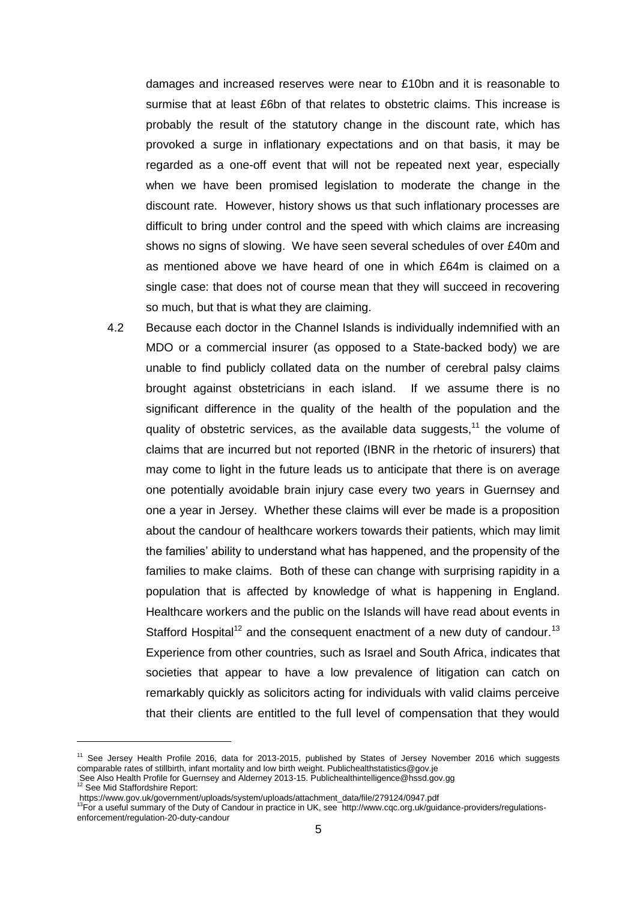damages and increased reserves were near to £10bn and it is reasonable to surmise that at least £6bn of that relates to obstetric claims. This increase is probably the result of the statutory change in the discount rate, which has provoked a surge in inflationary expectations and on that basis, it may be regarded as a one-off event that will not be repeated next year, especially when we have been promised legislation to moderate the change in the discount rate. However, history shows us that such inflationary processes are difficult to bring under control and the speed with which claims are increasing shows no signs of slowing. We have seen several schedules of over £40m and as mentioned above we have heard of one in which £64m is claimed on a single case: that does not of course mean that they will succeed in recovering so much, but that is what they are claiming.

4.2 Because each doctor in the Channel Islands is individually indemnified with an MDO or a commercial insurer (as opposed to a State-backed body) we are unable to find publicly collated data on the number of cerebral palsy claims brought against obstetricians in each island. If we assume there is no significant difference in the quality of the health of the population and the quality of obstetric services, as the available data suggests,[11] the volume of claims that are incurred but not reported (IBNR in the rhetoric of insurers) that may come to light in the future leads us to anticipate that there is on average one potentially avoidable brain injury case every two years in Guernsey and one a year in Jersey. Whether these claims will ever be made is a proposition about the candour of healthcare workers towards their patients, which may limit the families' ability to understand what has happened, and the propensity of the families to make claims. Both of these can change with surprising rapidity in a population that is affected by knowledge of what is happening in England. Healthcare workers and the public on the Islands will have read about events in Stafford Hospital[12] and the consequent enactment of a new duty of candour.[13] Experience from other countries, such as Israel and South Africa, indicates that societies that appear to have a low prevalence of litigation can catch on remarkably quickly as solicitors acting for individuals with valid claims perceive that their clients are entitled to the full level of compensation that they would

---

[11] See Jersey Health Profile 2016, data for 2013-2015, published by States of Jersey November 2016 which suggests comparable rates of stillbirth, infant mortality and low birth weight. Publichealthstatistics@gov.je
See Also Health Profile for Guernsey and Alderney 2013-15. Publichealthintelligence@hssd.gov.gg

[12] See Mid Staffordshire Report:
https://www.gov.uk/government/uploads/system/uploads/attachment_data/file/279124/0947.pdf

[13] For a useful summary of the Duty of Candour in practice in UK, see http://www.cqc.org.uk/guidance-providers/regulations-enforcement/regulation-20-duty-candour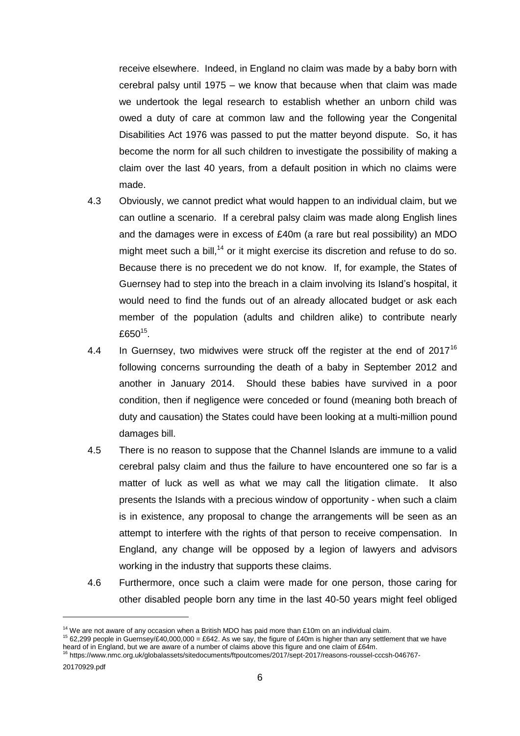receive elsewhere. Indeed, in England no claim was made by a baby born with cerebral palsy until 1975 – we know that because when that claim was made we undertook the legal research to establish whether an unborn child was owed a duty of care at common law and the following year the Congenital Disabilities Act 1976 was passed to put the matter beyond dispute. So, it has become the norm for all such children to investigate the possibility of making a claim over the last 40 years, from a default position in which no claims were made.

4.3 Obviously, we cannot predict what would happen to an individual claim, but we can outline a scenario. If a cerebral palsy claim was made along English lines and the damages were in excess of £40m (a rare but real possibility) an MDO might meet such a bill,[14] or it might exercise its discretion and refuse to do so. Because there is no precedent we do not know. If, for example, the States of Guernsey had to step into the breach in a claim involving its Island's hospital, it would need to find the funds out of an already allocated budget or ask each member of the population (adults and children alike) to contribute nearly £650[15].

4.4 In Guernsey, two midwives were struck off the register at the end of 2017[16] following concerns surrounding the death of a baby in September 2012 and another in January 2014. Should these babies have survived in a poor condition, then if negligence were conceded or found (meaning both breach of duty and causation) the States could have been looking at a multi-million pound damages bill.

4.5 There is no reason to suppose that the Channel Islands are immune to a valid cerebral palsy claim and thus the failure to have encountered one so far is a matter of luck as well as what we may call the litigation climate. It also presents the Islands with a precious window of opportunity - when such a claim is in existence, any proposal to change the arrangements will be seen as an attempt to interfere with the rights of that person to receive compensation. In England, any change will be opposed by a legion of lawyers and advisors working in the industry that supports these claims.

4.6 Furthermore, once such a claim were made for one person, those caring for other disabled people born any time in the last 40-50 years might feel obliged

---

[14] We are not aware of any occasion when a British MDO has paid more than £10m on an individual claim.

[15] 62,299 people in Guernsey/£40,000,000 = £642. As we say, the figure of £40m is higher than any settlement that we have heard of in England, but we are aware of a number of claims above this figure and one claim of £64m.

[16] https://www.nmc.org.uk/globalassets/sitedocuments/ftpoutcomes/2017/sept-2017/reasons-roussel-cccsh-046767-20170929.pdf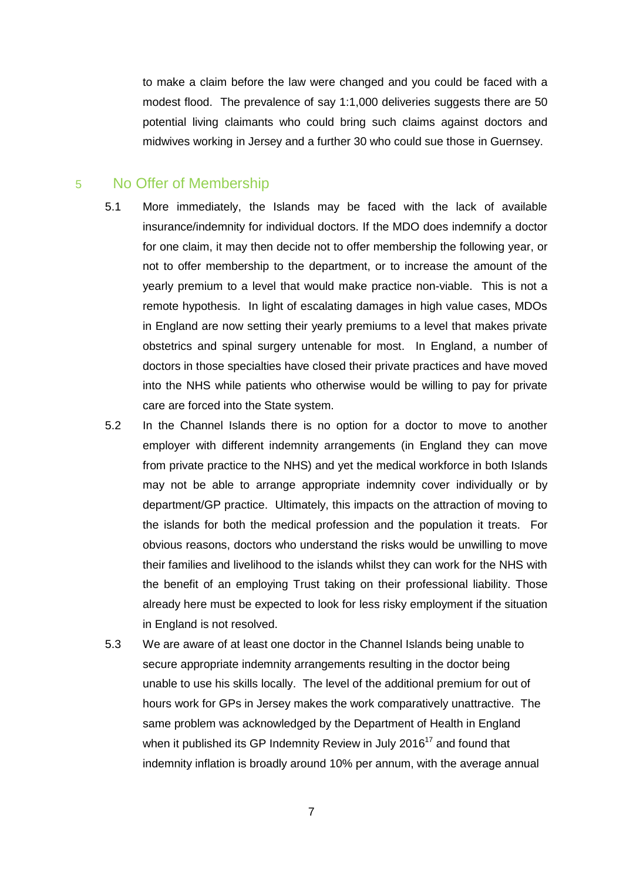to make a claim before the law were changed and you could be faced with a modest flood. The prevalence of say 1:1,000 deliveries suggests there are 50 potential living claimants who could bring such claims against doctors and midwives working in Jersey and a further 30 who could sue those in Guernsey.

## 5 No Offer of Membership

5.1 More immediately, the Islands may be faced with the lack of available insurance/indemnity for individual doctors. If the MDO does indemnify a doctor for one claim, it may then decide not to offer membership the following year, or not to offer membership to the department, or to increase the amount of the yearly premium to a level that would make practice non-viable. This is not a remote hypothesis. In light of escalating damages in high value cases, MDOs in England are now setting their yearly premiums to a level that makes private obstetrics and spinal surgery untenable for most. In England, a number of doctors in those specialties have closed their private practices and have moved into the NHS while patients who otherwise would be willing to pay for private care are forced into the State system.

5.2 In the Channel Islands there is no option for a doctor to move to another employer with different indemnity arrangements (in England they can move from private practice to the NHS) and yet the medical workforce in both Islands may not be able to arrange appropriate indemnity cover individually or by department/GP practice. Ultimately, this impacts on the attraction of moving to the islands for both the medical profession and the population it treats. For obvious reasons, doctors who understand the risks would be unwilling to move their families and livelihood to the islands whilst they can work for the NHS with the benefit of an employing Trust taking on their professional liability. Those already here must be expected to look for less risky employment if the situation in England is not resolved.

5.3 We are aware of at least one doctor in the Channel Islands being unable to secure appropriate indemnity arrangements resulting in the doctor being unable to use his skills locally. The level of the additional premium for out of hours work for GPs in Jersey makes the work comparatively unattractive. The same problem was acknowledged by the Department of Health in England when it published its GP Indemnity Review in July 2016[17] and found that indemnity inflation is broadly around 10% per annum, with the average annual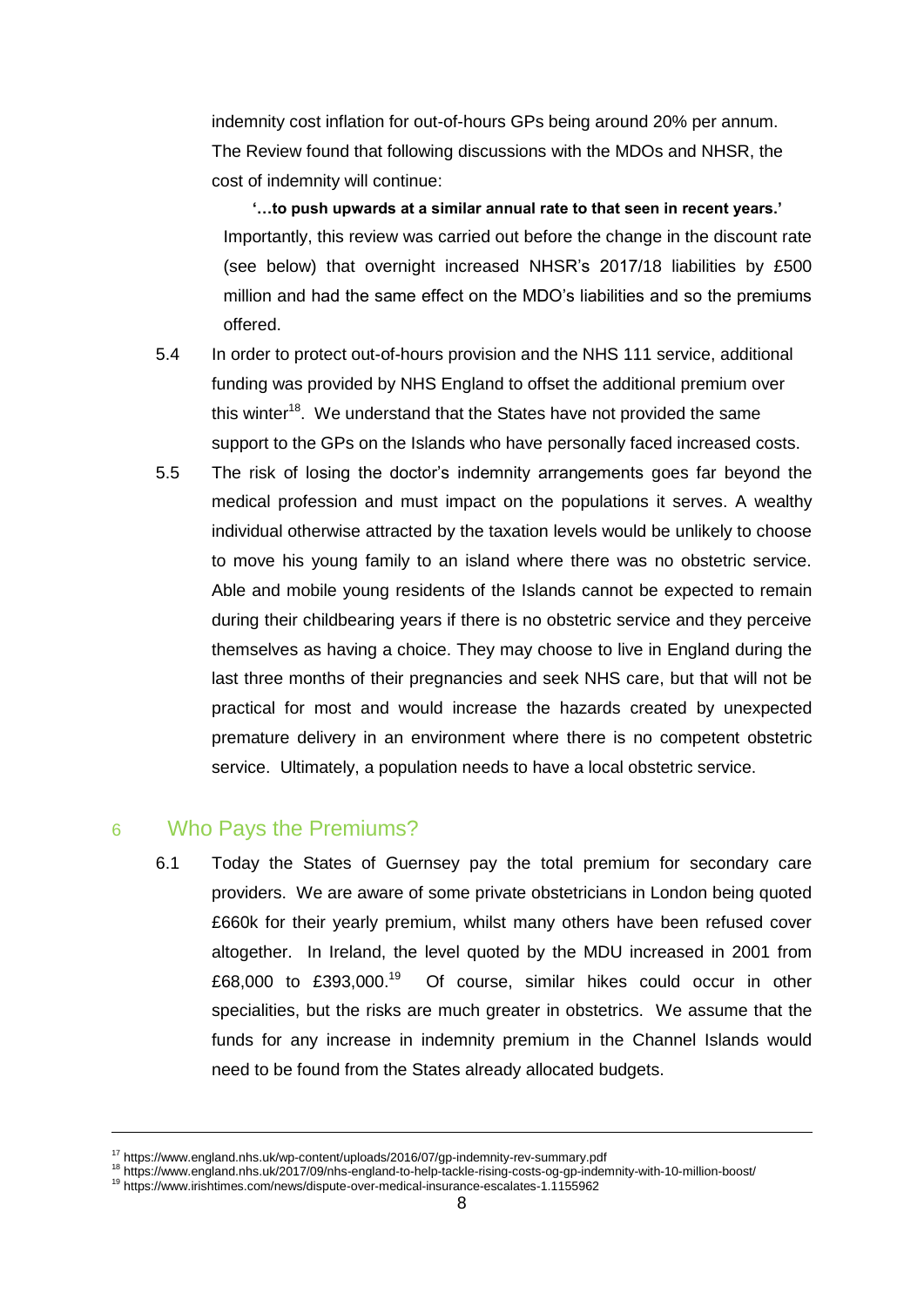indemnity cost inflation for out-of-hours GPs being around 20% per annum. The Review found that following discussions with the MDOs and NHSR, the cost of indemnity will continue:

> **'…to push upwards at a similar annual rate to that seen in recent years.'**

Importantly, this review was carried out before the change in the discount rate (see below) that overnight increased NHSR's 2017/18 liabilities by £500 million and had the same effect on the MDO's liabilities and so the premiums offered.

5.4 In order to protect out-of-hours provision and the NHS 111 service, additional funding was provided by NHS England to offset the additional premium over this winter[18]. We understand that the States have not provided the same support to the GPs on the Islands who have personally faced increased costs.

5.5 The risk of losing the doctor's indemnity arrangements goes far beyond the medical profession and must impact on the populations it serves. A wealthy individual otherwise attracted by the taxation levels would be unlikely to choose to move his young family to an island where there was no obstetric service. Able and mobile young residents of the Islands cannot be expected to remain during their childbearing years if there is no obstetric service and they perceive themselves as having a choice. They may choose to live in England during the last three months of their pregnancies and seek NHS care, but that will not be practical for most and would increase the hazards created by unexpected premature delivery in an environment where there is no competent obstetric service. Ultimately, a population needs to have a local obstetric service.

## 6 Who Pays the Premiums?

6.1 Today the States of Guernsey pay the total premium for secondary care providers. We are aware of some private obstetricians in London being quoted £660k for their yearly premium, whilst many others have been refused cover altogether. In Ireland, the level quoted by the MDU increased in 2001 from £68,000 to £393,000.[19] Of course, similar hikes could occur in other specialities, but the risks are much greater in obstetrics. We assume that the funds for any increase in indemnity premium in the Channel Islands would need to be found from the States already allocated budgets.

---

[17] https://www.england.nhs.uk/wp-content/uploads/2016/07/gp-indemnity-rev-summary.pdf

[18] https://www.england.nhs.uk/2017/09/nhs-england-to-help-tackle-rising-costs-og-gp-indemnity-with-10-million-boost/

[19] https://www.irishtimes.com/news/dispute-over-medical-insurance-escalates-1.1155962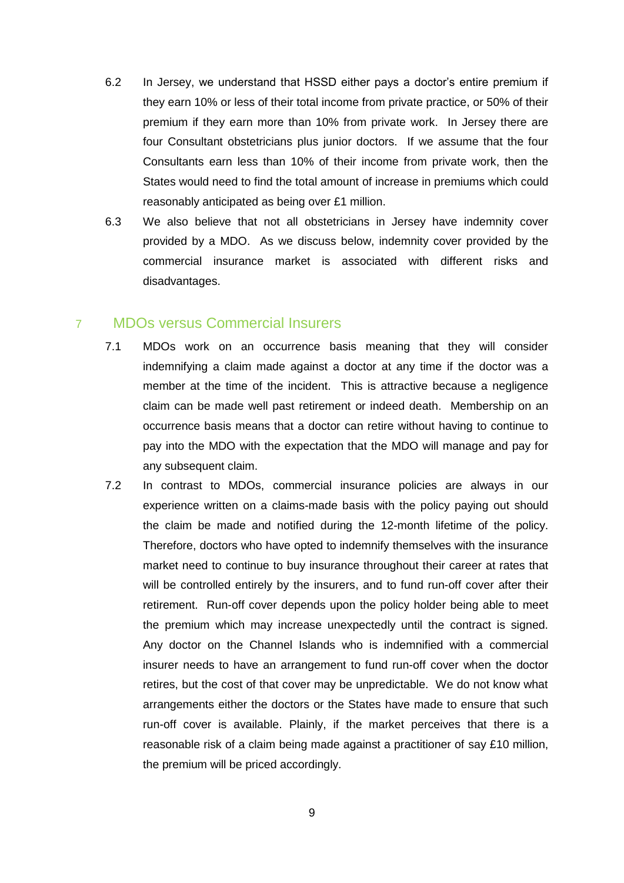6.2 In Jersey, we understand that HSSD either pays a doctor's entire premium if they earn 10% or less of their total income from private practice, or 50% of their premium if they earn more than 10% from private work. In Jersey there are four Consultant obstetricians plus junior doctors. If we assume that the four Consultants earn less than 10% of their income from private work, then the States would need to find the total amount of increase in premiums which could reasonably anticipated as being over £1 million.

6.3 We also believe that not all obstetricians in Jersey have indemnity cover provided by a MDO. As we discuss below, indemnity cover provided by the commercial insurance market is associated with different risks and disadvantages.

## 7 MDOs versus Commercial Insurers

7.1 MDOs work on an occurrence basis meaning that they will consider indemnifying a claim made against a doctor at any time if the doctor was a member at the time of the incident. This is attractive because a negligence claim can be made well past retirement or indeed death. Membership on an occurrence basis means that a doctor can retire without having to continue to pay into the MDO with the expectation that the MDO will manage and pay for any subsequent claim.

7.2 In contrast to MDOs, commercial insurance policies are always in our experience written on a claims-made basis with the policy paying out should the claim be made and notified during the 12-month lifetime of the policy. Therefore, doctors who have opted to indemnify themselves with the insurance market need to continue to buy insurance throughout their career at rates that will be controlled entirely by the insurers, and to fund run-off cover after their retirement. Run-off cover depends upon the policy holder being able to meet the premium which may increase unexpectedly until the contract is signed. Any doctor on the Channel Islands who is indemnified with a commercial insurer needs to have an arrangement to fund run-off cover when the doctor retires, but the cost of that cover may be unpredictable. We do not know what arrangements either the doctors or the States have made to ensure that such run-off cover is available. Plainly, if the market perceives that there is a reasonable risk of a claim being made against a practitioner of say £10 million, the premium will be priced accordingly.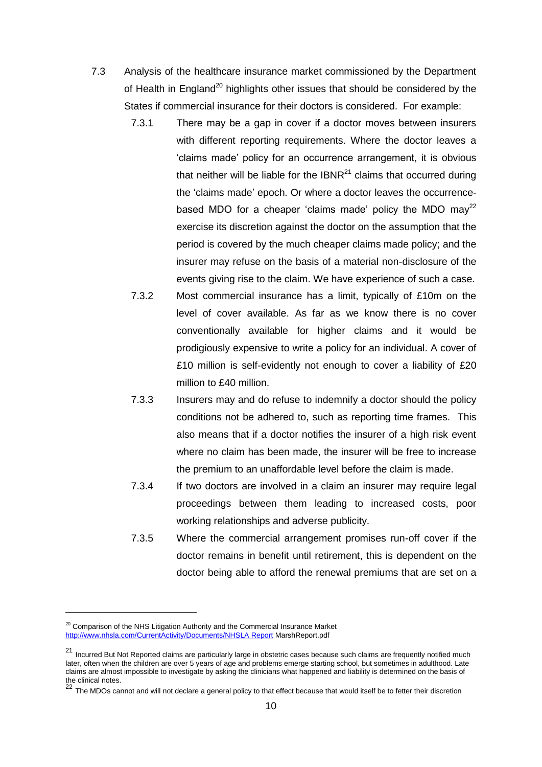7.3 Analysis of the healthcare insurance market commissioned by the Department of Health in England[20] highlights other issues that should be considered by the States if commercial insurance for their doctors is considered. For example:

7.3.1 There may be a gap in cover if a doctor moves between insurers with different reporting requirements. Where the doctor leaves a 'claims made' policy for an occurrence arrangement, it is obvious that neither will be liable for the IBNR[21] claims that occurred during the 'claims made' epoch. Or where a doctor leaves the occurrence-based MDO for a cheaper 'claims made' policy the MDO may[22] exercise its discretion against the doctor on the assumption that the period is covered by the much cheaper claims made policy; and the insurer may refuse on the basis of a material non-disclosure of the events giving rise to the claim. We have experience of such a case.

7.3.2 Most commercial insurance has a limit, typically of £10m on the level of cover available. As far as we know there is no cover conventionally available for higher claims and it would be prodigiously expensive to write a policy for an individual. A cover of £10 million is self-evidently not enough to cover a liability of £20 million to £40 million.

7.3.3 Insurers may and do refuse to indemnify a doctor should the policy conditions not be adhered to, such as reporting time frames. This also means that if a doctor notifies the insurer of a high risk event where no claim has been made, the insurer will be free to increase the premium to an unaffordable level before the claim is made.

7.3.4 If two doctors are involved in a claim an insurer may require legal proceedings between them leading to increased costs, poor working relationships and adverse publicity.

7.3.5 Where the commercial arrangement promises run-off cover if the doctor remains in benefit until retirement, this is dependent on the doctor being able to afford the renewal premiums that are set on a

---

[20] Comparison of the NHS Litigation Authority and the Commercial Insurance Market http://www.nhsla.com/CurrentActivity/Documents/NHSLA Report MarshReport.pdf

[21] Incurred But Not Reported claims are particularly large in obstetric cases because such claims are frequently notified much later, often when the children are over 5 years of age and problems emerge starting school, but sometimes in adulthood. Late claims are almost impossible to investigate by asking the clinicians what happened and liability is determined on the basis of the clinical notes.

[22] The MDOs cannot and will not declare a general policy to that effect because that would itself be to fetter their discretion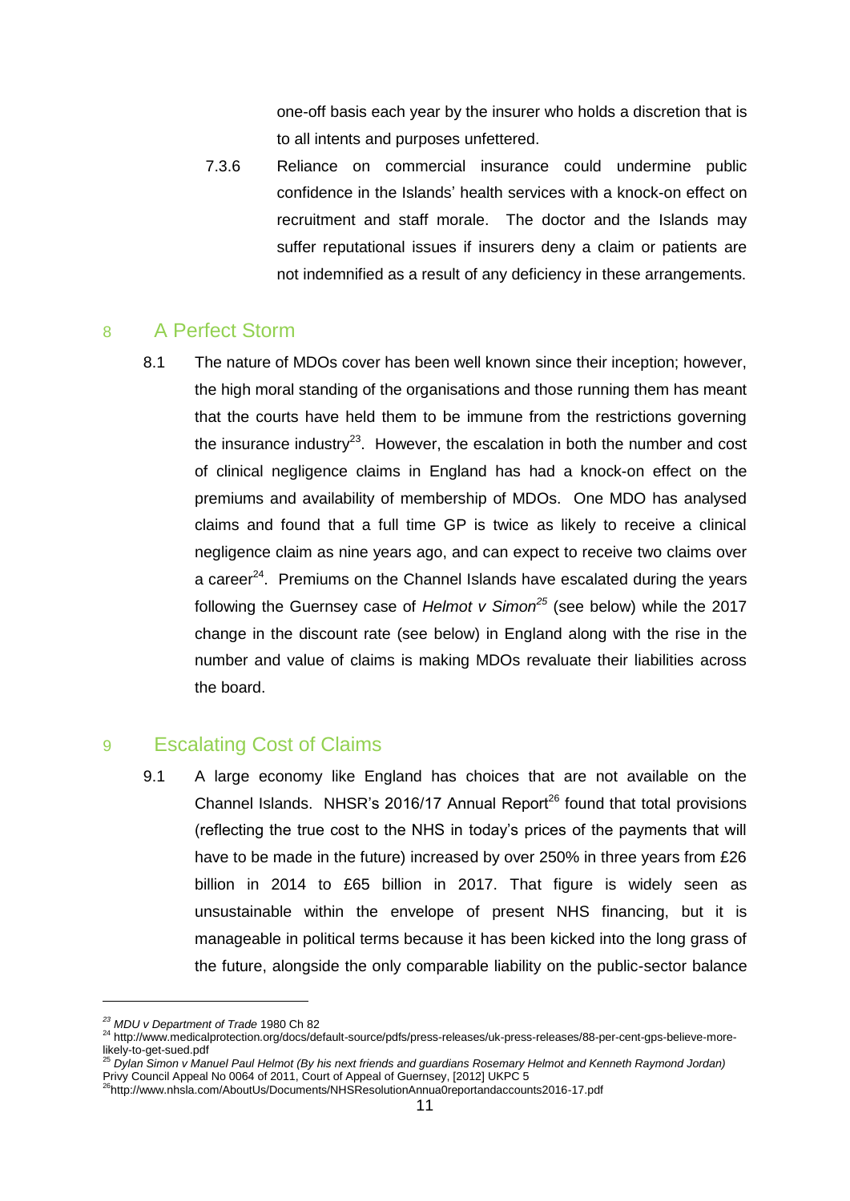one-off basis each year by the insurer who holds a discretion that is to all intents and purposes unfettered.

7.3.6 Reliance on commercial insurance could undermine public confidence in the Islands' health services with a knock-on effect on recruitment and staff morale. The doctor and the Islands may suffer reputational issues if insurers deny a claim or patients are not indemnified as a result of any deficiency in these arrangements.

## 8 A Perfect Storm

8.1 The nature of MDOs cover has been well known since their inception; however, the high moral standing of the organisations and those running them has meant that the courts have held them to be immune from the restrictions governing the insurance industry[23]. However, the escalation in both the number and cost of clinical negligence claims in England has had a knock-on effect on the premiums and availability of membership of MDOs. One MDO has analysed claims and found that a full time GP is twice as likely to receive a clinical negligence claim as nine years ago, and can expect to receive two claims over a career[24]. Premiums on the Channel Islands have escalated during the years following the Guernsey case of *Helmot v Simon*[25] (see below) while the 2017 change in the discount rate (see below) in England along with the rise in the number and value of claims is making MDOs revaluate their liabilities across the board.

## 9 Escalating Cost of Claims

9.1 A large economy like England has choices that are not available on the Channel Islands. NHSR's 2016/17 Annual Report[26] found that total provisions (reflecting the true cost to the NHS in today's prices of the payments that will have to be made in the future) increased by over 250% in three years from £26 billion in 2014 to £65 billion in 2017. That figure is widely seen as unsustainable within the envelope of present NHS financing, but it is manageable in political terms because it has been kicked into the long grass of the future, alongside the only comparable liability on the public-sector balance

---

[23] *MDU v Department of Trade* 1980 Ch 82

[24] http://www.medicalprotection.org/docs/default-source/pdfs/press-releases/uk-press-releases/88-per-cent-gps-believe-more-likely-to-get-sued.pdf

[25] *Dylan Simon v Manuel Paul Helmot (By his next friends and guardians Rosemary Helmot and Kenneth Raymond Jordan)* Privy Council Appeal No 0064 of 2011, Court of Appeal of Guernsey, [2012] UKPC 5

[26] http://www.nhsla.com/AboutUs/Documents/NHSResolutionAnnua0reportandaccounts2016-17.pdf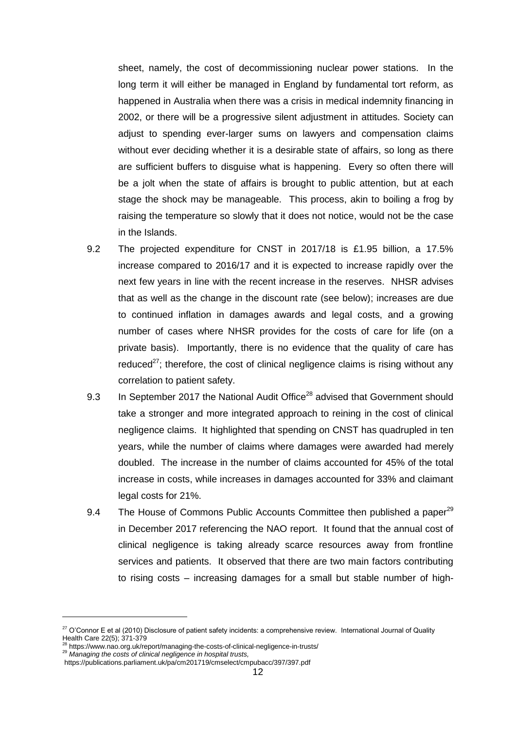sheet, namely, the cost of decommissioning nuclear power stations. In the long term it will either be managed in England by fundamental tort reform, as happened in Australia when there was a crisis in medical indemnity financing in 2002, or there will be a progressive silent adjustment in attitudes. Society can adjust to spending ever-larger sums on lawyers and compensation claims without ever deciding whether it is a desirable state of affairs, so long as there are sufficient buffers to disguise what is happening. Every so often there will be a jolt when the state of affairs is brought to public attention, but at each stage the shock may be manageable. This process, akin to boiling a frog by raising the temperature so slowly that it does not notice, would not be the case in the Islands.

9.2 The projected expenditure for CNST in 2017/18 is £1.95 billion, a 17.5% increase compared to 2016/17 and it is expected to increase rapidly over the next few years in line with the recent increase in the reserves. NHSR advises that as well as the change in the discount rate (see below); increases are due to continued inflation in damages awards and legal costs, and a growing number of cases where NHSR provides for the costs of care for life (on a private basis). Importantly, there is no evidence that the quality of care has reduced[27]; therefore, the cost of clinical negligence claims is rising without any correlation to patient safety.

9.3 In September 2017 the National Audit Office[28] advised that Government should take a stronger and more integrated approach to reining in the cost of clinical negligence claims. It highlighted that spending on CNST has quadrupled in ten years, while the number of claims where damages were awarded had merely doubled. The increase in the number of claims accounted for 45% of the total increase in costs, while increases in damages accounted for 33% and claimant legal costs for 21%.

9.4 The House of Commons Public Accounts Committee then published a paper[29] in December 2017 referencing the NAO report. It found that the annual cost of clinical negligence is taking already scarce resources away from frontline services and patients. It observed that there are two main factors contributing to rising costs – increasing damages for a small but stable number of high-

---

[27] O'Connor E et al (2010) Disclosure of patient safety incidents: a comprehensive review. International Journal of Quality Health Care 22(5); 371-379

[28] https://www.nao.org.uk/report/managing-the-costs-of-clinical-negligence-in-trusts/

[29] *Managing the costs of clinical negligence in hospital trusts,* https://publications.parliament.uk/pa/cm201719/cmselect/cmpubacc/397/397.pdf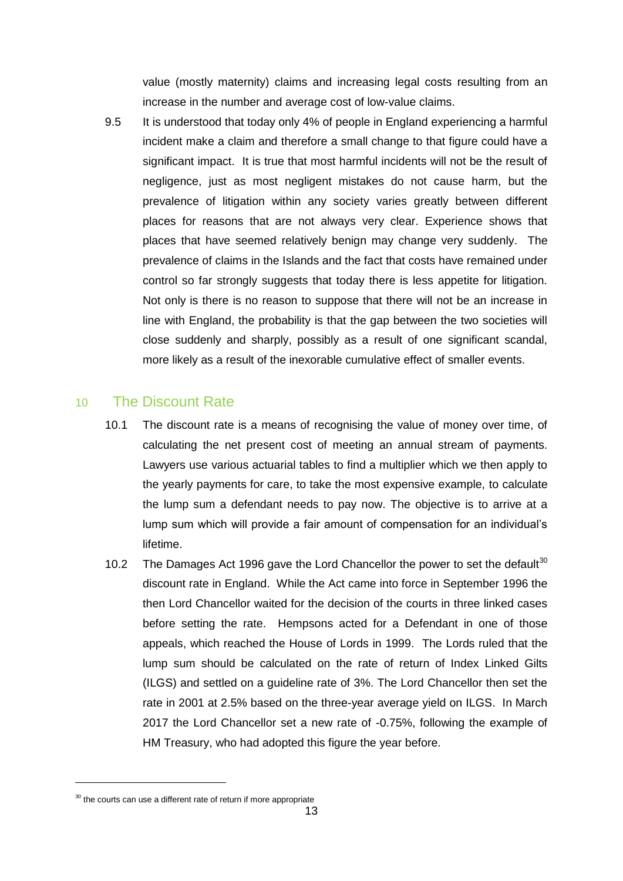value (mostly maternity) claims and increasing legal costs resulting from an increase in the number and average cost of low-value claims.

9.5 It is understood that today only 4% of people in England experiencing a harmful incident make a claim and therefore a small change to that figure could have a significant impact. It is true that most harmful incidents will not be the result of negligence, just as most negligent mistakes do not cause harm, but the prevalence of litigation within any society varies greatly between different places for reasons that are not always very clear. Experience shows that places that have seemed relatively benign may change very suddenly. The prevalence of claims in the Islands and the fact that costs have remained under control so far strongly suggests that today there is less appetite for litigation. Not only is there is no reason to suppose that there will not be an increase in line with England, the probability is that the gap between the two societies will close suddenly and sharply, possibly as a result of one significant scandal, more likely as a result of the inexorable cumulative effect of smaller events.

## 10 The Discount Rate

10.1 The discount rate is a means of recognising the value of money over time, of calculating the net present cost of meeting an annual stream of payments. Lawyers use various actuarial tables to find a multiplier which we then apply to the yearly payments for care, to take the most expensive example, to calculate the lump sum a defendant needs to pay now. The objective is to arrive at a lump sum which will provide a fair amount of compensation for an individual's lifetime.

10.2 The Damages Act 1996 gave the Lord Chancellor the power to set the default[30] discount rate in England. While the Act came into force in September 1996 the then Lord Chancellor waited for the decision of the courts in three linked cases before setting the rate. Hempsons acted for a Defendant in one of those appeals, which reached the House of Lords in 1999. The Lords ruled that the lump sum should be calculated on the rate of return of Index Linked Gilts (ILGS) and settled on a guideline rate of 3%. The Lord Chancellor then set the rate in 2001 at 2.5% based on the three-year average yield on ILGS. In March 2017 the Lord Chancellor set a new rate of -0.75%, following the example of HM Treasury, who had adopted this figure the year before.

[30] the courts can use a different rate of return if more appropriate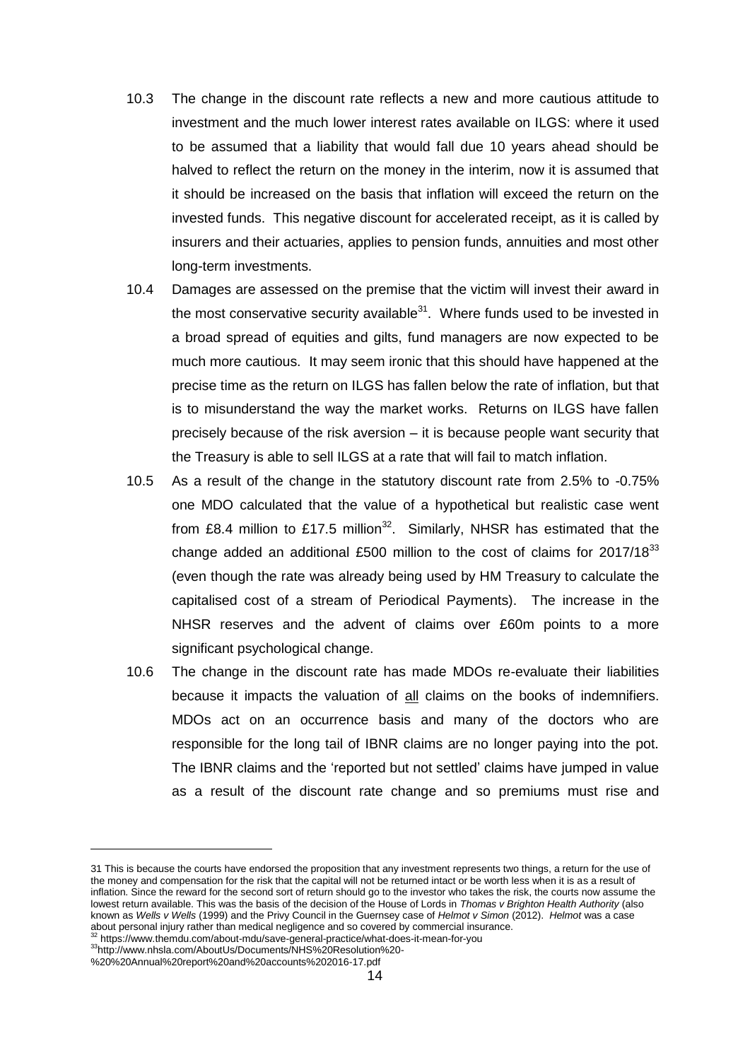10.3 The change in the discount rate reflects a new and more cautious attitude to investment and the much lower interest rates available on ILGS: where it used to be assumed that a liability that would fall due 10 years ahead should be halved to reflect the return on the money in the interim, now it is assumed that it should be increased on the basis that inflation will exceed the return on the invested funds. This negative discount for accelerated receipt, as it is called by insurers and their actuaries, applies to pension funds, annuities and most other long-term investments.

10.4 Damages are assessed on the premise that the victim will invest their award in the most conservative security available[31]. Where funds used to be invested in a broad spread of equities and gilts, fund managers are now expected to be much more cautious. It may seem ironic that this should have happened at the precise time as the return on ILGS has fallen below the rate of inflation, but that is to misunderstand the way the market works. Returns on ILGS have fallen precisely because of the risk aversion – it is because people want security that the Treasury is able to sell ILGS at a rate that will fail to match inflation.

10.5 As a result of the change in the statutory discount rate from 2.5% to -0.75% one MDO calculated that the value of a hypothetical but realistic case went from £8.4 million to £17.5 million[32]. Similarly, NHSR has estimated that the change added an additional £500 million to the cost of claims for 2017/18[33] (even though the rate was already being used by HM Treasury to calculate the capitalised cost of a stream of Periodical Payments). The increase in the NHSR reserves and the advent of claims over £60m points to a more significant psychological change.

10.6 The change in the discount rate has made MDOs re-evaluate their liabilities because it impacts the valuation of <u>all</u> claims on the books of indemnifiers. MDOs act on an occurrence basis and many of the doctors who are responsible for the long tail of IBNR claims are no longer paying into the pot. The IBNR claims and the 'reported but not settled' claims have jumped in value as a result of the discount rate change and so premiums must rise and

---

31 This is because the courts have endorsed the proposition that any investment represents two things, a return for the use of the money and compensation for the risk that the capital will not be returned intact or be worth less when it is as a result of inflation. Since the reward for the second sort of return should go to the investor who takes the risk, the courts now assume the lowest return available. This was the basis of the decision of the House of Lords in *Thomas v Brighton Health Authority* (also known as *Wells v Wells* (1999) and the Privy Council in the Guernsey case of *Helmot v Simon* (2012). *Helmot* was a case about personal injury rather than medical negligence and so covered by commercial insurance.

32 https://www.themdu.com/about-mdu/save-general-practice/what-does-it-mean-for-you

33 http://www.nhsla.com/AboutUs/Documents/NHS%20Resolution%20-%20%20Annual%20report%20and%20accounts%202016-17.pdf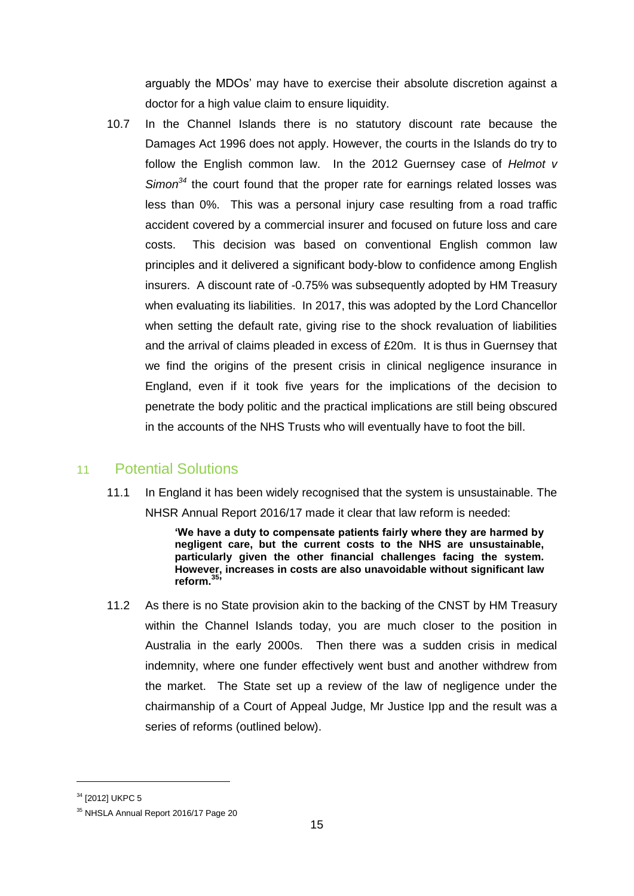arguably the MDOs' may have to exercise their absolute discretion against a doctor for a high value claim to ensure liquidity.

10.7 In the Channel Islands there is no statutory discount rate because the Damages Act 1996 does not apply. However, the courts in the Islands do try to follow the English common law. In the 2012 Guernsey case of *Helmot v Simon*[34] the court found that the proper rate for earnings related losses was less than 0%. This was a personal injury case resulting from a road traffic accident covered by a commercial insurer and focused on future loss and care costs. This decision was based on conventional English common law principles and it delivered a significant body-blow to confidence among English insurers. A discount rate of -0.75% was subsequently adopted by HM Treasury when evaluating its liabilities. In 2017, this was adopted by the Lord Chancellor when setting the default rate, giving rise to the shock revaluation of liabilities and the arrival of claims pleaded in excess of £20m. It is thus in Guernsey that we find the origins of the present crisis in clinical negligence insurance in England, even if it took five years for the implications of the decision to penetrate the body politic and the practical implications are still being obscured in the accounts of the NHS Trusts who will eventually have to foot the bill.

## 11 Potential Solutions

11.1 In England it has been widely recognised that the system is unsustainable. The NHSR Annual Report 2016/17 made it clear that law reform is needed:

> **'We have a duty to compensate patients fairly where they are harmed by negligent care, but the current costs to the NHS are unsustainable, particularly given the other financial challenges facing the system. However, increases in costs are also unavoidable without significant law reform.[35]'**

11.2 As there is no State provision akin to the backing of the CNST by HM Treasury within the Channel Islands today, you are much closer to the position in Australia in the early 2000s. Then there was a sudden crisis in medical indemnity, where one funder effectively went bust and another withdrew from the market. The State set up a review of the law of negligence under the chairmanship of a Court of Appeal Judge, Mr Justice Ipp and the result was a series of reforms (outlined below).

---

[34] [2012] UKPC 5

[35] NHSLA Annual Report 2016/17 Page 20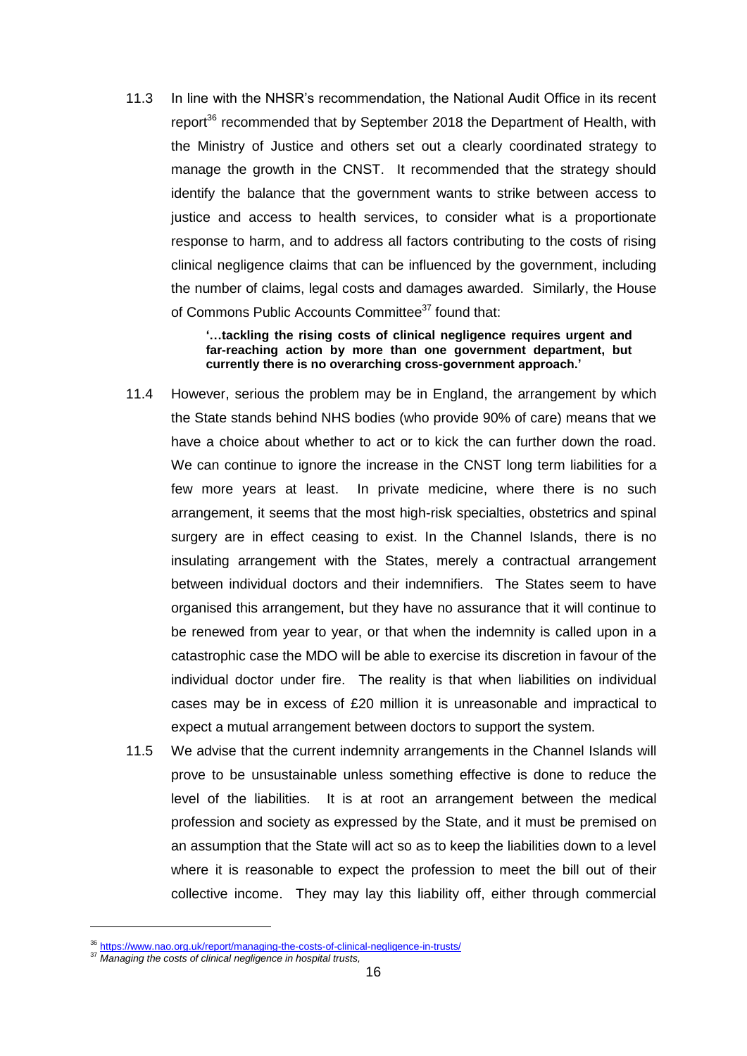11.3 In line with the NHSR's recommendation, the National Audit Office in its recent report[36] recommended that by September 2018 the Department of Health, with the Ministry of Justice and others set out a clearly coordinated strategy to manage the growth in the CNST. It recommended that the strategy should identify the balance that the government wants to strike between access to justice and access to health services, to consider what is a proportionate response to harm, and to address all factors contributing to the costs of rising clinical negligence claims that can be influenced by the government, including the number of claims, legal costs and damages awarded. Similarly, the House of Commons Public Accounts Committee[37] found that:

> **'…tackling the rising costs of clinical negligence requires urgent and far-reaching action by more than one government department, but currently there is no overarching cross-government approach.'**

11.4 However, serious the problem may be in England, the arrangement by which the State stands behind NHS bodies (who provide 90% of care) means that we have a choice about whether to act or to kick the can further down the road. We can continue to ignore the increase in the CNST long term liabilities for a few more years at least. In private medicine, where there is no such arrangement, it seems that the most high-risk specialties, obstetrics and spinal surgery are in effect ceasing to exist. In the Channel Islands, there is no insulating arrangement with the States, merely a contractual arrangement between individual doctors and their indemnifiers. The States seem to have organised this arrangement, but they have no assurance that it will continue to be renewed from year to year, or that when the indemnity is called upon in a catastrophic case the MDO will be able to exercise its discretion in favour of the individual doctor under fire. The reality is that when liabilities on individual cases may be in excess of £20 million it is unreasonable and impractical to expect a mutual arrangement between doctors to support the system.

11.5 We advise that the current indemnity arrangements in the Channel Islands will prove to be unsustainable unless something effective is done to reduce the level of the liabilities. It is at root an arrangement between the medical profession and society as expressed by the State, and it must be premised on an assumption that the State will act so as to keep the liabilities down to a level where it is reasonable to expect the profession to meet the bill out of their collective income. They may lay this liability off, either through commercial

---

[36] https://www.nao.org.uk/report/managing-the-costs-of-clinical-negligence-in-trusts/

[37] *Managing the costs of clinical negligence in hospital trusts,*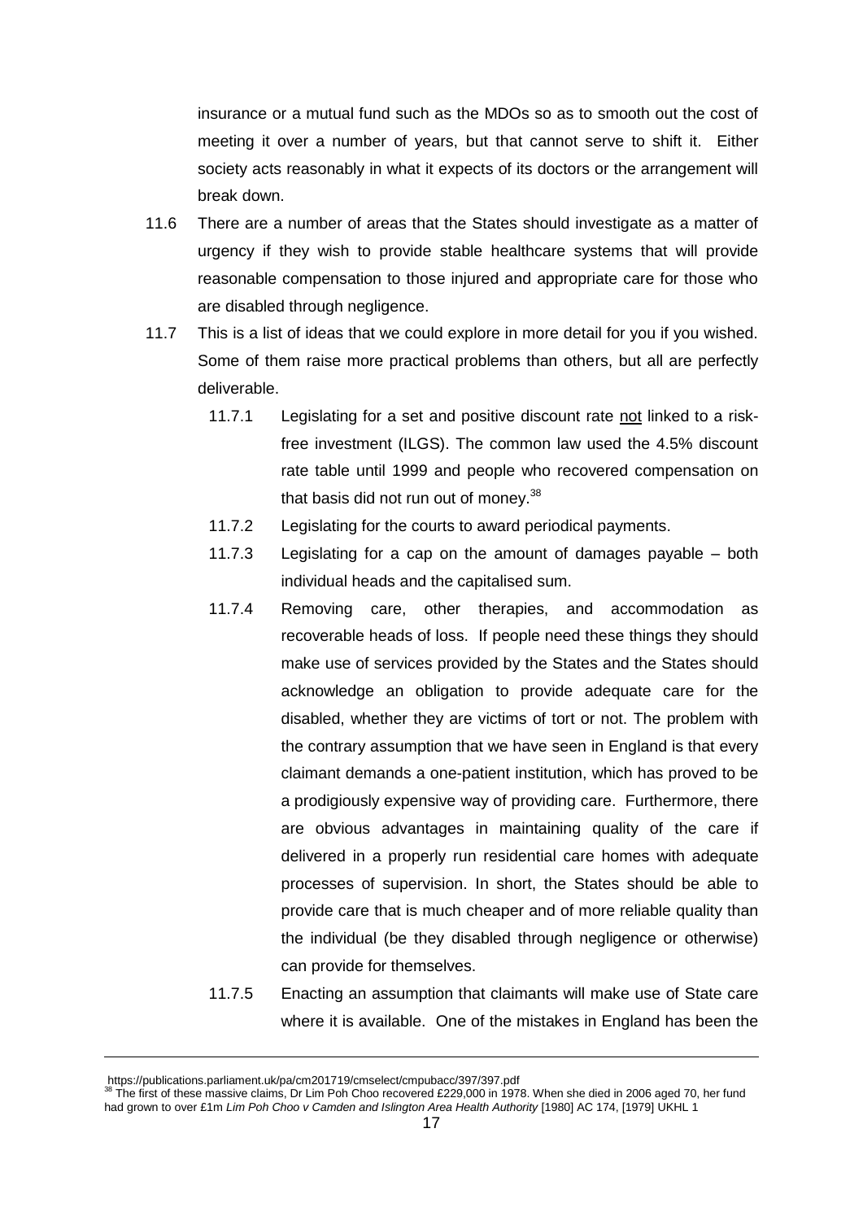insurance or a mutual fund such as the MDOs so as to smooth out the cost of meeting it over a number of years, but that cannot serve to shift it. Either society acts reasonably in what it expects of its doctors or the arrangement will break down.

11.6 There are a number of areas that the States should investigate as a matter of urgency if they wish to provide stable healthcare systems that will provide reasonable compensation to those injured and appropriate care for those who are disabled through negligence.

11.7 This is a list of ideas that we could explore in more detail for you if you wished. Some of them raise more practical problems than others, but all are perfectly deliverable.

11.7.1 Legislating for a set and positive discount rate <u>not</u> linked to a risk-free investment (ILGS). The common law used the 4.5% discount rate table until 1999 and people who recovered compensation on that basis did not run out of money.[38]

11.7.2 Legislating for the courts to award periodical payments.

11.7.3 Legislating for a cap on the amount of damages payable – both individual heads and the capitalised sum.

11.7.4 Removing care, other therapies, and accommodation as recoverable heads of loss. If people need these things they should make use of services provided by the States and the States should acknowledge an obligation to provide adequate care for the disabled, whether they are victims of tort or not. The problem with the contrary assumption that we have seen in England is that every claimant demands a one-patient institution, which has proved to be a prodigiously expensive way of providing care. Furthermore, there are obvious advantages in maintaining quality of the care if delivered in a properly run residential care homes with adequate processes of supervision. In short, the States should be able to provide care that is much cheaper and of more reliable quality than the individual (be they disabled through negligence or otherwise) can provide for themselves.

11.7.5 Enacting an assumption that claimants will make use of State care where it is available. One of the mistakes in England has been the

---

https://publications.parliament.uk/pa/cm201719/cmselect/cmpubacc/397/397.pdf

[38] The first of these massive claims, Dr Lim Poh Choo recovered £229,000 in 1978. When she died in 2006 aged 70, her fund had grown to over £1m *Lim Poh Choo v Camden and Islington Area Health Authority* [1980] AC 174, [1979] UKHL 1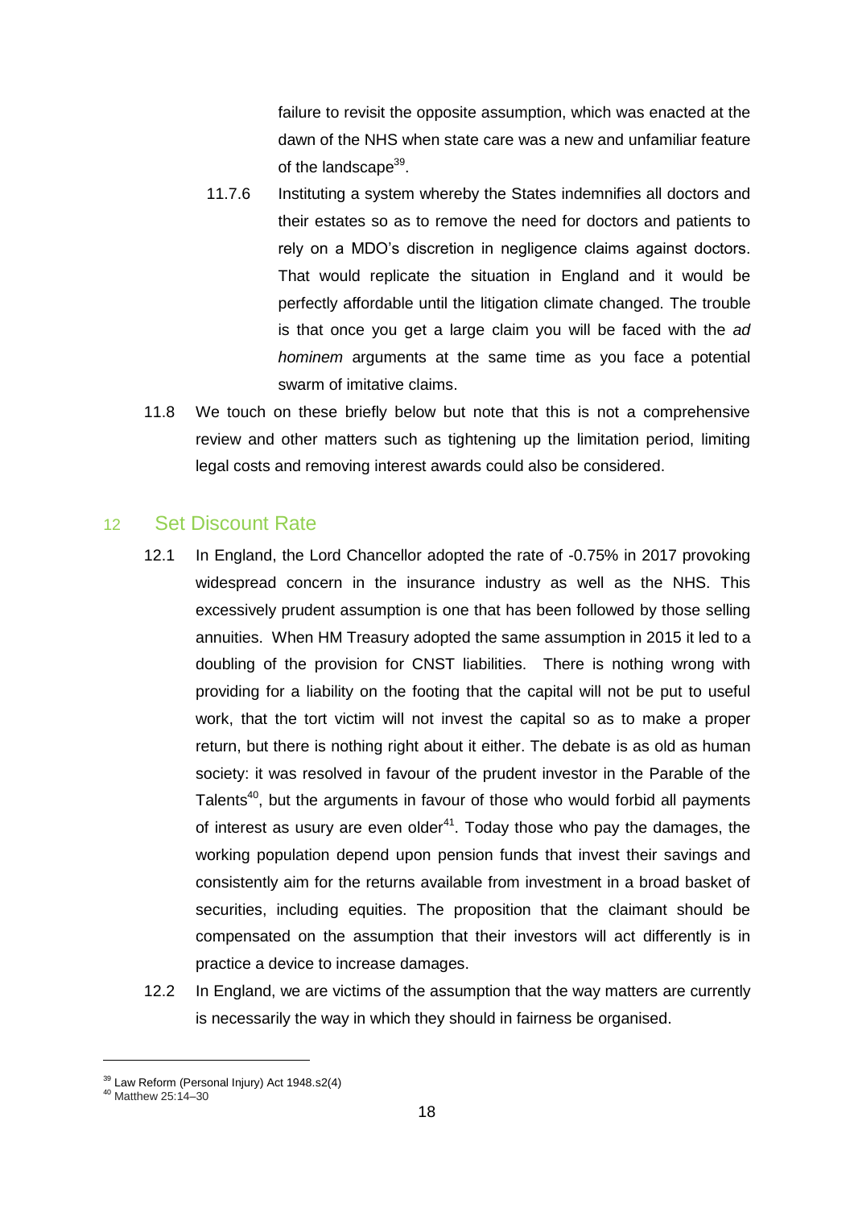failure to revisit the opposite assumption, which was enacted at the dawn of the NHS when state care was a new and unfamiliar feature of the landscape[39].

11.7.6 Instituting a system whereby the States indemnifies all doctors and their estates so as to remove the need for doctors and patients to rely on a MDO's discretion in negligence claims against doctors. That would replicate the situation in England and it would be perfectly affordable until the litigation climate changed. The trouble is that once you get a large claim you will be faced with the *ad hominem* arguments at the same time as you face a potential swarm of imitative claims.

11.8 We touch on these briefly below but note that this is not a comprehensive review and other matters such as tightening up the limitation period, limiting legal costs and removing interest awards could also be considered.

## 12 Set Discount Rate

12.1 In England, the Lord Chancellor adopted the rate of -0.75% in 2017 provoking widespread concern in the insurance industry as well as the NHS. This excessively prudent assumption is one that has been followed by those selling annuities. When HM Treasury adopted the same assumption in 2015 it led to a doubling of the provision for CNST liabilities. There is nothing wrong with providing for a liability on the footing that the capital will not be put to useful work, that the tort victim will not invest the capital so as to make a proper return, but there is nothing right about it either. The debate is as old as human society: it was resolved in favour of the prudent investor in the Parable of the Talents[40], but the arguments in favour of those who would forbid all payments of interest as usury are even older[41]. Today those who pay the damages, the working population depend upon pension funds that invest their savings and consistently aim for the returns available from investment in a broad basket of securities, including equities. The proposition that the claimant should be compensated on the assumption that their investors will act differently is in practice a device to increase damages.

12.2 In England, we are victims of the assumption that the way matters are currently is necessarily the way in which they should in fairness be organised.

---

[39] Law Reform (Personal Injury) Act 1948.s2(4)

[40] Matthew 25:14–30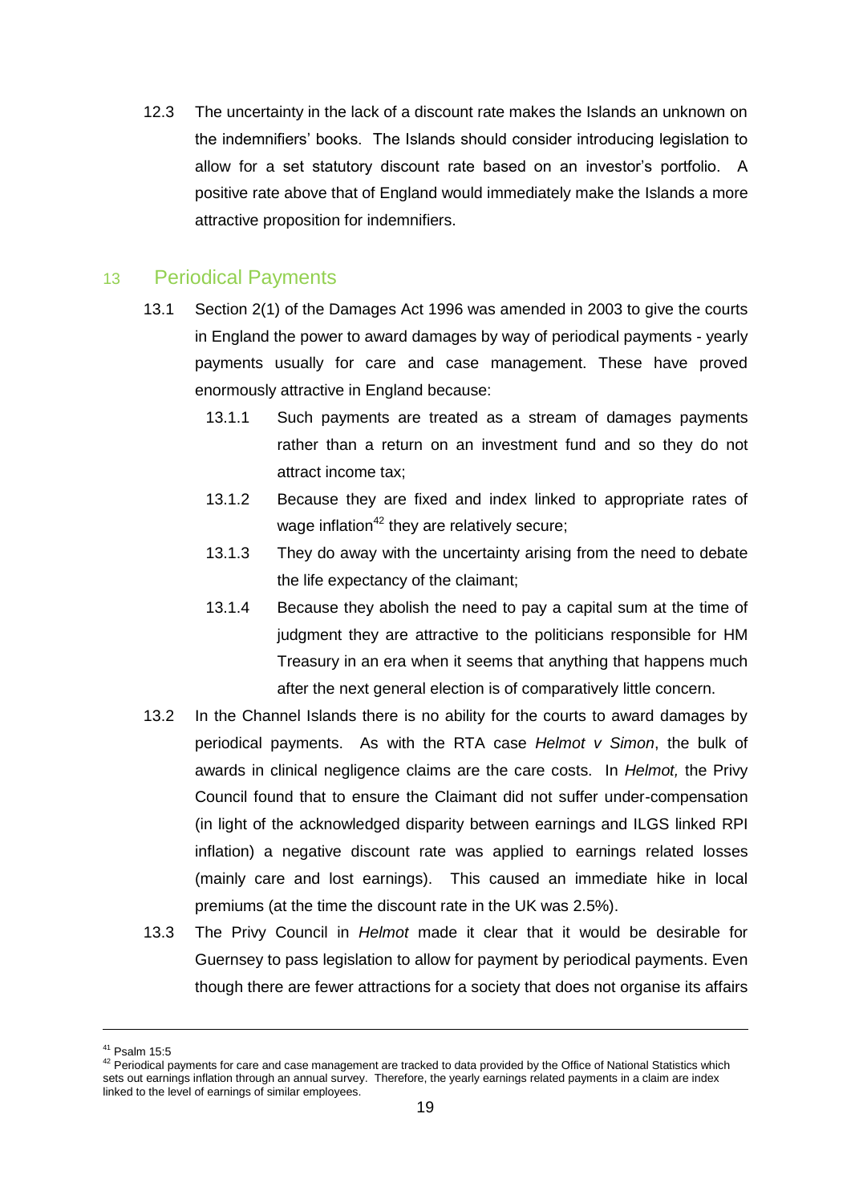12.3 The uncertainty in the lack of a discount rate makes the Islands an unknown on the indemnifiers' books. The Islands should consider introducing legislation to allow for a set statutory discount rate based on an investor's portfolio. A positive rate above that of England would immediately make the Islands a more attractive proposition for indemnifiers.

## 13 Periodical Payments

13.1 Section 2(1) of the Damages Act 1996 was amended in 2003 to give the courts in England the power to award damages by way of periodical payments - yearly payments usually for care and case management. These have proved enormously attractive in England because:

13.1.1 Such payments are treated as a stream of damages payments rather than a return on an investment fund and so they do not attract income tax;

13.1.2 Because they are fixed and index linked to appropriate rates of wage inflation[42] they are relatively secure;

13.1.3 They do away with the uncertainty arising from the need to debate the life expectancy of the claimant;

13.1.4 Because they abolish the need to pay a capital sum at the time of judgment they are attractive to the politicians responsible for HM Treasury in an era when it seems that anything that happens much after the next general election is of comparatively little concern.

13.2 In the Channel Islands there is no ability for the courts to award damages by periodical payments. As with the RTA case *Helmot v Simon*, the bulk of awards in clinical negligence claims are the care costs. In *Helmot,* the Privy Council found that to ensure the Claimant did not suffer under-compensation (in light of the acknowledged disparity between earnings and ILGS linked RPI inflation) a negative discount rate was applied to earnings related losses (mainly care and lost earnings). This caused an immediate hike in local premiums (at the time the discount rate in the UK was 2.5%).

13.3 The Privy Council in *Helmot* made it clear that it would be desirable for Guernsey to pass legislation to allow for payment by periodical payments. Even though there are fewer attractions for a society that does not organise its affairs

---

[41] Psalm 15:5

[42] Periodical payments for care and case management are tracked to data provided by the Office of National Statistics which sets out earnings inflation through an annual survey. Therefore, the yearly earnings related payments in a claim are index linked to the level of earnings of similar employees.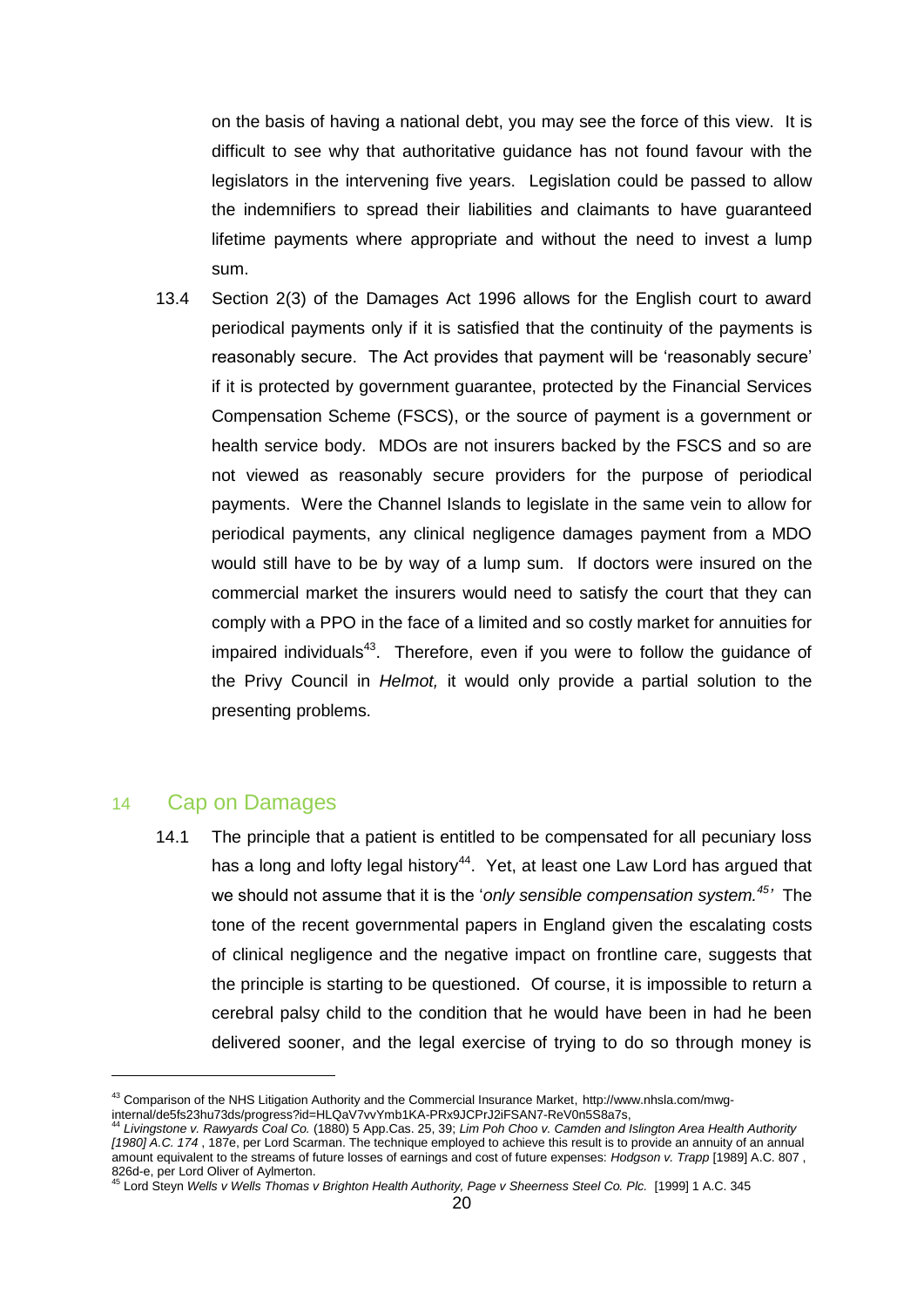on the basis of having a national debt, you may see the force of this view. It is difficult to see why that authoritative guidance has not found favour with the legislators in the intervening five years. Legislation could be passed to allow the indemnifiers to spread their liabilities and claimants to have guaranteed lifetime payments where appropriate and without the need to invest a lump sum.

13.4 Section 2(3) of the Damages Act 1996 allows for the English court to award periodical payments only if it is satisfied that the continuity of the payments is reasonably secure. The Act provides that payment will be 'reasonably secure' if it is protected by government guarantee, protected by the Financial Services Compensation Scheme (FSCS), or the source of payment is a government or health service body. MDOs are not insurers backed by the FSCS and so are not viewed as reasonably secure providers for the purpose of periodical payments. Were the Channel Islands to legislate in the same vein to allow for periodical payments, any clinical negligence damages payment from a MDO would still have to be by way of a lump sum. If doctors were insured on the commercial market the insurers would need to satisfy the court that they can comply with a PPO in the face of a limited and so costly market for annuities for impaired individuals[43]. Therefore, even if you were to follow the guidance of the Privy Council in *Helmot,* it would only provide a partial solution to the presenting problems.

## 14 Cap on Damages

14.1 The principle that a patient is entitled to be compensated for all pecuniary loss has a long and lofty legal history[44]. Yet, at least one Law Lord has argued that we should not assume that it is the '*only sensible compensation system.*[45]' The tone of the recent governmental papers in England given the escalating costs of clinical negligence and the negative impact on frontline care, suggests that the principle is starting to be questioned. Of course, it is impossible to return a cerebral palsy child to the condition that he would have been in had he been delivered sooner, and the legal exercise of trying to do so through money is

---

[43] Comparison of the NHS Litigation Authority and the Commercial Insurance Market, http://www.nhsla.com/mwg-internal/de5fs23hu73ds/progress?id=HLQaV7vvYmb1KA-PRx9JCPrJ2iFSAN7-ReV0n5S8a7s,

[44] *Livingstone v. Rawyards Coal Co.* (1880) 5 App.Cas. 25, 39; *Lim Poh Choo v. Camden and Islington Area Health Authority [1980] A.C. 174* , 187e, per Lord Scarman. The technique employed to achieve this result is to provide an annuity of an annual amount equivalent to the streams of future losses of earnings and cost of future expenses: *Hodgson v. Trapp* [1989] A.C. 807 , 826d-e, per Lord Oliver of Aylmerton.

[45] Lord Steyn *Wells v Wells Thomas v Brighton Health Authority, Page v Sheerness Steel Co. Plc.* [1999] 1 A.C. 345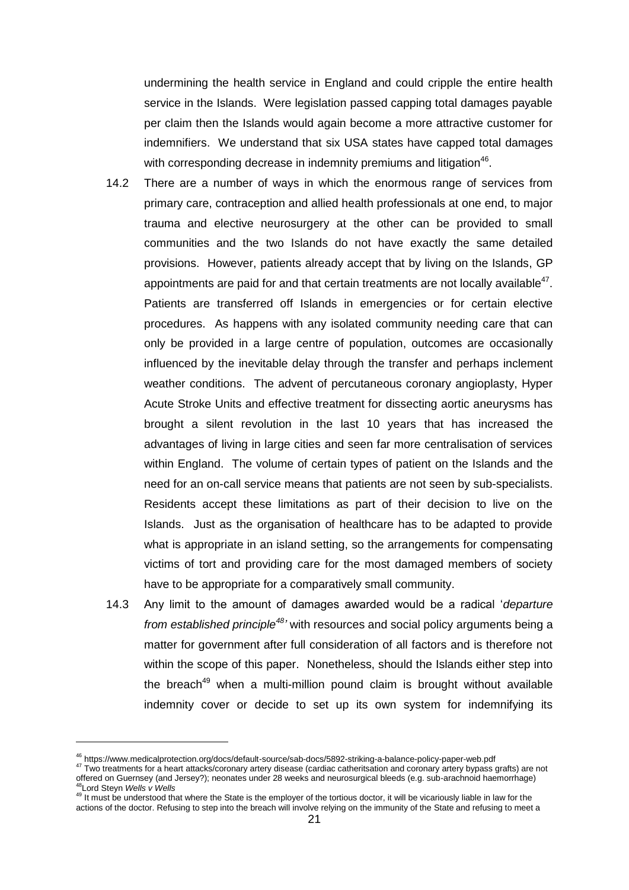undermining the health service in England and could cripple the entire health service in the Islands. Were legislation passed capping total damages payable per claim then the Islands would again become a more attractive customer for indemnifiers. We understand that six USA states have capped total damages with corresponding decrease in indemnity premiums and litigation[46].

14.2 There are a number of ways in which the enormous range of services from primary care, contraception and allied health professionals at one end, to major trauma and elective neurosurgery at the other can be provided to small communities and the two Islands do not have exactly the same detailed provisions. However, patients already accept that by living on the Islands, GP appointments are paid for and that certain treatments are not locally available[47]. Patients are transferred off Islands in emergencies or for certain elective procedures. As happens with any isolated community needing care that can only be provided in a large centre of population, outcomes are occasionally influenced by the inevitable delay through the transfer and perhaps inclement weather conditions. The advent of percutaneous coronary angioplasty, Hyper Acute Stroke Units and effective treatment for dissecting aortic aneurysms has brought a silent revolution in the last 10 years that has increased the advantages of living in large cities and seen far more centralisation of services within England. The volume of certain types of patient on the Islands and the need for an on-call service means that patients are not seen by sub-specialists. Residents accept these limitations as part of their decision to live on the Islands. Just as the organisation of healthcare has to be adapted to provide what is appropriate in an island setting, so the arrangements for compensating victims of tort and providing care for the most damaged members of society have to be appropriate for a comparatively small community.

14.3 Any limit to the amount of damages awarded would be a radical '*departure from established principle*[48]' with resources and social policy arguments being a matter for government after full consideration of all factors and is therefore not within the scope of this paper. Nonetheless, should the Islands either step into the breach[49] when a multi-million pound claim is brought without available indemnity cover or decide to set up its own system for indemnifying its

---

[46] https://www.medicalprotection.org/docs/default-source/sab-docs/5892-striking-a-balance-policy-paper-web.pdf

[47] Two treatments for a heart attacks/coronary artery disease (cardiac catheritsation and coronary artery bypass grafts) are not offered on Guernsey (and Jersey?); neonates under 28 weeks and neurosurgical bleeds (e.g. sub-arachnoid haemorrhage)

[48] Lord Steyn *Wells v Wells*

[49] It must be understood that where the State is the employer of the tortious doctor, it will be vicariously liable in law for the actions of the doctor. Refusing to step into the breach will involve relying on the immunity of the State and refusing to meet a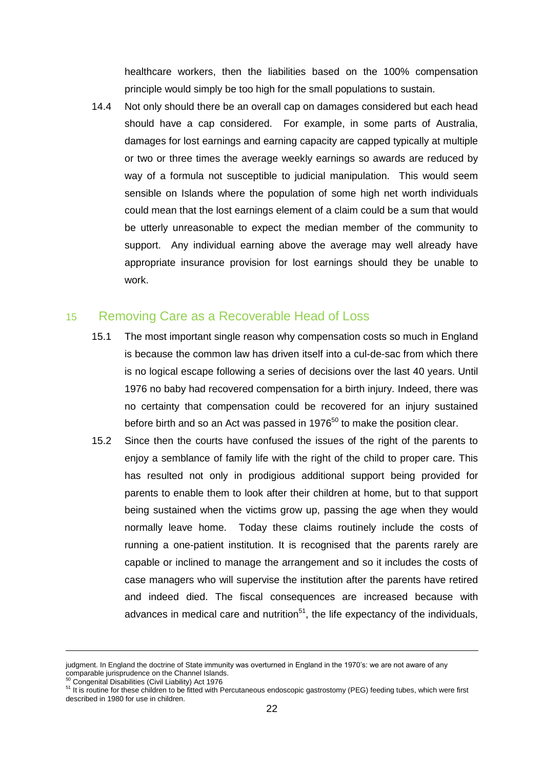healthcare workers, then the liabilities based on the 100% compensation principle would simply be too high for the small populations to sustain.

14.4 Not only should there be an overall cap on damages considered but each head should have a cap considered. For example, in some parts of Australia, damages for lost earnings and earning capacity are capped typically at multiple or two or three times the average weekly earnings so awards are reduced by way of a formula not susceptible to judicial manipulation. This would seem sensible on Islands where the population of some high net worth individuals could mean that the lost earnings element of a claim could be a sum that would be utterly unreasonable to expect the median member of the community to support. Any individual earning above the average may well already have appropriate insurance provision for lost earnings should they be unable to work.

## 15 Removing Care as a Recoverable Head of Loss

15.1 The most important single reason why compensation costs so much in England is because the common law has driven itself into a cul-de-sac from which there is no logical escape following a series of decisions over the last 40 years. Until 1976 no baby had recovered compensation for a birth injury. Indeed, there was no certainty that compensation could be recovered for an injury sustained before birth and so an Act was passed in 1976[50] to make the position clear.

15.2 Since then the courts have confused the issues of the right of the parents to enjoy a semblance of family life with the right of the child to proper care. This has resulted not only in prodigious additional support being provided for parents to enable them to look after their children at home, but to that support being sustained when the victims grow up, passing the age when they would normally leave home. Today these claims routinely include the costs of running a one-patient institution. It is recognised that the parents rarely are capable or inclined to manage the arrangement and so it includes the costs of case managers who will supervise the institution after the parents have retired and indeed died. The fiscal consequences are increased because with advances in medical care and nutrition[51], the life expectancy of the individuals,

---

judgment. In England the doctrine of State immunity was overturned in England in the 1970's: we are not aware of any comparable jurisprudence on the Channel Islands.

[50] Congenital Disabilities (Civil Liability) Act 1976

[51] It is routine for these children to be fitted with Percutaneous endoscopic gastrostomy (PEG) feeding tubes, which were first described in 1980 for use in children.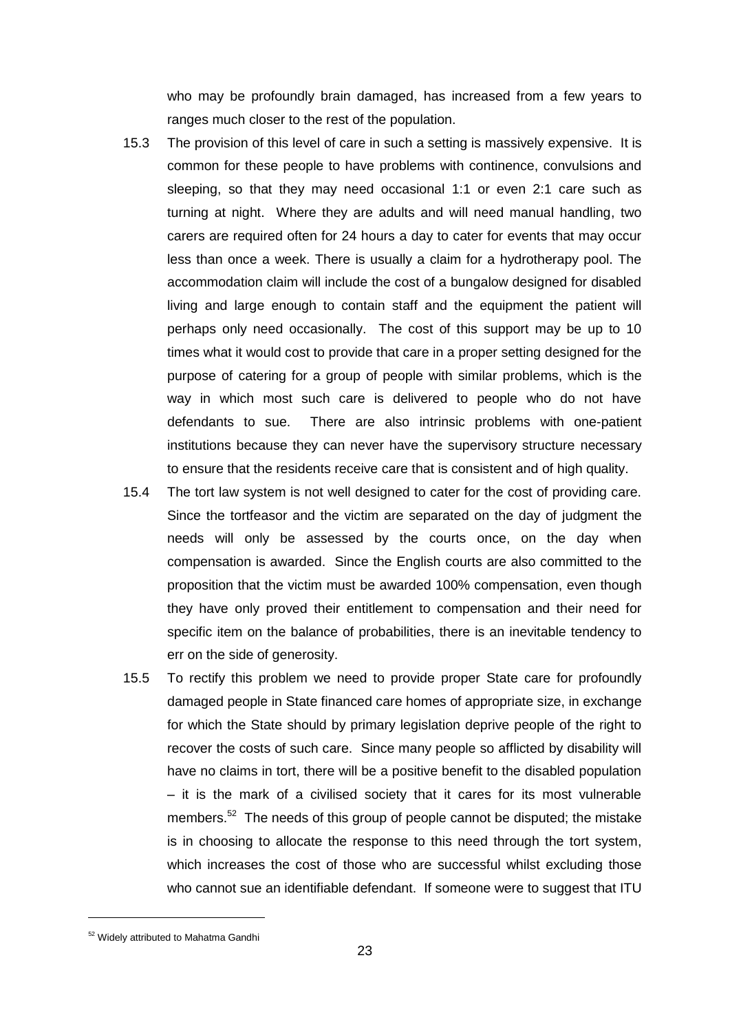who may be profoundly brain damaged, has increased from a few years to ranges much closer to the rest of the population.

15.3 The provision of this level of care in such a setting is massively expensive. It is common for these people to have problems with continence, convulsions and sleeping, so that they may need occasional 1:1 or even 2:1 care such as turning at night. Where they are adults and will need manual handling, two carers are required often for 24 hours a day to cater for events that may occur less than once a week. There is usually a claim for a hydrotherapy pool. The accommodation claim will include the cost of a bungalow designed for disabled living and large enough to contain staff and the equipment the patient will perhaps only need occasionally. The cost of this support may be up to 10 times what it would cost to provide that care in a proper setting designed for the purpose of catering for a group of people with similar problems, which is the way in which most such care is delivered to people who do not have defendants to sue. There are also intrinsic problems with one-patient institutions because they can never have the supervisory structure necessary to ensure that the residents receive care that is consistent and of high quality.

15.4 The tort law system is not well designed to cater for the cost of providing care. Since the tortfeasor and the victim are separated on the day of judgment the needs will only be assessed by the courts once, on the day when compensation is awarded. Since the English courts are also committed to the proposition that the victim must be awarded 100% compensation, even though they have only proved their entitlement to compensation and their need for specific item on the balance of probabilities, there is an inevitable tendency to err on the side of generosity.

15.5 To rectify this problem we need to provide proper State care for profoundly damaged people in State financed care homes of appropriate size, in exchange for which the State should by primary legislation deprive people of the right to recover the costs of such care. Since many people so afflicted by disability will have no claims in tort, there will be a positive benefit to the disabled population – it is the mark of a civilised society that it cares for its most vulnerable members.[52] The needs of this group of people cannot be disputed; the mistake is in choosing to allocate the response to this need through the tort system, which increases the cost of those who are successful whilst excluding those who cannot sue an identifiable defendant. If someone were to suggest that ITU

---

[52] Widely attributed to Mahatma Gandhi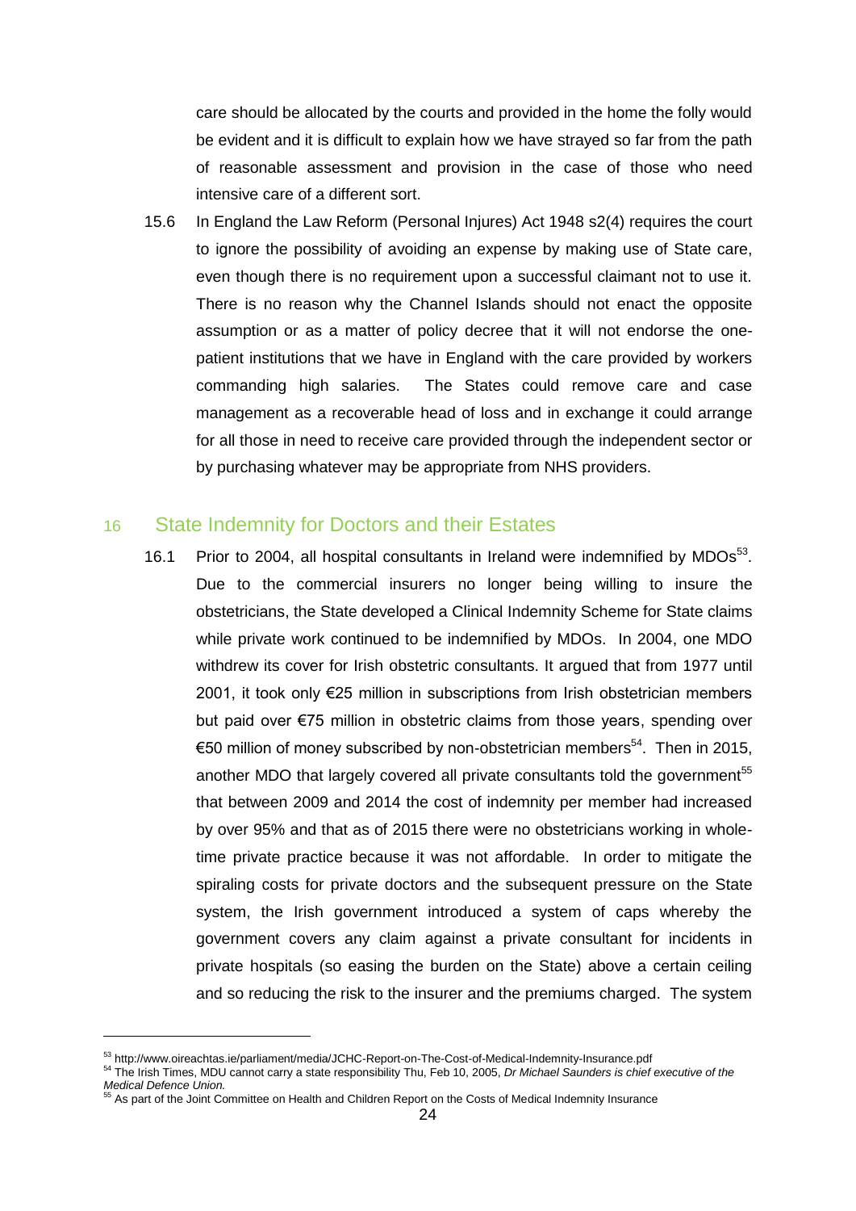care should be allocated by the courts and provided in the home the folly would be evident and it is difficult to explain how we have strayed so far from the path of reasonable assessment and provision in the case of those who need intensive care of a different sort.

15.6 In England the Law Reform (Personal Injures) Act 1948 s2(4) requires the court to ignore the possibility of avoiding an expense by making use of State care, even though there is no requirement upon a successful claimant not to use it. There is no reason why the Channel Islands should not enact the opposite assumption or as a matter of policy decree that it will not endorse the one-patient institutions that we have in England with the care provided by workers commanding high salaries. The States could remove care and case management as a recoverable head of loss and in exchange it could arrange for all those in need to receive care provided through the independent sector or by purchasing whatever may be appropriate from NHS providers.

## 16 State Indemnity for Doctors and their Estates

16.1 Prior to 2004, all hospital consultants in Ireland were indemnified by MDOs[53]. Due to the commercial insurers no longer being willing to insure the obstetricians, the State developed a Clinical Indemnity Scheme for State claims while private work continued to be indemnified by MDOs. In 2004, one MDO withdrew its cover for Irish obstetric consultants. It argued that from 1977 until 2001, it took only €25 million in subscriptions from Irish obstetrician members but paid over €75 million in obstetric claims from those years, spending over €50 million of money subscribed by non-obstetrician members[54]. Then in 2015, another MDO that largely covered all private consultants told the government[55] that between 2009 and 2014 the cost of indemnity per member had increased by over 95% and that as of 2015 there were no obstetricians working in whole-time private practice because it was not affordable. In order to mitigate the spiraling costs for private doctors and the subsequent pressure on the State system, the Irish government introduced a system of caps whereby the government covers any claim against a private consultant for incidents in private hospitals (so easing the burden on the State) above a certain ceiling and so reducing the risk to the insurer and the premiums charged. The system

---

[53] http://www.oireachtas.ie/parliament/media/JCHC-Report-on-The-Cost-of-Medical-Indemnity-Insurance.pdf

[54] The Irish Times, MDU cannot carry a state responsibility Thu, Feb 10, 2005, *Dr Michael Saunders is chief executive of the Medical Defence Union.*

[55] As part of the Joint Committee on Health and Children Report on the Costs of Medical Indemnity Insurance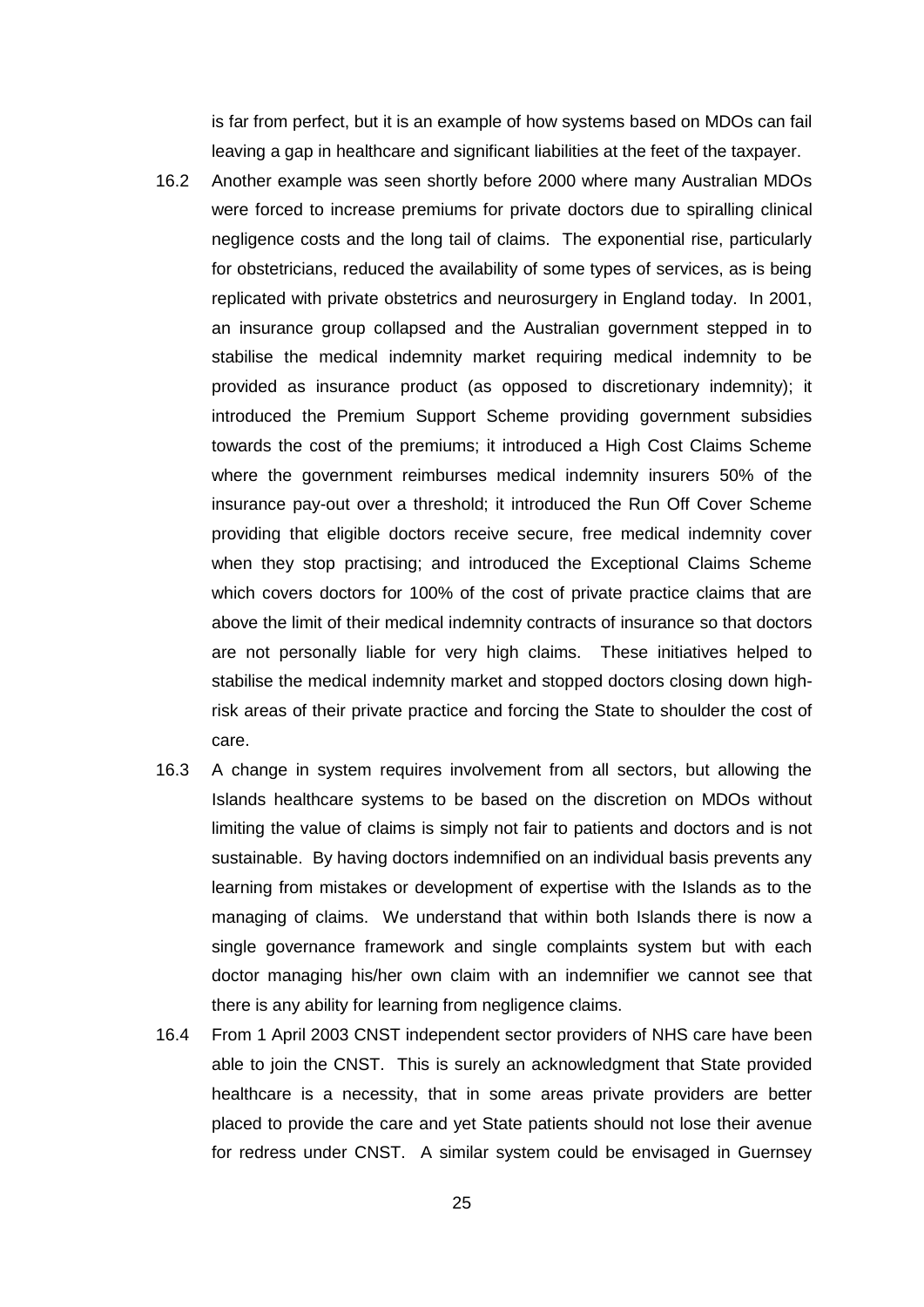is far from perfect, but it is an example of how systems based on MDOs can fail leaving a gap in healthcare and significant liabilities at the feet of the taxpayer.

16.2 Another example was seen shortly before 2000 where many Australian MDOs were forced to increase premiums for private doctors due to spiralling clinical negligence costs and the long tail of claims. The exponential rise, particularly for obstetricians, reduced the availability of some types of services, as is being replicated with private obstetrics and neurosurgery in England today. In 2001, an insurance group collapsed and the Australian government stepped in to stabilise the medical indemnity market requiring medical indemnity to be provided as insurance product (as opposed to discretionary indemnity); it introduced the Premium Support Scheme providing government subsidies towards the cost of the premiums; it introduced a High Cost Claims Scheme where the government reimburses medical indemnity insurers 50% of the insurance pay-out over a threshold; it introduced the Run Off Cover Scheme providing that eligible doctors receive secure, free medical indemnity cover when they stop practising; and introduced the Exceptional Claims Scheme which covers doctors for 100% of the cost of private practice claims that are above the limit of their medical indemnity contracts of insurance so that doctors are not personally liable for very high claims. These initiatives helped to stabilise the medical indemnity market and stopped doctors closing down high-risk areas of their private practice and forcing the State to shoulder the cost of care.

16.3 A change in system requires involvement from all sectors, but allowing the Islands healthcare systems to be based on the discretion on MDOs without limiting the value of claims is simply not fair to patients and doctors and is not sustainable. By having doctors indemnified on an individual basis prevents any learning from mistakes or development of expertise with the Islands as to the managing of claims. We understand that within both Islands there is now a single governance framework and single complaints system but with each doctor managing his/her own claim with an indemnifier we cannot see that there is any ability for learning from negligence claims.

16.4 From 1 April 2003 CNST independent sector providers of NHS care have been able to join the CNST. This is surely an acknowledgment that State provided healthcare is a necessity, that in some areas private providers are better placed to provide the care and yet State patients should not lose their avenue for redress under CNST. A similar system could be envisaged in Guernsey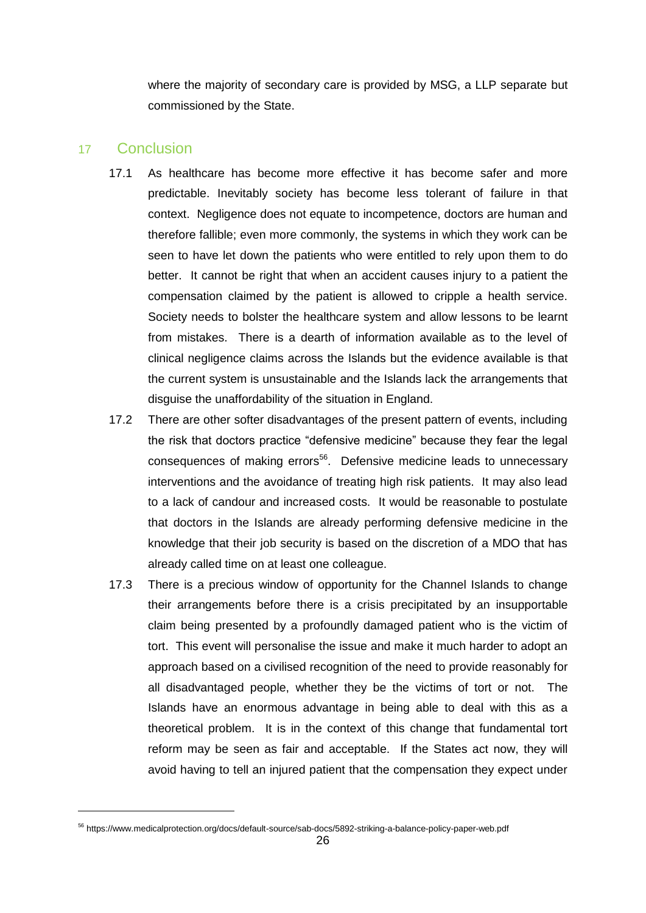where the majority of secondary care is provided by MSG, a LLP separate but commissioned by the State.

## 17 Conclusion

17.1 As healthcare has become more effective it has become safer and more predictable. Inevitably society has become less tolerant of failure in that context. Negligence does not equate to incompetence, doctors are human and therefore fallible; even more commonly, the systems in which they work can be seen to have let down the patients who were entitled to rely upon them to do better. It cannot be right that when an accident causes injury to a patient the compensation claimed by the patient is allowed to cripple a health service. Society needs to bolster the healthcare system and allow lessons to be learnt from mistakes. There is a dearth of information available as to the level of clinical negligence claims across the Islands but the evidence available is that the current system is unsustainable and the Islands lack the arrangements that disguise the unaffordability of the situation in England.

17.2 There are other softer disadvantages of the present pattern of events, including the risk that doctors practice "defensive medicine" because they fear the legal consequences of making errors[56]. Defensive medicine leads to unnecessary interventions and the avoidance of treating high risk patients. It may also lead to a lack of candour and increased costs. It would be reasonable to postulate that doctors in the Islands are already performing defensive medicine in the knowledge that their job security is based on the discretion of a MDO that has already called time on at least one colleague.

17.3 There is a precious window of opportunity for the Channel Islands to change their arrangements before there is a crisis precipitated by an insupportable claim being presented by a profoundly damaged patient who is the victim of tort. This event will personalise the issue and make it much harder to adopt an approach based on a civilised recognition of the need to provide reasonably for all disadvantaged people, whether they be the victims of tort or not. The Islands have an enormous advantage in being able to deal with this as a theoretical problem. It is in the context of this change that fundamental tort reform may be seen as fair and acceptable. If the States act now, they will avoid having to tell an injured patient that the compensation they expect under

[56] https://www.medicalprotection.org/docs/default-source/sab-docs/5892-striking-a-balance-policy-paper-web.pdf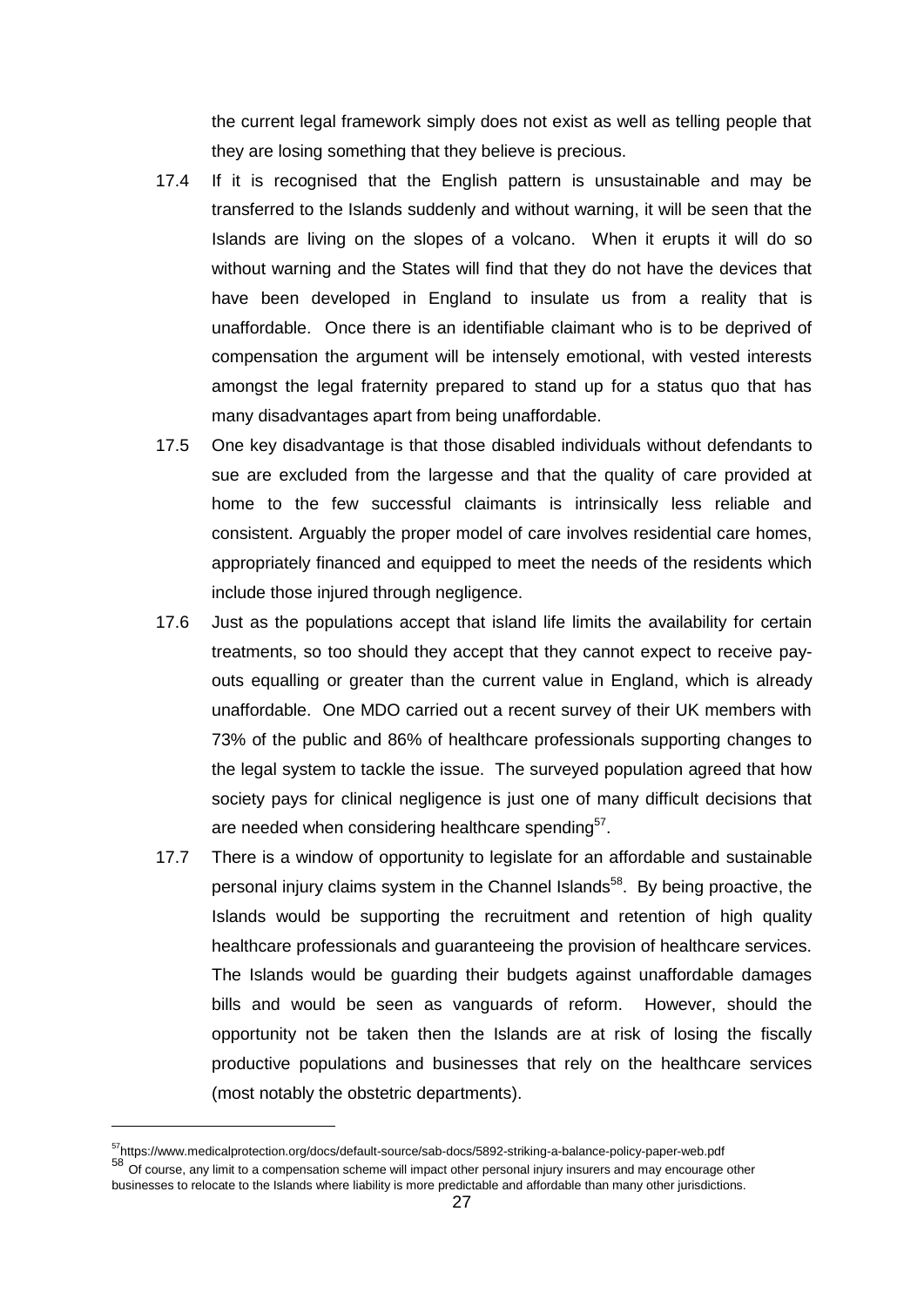the current legal framework simply does not exist as well as telling people that they are losing something that they believe is precious.

17.4 If it is recognised that the English pattern is unsustainable and may be transferred to the Islands suddenly and without warning, it will be seen that the Islands are living on the slopes of a volcano. When it erupts it will do so without warning and the States will find that they do not have the devices that have been developed in England to insulate us from a reality that is unaffordable. Once there is an identifiable claimant who is to be deprived of compensation the argument will be intensely emotional, with vested interests amongst the legal fraternity prepared to stand up for a status quo that has many disadvantages apart from being unaffordable.

17.5 One key disadvantage is that those disabled individuals without defendants to sue are excluded from the largesse and that the quality of care provided at home to the few successful claimants is intrinsically less reliable and consistent. Arguably the proper model of care involves residential care homes, appropriately financed and equipped to meet the needs of the residents which include those injured through negligence.

17.6 Just as the populations accept that island life limits the availability for certain treatments, so too should they accept that they cannot expect to receive pay-outs equalling or greater than the current value in England, which is already unaffordable. One MDO carried out a recent survey of their UK members with 73% of the public and 86% of healthcare professionals supporting changes to the legal system to tackle the issue. The surveyed population agreed that how society pays for clinical negligence is just one of many difficult decisions that are needed when considering healthcare spending[57].

17.7 There is a window of opportunity to legislate for an affordable and sustainable personal injury claims system in the Channel Islands[58]. By being proactive, the Islands would be supporting the recruitment and retention of high quality healthcare professionals and guaranteeing the provision of healthcare services. The Islands would be guarding their budgets against unaffordable damages bills and would be seen as vanguards of reform. However, should the opportunity not be taken then the Islands are at risk of losing the fiscally productive populations and businesses that rely on the healthcare services (most notably the obstetric departments).

---

[57] https://www.medicalprotection.org/docs/default-source/sab-docs/5892-striking-a-balance-policy-paper-web.pdf

[58] Of course, any limit to a compensation scheme will impact other personal injury insurers and may encourage other businesses to relocate to the Islands where liability is more predictable and affordable than many other jurisdictions.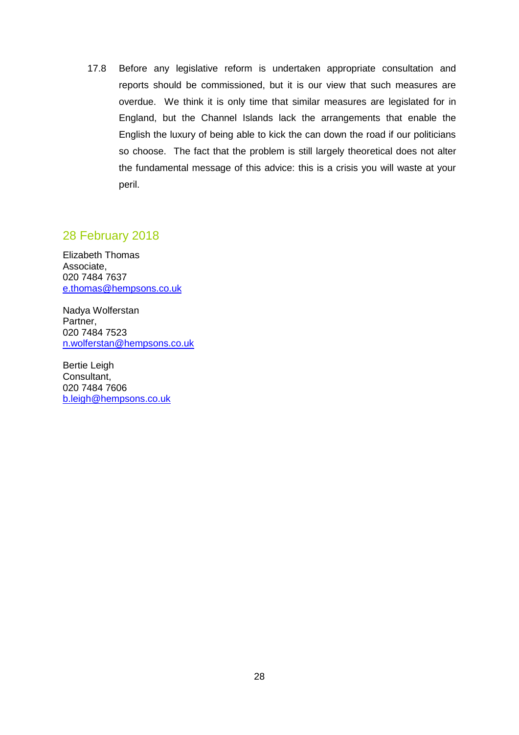17.8 Before any legislative reform is undertaken appropriate consultation and reports should be commissioned, but it is our view that such measures are overdue. We think it is only time that similar measures are legislated for in England, but the Channel Islands lack the arrangements that enable the English the luxury of being able to kick the can down the road if our politicians so choose. The fact that the problem is still largely theoretical does not alter the fundamental message of this advice: this is a crisis you will waste at your peril.

## 28 February 2018

Elizabeth Thomas  
Associate,  
020 7484 7637  
e.thomas@hempsons.co.uk

Nadya Wolferstan  
Partner,  
020 7484 7523  
n.wolferstan@hempsons.co.uk

Bertie Leigh  
Consultant,  
020 7484 7606  
b.leigh@hempsons.co.uk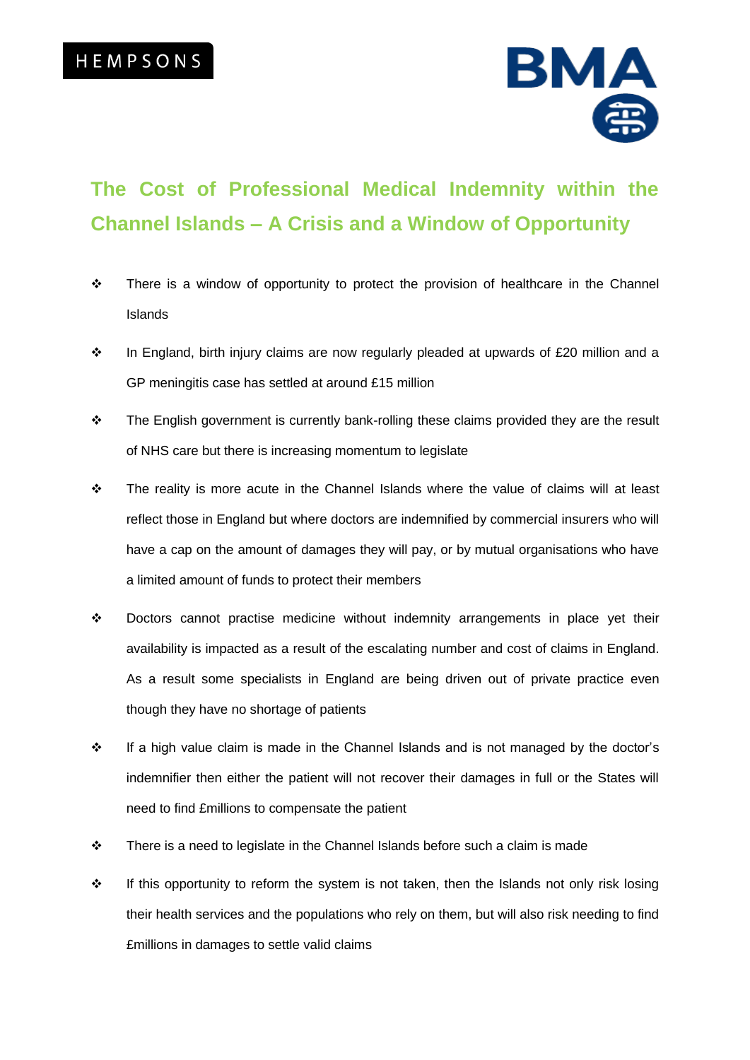HEMPSONS

BMA

# The Cost of Professional Medical Indemnity within the Channel Islands – A Crisis and a Window of Opportunity

- There is a window of opportunity to protect the provision of healthcare in the Channel Islands
- In England, birth injury claims are now regularly pleaded at upwards of £20 million and a GP meningitis case has settled at around £15 million
- The English government is currently bank-rolling these claims provided they are the result of NHS care but there is increasing momentum to legislate
- The reality is more acute in the Channel Islands where the value of claims will at least reflect those in England but where doctors are indemnified by commercial insurers who will have a cap on the amount of damages they will pay, or by mutual organisations who have a limited amount of funds to protect their members
- Doctors cannot practise medicine without indemnity arrangements in place yet their availability is impacted as a result of the escalating number and cost of claims in England. As a result some specialists in England are being driven out of private practice even though they have no shortage of patients
- If a high value claim is made in the Channel Islands and is not managed by the doctor's indemnifier then either the patient will not recover their damages in full or the States will need to find £millions to compensate the patient
- There is a need to legislate in the Channel Islands before such a claim is made
- If this opportunity to reform the system is not taken, then the Islands not only risk losing their health services and the populations who rely on them, but will also risk needing to find £millions in damages to settle valid claims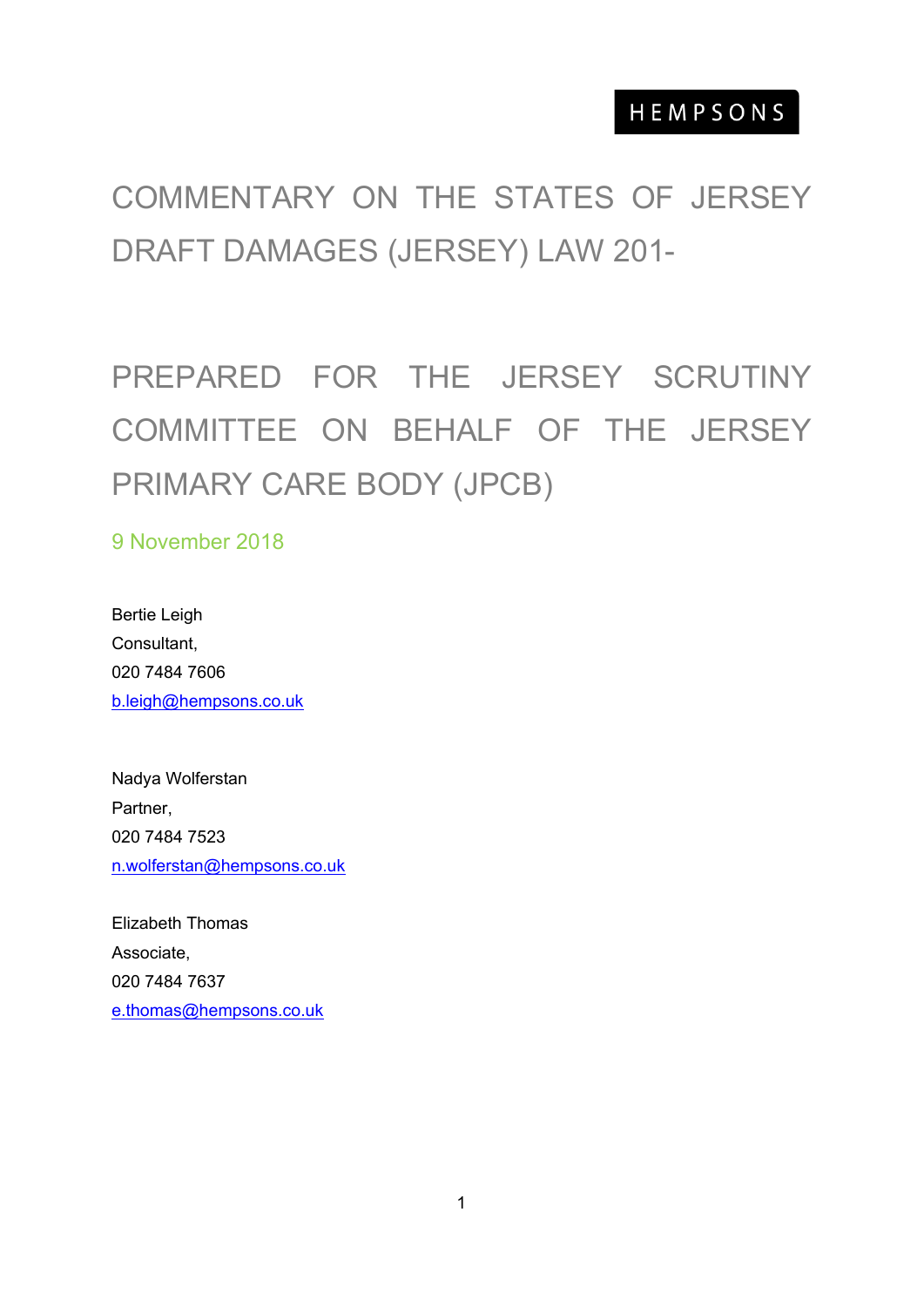HEMPSONS

# COMMENTARY ON THE STATES OF JERSEY DRAFT DAMAGES (JERSEY) LAW 201-

# PREPARED FOR THE JERSEY SCRUTINY COMMITTEE ON BEHALF OF THE JERSEY PRIMARY CARE BODY (JPCB)

9 November 2018

Bertie Leigh
Consultant,
020 7484 7606
b.leigh@hempsons.co.uk

Nadya Wolferstan
Partner,
020 7484 7523
n.wolferstan@hempsons.co.uk

Elizabeth Thomas
Associate,
020 7484 7637
e.thomas@hempsons.co.uk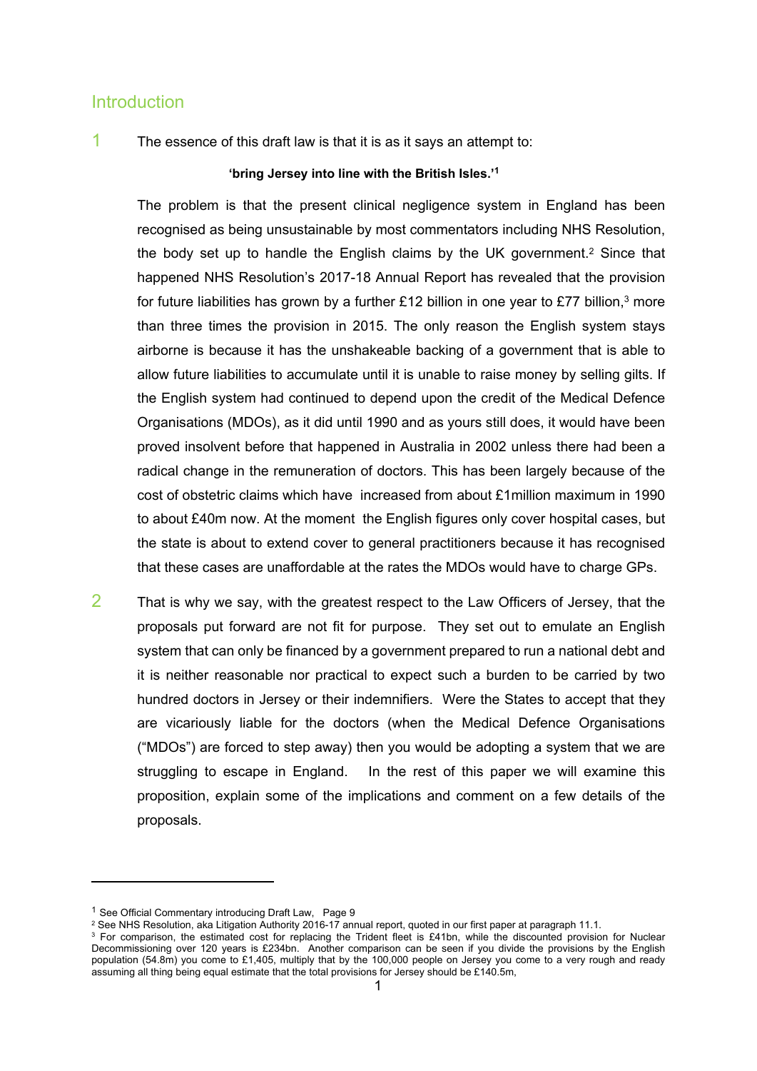## Introduction

1 The essence of this draft law is that it is as it says an attempt to:

**'bring Jersey into line with the British Isles.'**[1]

The problem is that the present clinical negligence system in England has been recognised as being unsustainable by most commentators including NHS Resolution, the body set up to handle the English claims by the UK government.[2] Since that happened NHS Resolution's 2017-18 Annual Report has revealed that the provision for future liabilities has grown by a further £12 billion in one year to £77 billion,[3] more than three times the provision in 2015. The only reason the English system stays airborne is because it has the unshakeable backing of a government that is able to allow future liabilities to accumulate until it is unable to raise money by selling gilts. If the English system had continued to depend upon the credit of the Medical Defence Organisations (MDOs), as it did until 1990 and as yours still does, it would have been proved insolvent before that happened in Australia in 2002 unless there had been a radical change in the remuneration of doctors. This has been largely because of the cost of obstetric claims which have increased from about £1million maximum in 1990 to about £40m now. At the moment the English figures only cover hospital cases, but the state is about to extend cover to general practitioners because it has recognised that these cases are unaffordable at the rates the MDOs would have to charge GPs.

2 That is why we say, with the greatest respect to the Law Officers of Jersey, that the proposals put forward are not fit for purpose. They set out to emulate an English system that can only be financed by a government prepared to run a national debt and it is neither reasonable nor practical to expect such a burden to be carried by two hundred doctors in Jersey or their indemnifiers. Were the States to accept that they are vicariously liable for the doctors (when the Medical Defence Organisations ("MDOs") are forced to step away) then you would be adopting a system that we are struggling to escape in England. In the rest of this paper we will examine this proposition, explain some of the implications and comment on a few details of the proposals.

---

[1] See Official Commentary introducing Draft Law, Page 9

[2] See NHS Resolution, aka Litigation Authority 2016-17 annual report, quoted in our first paper at paragraph 11.1.

[3] For comparison, the estimated cost for replacing the Trident fleet is £41bn, while the discounted provision for Nuclear Decommissioning over 120 years is £234bn. Another comparison can be seen if you divide the provisions by the English population (54.8m) you come to £1,405, multiply that by the 100,000 people on Jersey you come to a very rough and ready assuming all thing being equal estimate that the total provisions for Jersey should be £140.5m,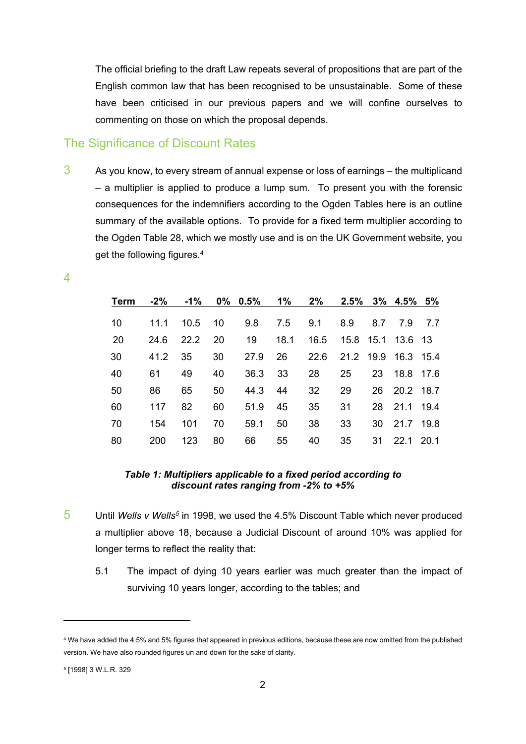The official briefing to the draft Law repeats several of propositions that are part of the English common law that has been recognised to be unsustainable. Some of these have been criticised in our previous papers and we will confine ourselves to commenting on those on which the proposal depends.

## The Significance of Discount Rates

3 As you know, to every stream of annual expense or loss of earnings – the multiplicand – a multiplier is applied to produce a lump sum. To present you with the forensic consequences for the indemnifiers according to the Ogden Tables here is an outline summary of the available options. To provide for a fixed term multiplier according to the Ogden Table 28, which we mostly use and is on the UK Government website, you get the following figures.[4]

4

| Term | -2% | -1% | 0% | 0.5% | 1% | 2% | 2.5% | 3% | 4.5% | 5% |
|---|---|---|---|---|---|---|---|---|---|---|
| 10 | 11.1 | 10.5 | 10 | 9.8 | 7.5 | 9.1 | 8.9 | 8.7 | 7.9 | 7.7 |
| 20 | 24.6 | 22.2 | 20 | 19 | 18.1 | 16.5 | 15.8 | 15.1 | 13.6 | 13 |
| 30 | 41.2 | 35 | 30 | 27.9 | 26 | 22.6 | 21.2 | 19.9 | 16.3 | 15.4 |
| 40 | 61 | 49 | 40 | 36.3 | 33 | 28 | 25 | 23 | 18.8 | 17.6 |
| 50 | 86 | 65 | 50 | 44.3 | 44 | 32 | 29 | 26 | 20.2 | 18.7 |
| 60 | 117 | 82 | 60 | 51.9 | 45 | 35 | 31 | 28 | 21.1 | 19.4 |
| 70 | 154 | 101 | 70 | 59.1 | 50 | 38 | 33 | 30 | 21.7 | 19.8 |
| 80 | 200 | 123 | 80 | 66 | 55 | 40 | 35 | 31 | 22.1 | 20.1 |

***Table 1: Multipliers applicable to a fixed period according to discount rates ranging from -2% to +5%***

5 Until *Wells v Wells*[5] in 1998, we used the 4.5% Discount Table which never produced a multiplier above 18, because a Judicial Discount of around 10% was applied for longer terms to reflect the reality that:

5.1 The impact of dying 10 years earlier was much greater than the impact of surviving 10 years longer, according to the tables; and

---

[4] We have added the 4.5% and 5% figures that appeared in previous editions, because these are now omitted from the published version. We have also rounded figures un and down for the sake of clarity.

[5] [1998] 3 W.L.R. 329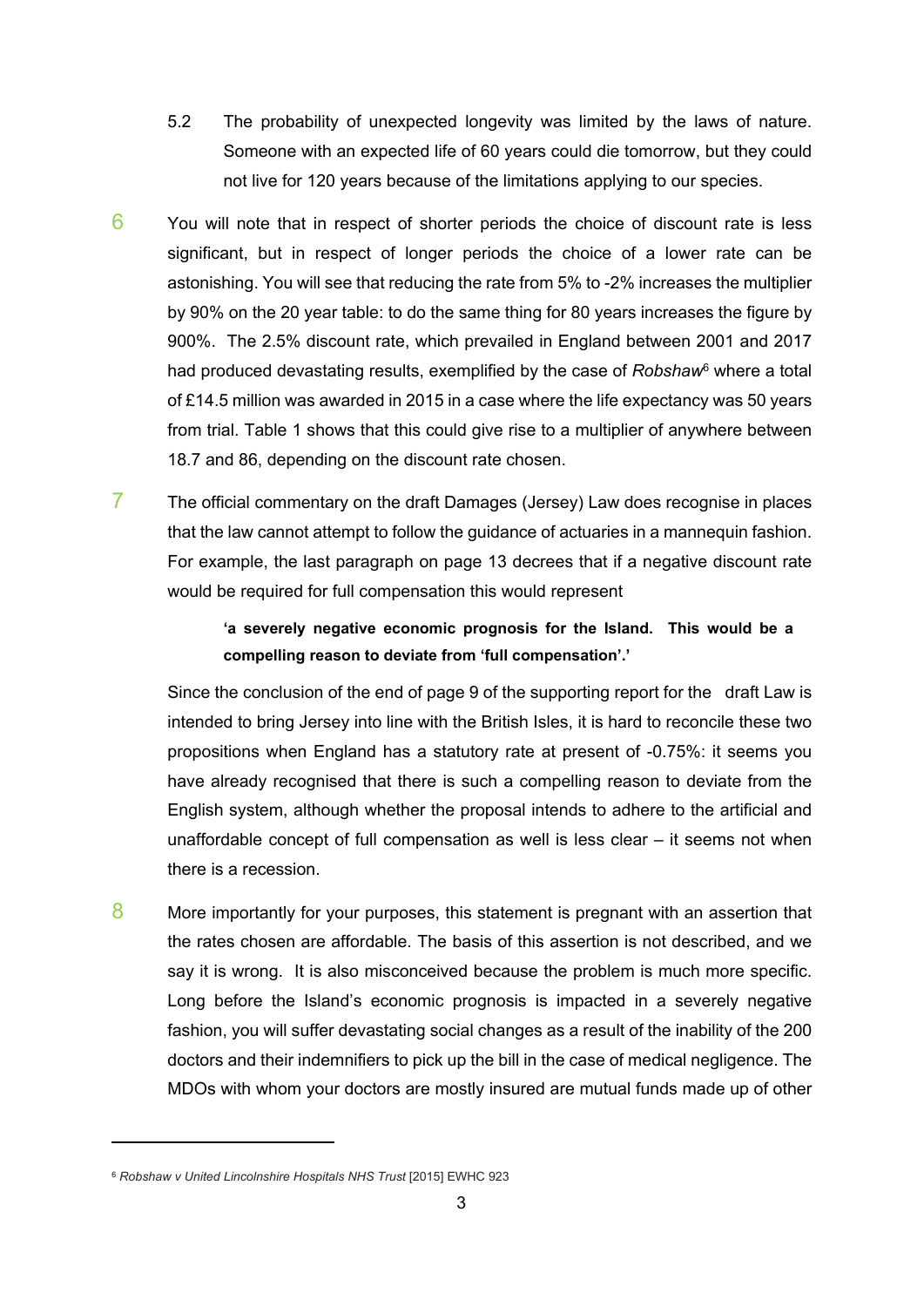5.2 The probability of unexpected longevity was limited by the laws of nature. Someone with an expected life of 60 years could die tomorrow, but they could not live for 120 years because of the limitations applying to our species.

6 You will note that in respect of shorter periods the choice of discount rate is less significant, but in respect of longer periods the choice of a lower rate can be astonishing. You will see that reducing the rate from 5% to -2% increases the multiplier by 90% on the 20 year table: to do the same thing for 80 years increases the figure by 900%. The 2.5% discount rate, which prevailed in England between 2001 and 2017 had produced devastating results, exemplified by the case of *Robshaw*[6] where a total of £14.5 million was awarded in 2015 in a case where the life expectancy was 50 years from trial. Table 1 shows that this could give rise to a multiplier of anywhere between 18.7 and 86, depending on the discount rate chosen.

7 The official commentary on the draft Damages (Jersey) Law does recognise in places that the law cannot attempt to follow the guidance of actuaries in a mannequin fashion. For example, the last paragraph on page 13 decrees that if a negative discount rate would be required for full compensation this would represent

> **'a severely negative economic prognosis for the Island. This would be a compelling reason to deviate from 'full compensation'.'**

Since the conclusion of the end of page 9 of the supporting report for the draft Law is intended to bring Jersey into line with the British Isles, it is hard to reconcile these two propositions when England has a statutory rate at present of -0.75%: it seems you have already recognised that there is such a compelling reason to deviate from the English system, although whether the proposal intends to adhere to the artificial and unaffordable concept of full compensation as well is less clear – it seems not when there is a recession.

8 More importantly for your purposes, this statement is pregnant with an assertion that the rates chosen are affordable. The basis of this assertion is not described, and we say it is wrong. It is also misconceived because the problem is much more specific. Long before the Island's economic prognosis is impacted in a severely negative fashion, you will suffer devastating social changes as a result of the inability of the 200 doctors and their indemnifiers to pick up the bill in the case of medical negligence. The MDOs with whom your doctors are mostly insured are mutual funds made up of other

[6] *Robshaw v United Lincolnshire Hospitals NHS Trust* [2015] EWHC 923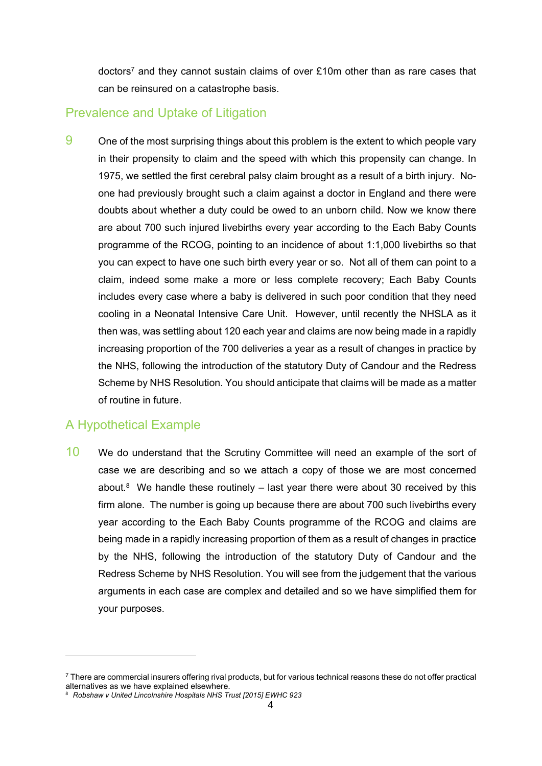doctors[7] and they cannot sustain claims of over £10m other than as rare cases that can be reinsured on a catastrophe basis.

## Prevalence and Uptake of Litigation

9 One of the most surprising things about this problem is the extent to which people vary in their propensity to claim and the speed with which this propensity can change. In 1975, we settled the first cerebral palsy claim brought as a result of a birth injury. No-one had previously brought such a claim against a doctor in England and there were doubts about whether a duty could be owed to an unborn child. Now we know there are about 700 such injured livebirths every year according to the Each Baby Counts programme of the RCOG, pointing to an incidence of about 1:1,000 livebirths so that you can expect to have one such birth every year or so. Not all of them can point to a claim, indeed some make a more or less complete recovery; Each Baby Counts includes every case where a baby is delivered in such poor condition that they need cooling in a Neonatal Intensive Care Unit. However, until recently the NHSLA as it then was, was settling about 120 each year and claims are now being made in a rapidly increasing proportion of the 700 deliveries a year as a result of changes in practice by the NHS, following the introduction of the statutory Duty of Candour and the Redress Scheme by NHS Resolution. You should anticipate that claims will be made as a matter of routine in future.

## A Hypothetical Example

10 We do understand that the Scrutiny Committee will need an example of the sort of case we are describing and so we attach a copy of those we are most concerned about.[8] We handle these routinely – last year there were about 30 received by this firm alone. The number is going up because there are about 700 such livebirths every year according to the Each Baby Counts programme of the RCOG and claims are being made in a rapidly increasing proportion of them as a result of changes in practice by the NHS, following the introduction of the statutory Duty of Candour and the Redress Scheme by NHS Resolution. You will see from the judgement that the various arguments in each case are complex and detailed and so we have simplified them for your purposes.

---

[7] There are commercial insurers offering rival products, but for various technical reasons these do not offer practical alternatives as we have explained elsewhere.

[8] *Robshaw v United Lincolnshire Hospitals NHS Trust [2015] EWHC 923*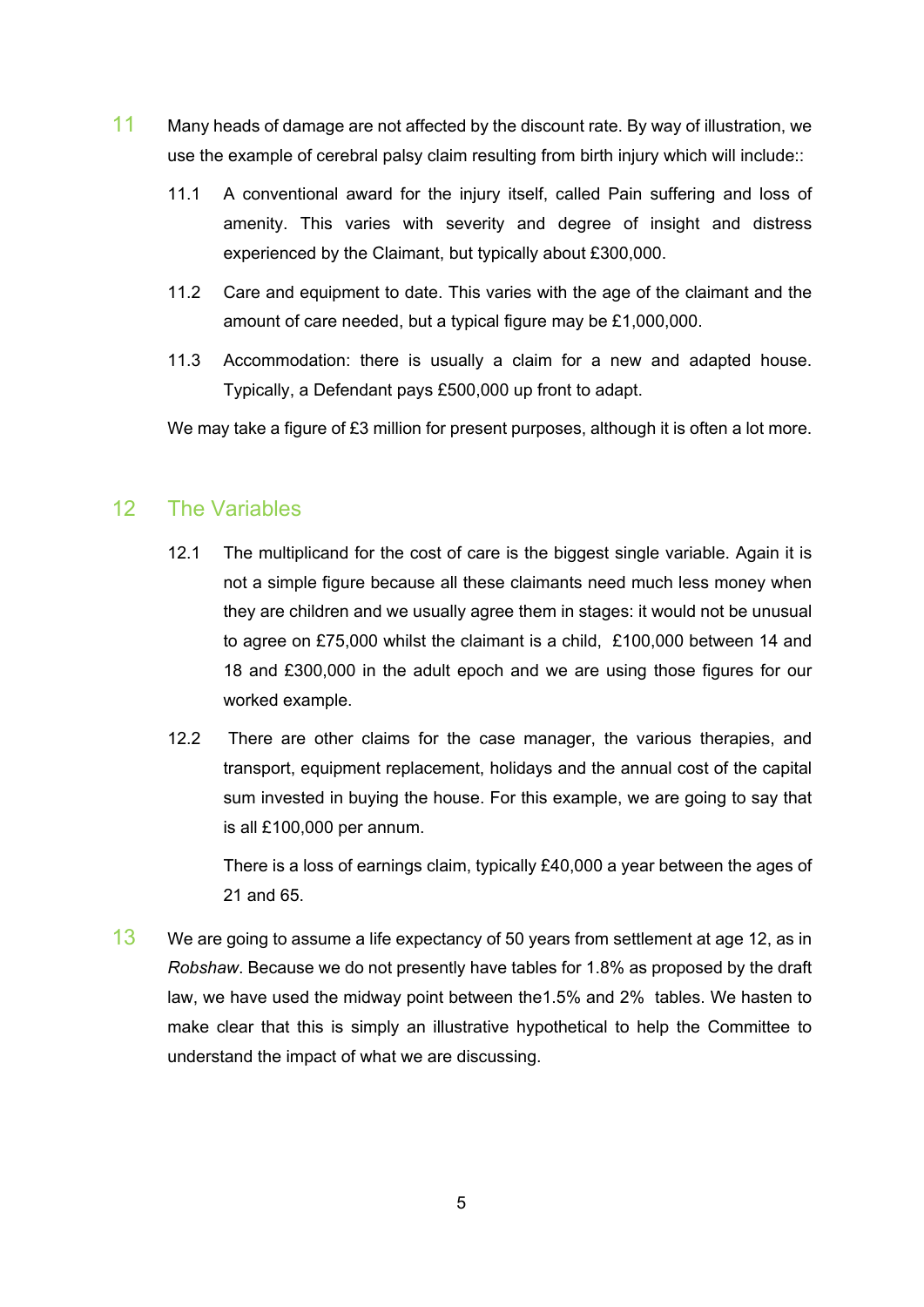11 Many heads of damage are not affected by the discount rate. By way of illustration, we use the example of cerebral palsy claim resulting from birth injury which will include::

11.1 A conventional award for the injury itself, called Pain suffering and loss of amenity. This varies with severity and degree of insight and distress experienced by the Claimant, but typically about £300,000.

11.2 Care and equipment to date. This varies with the age of the claimant and the amount of care needed, but a typical figure may be £1,000,000.

11.3 Accommodation: there is usually a claim for a new and adapted house. Typically, a Defendant pays £500,000 up front to adapt.

We may take a figure of £3 million for present purposes, although it is often a lot more.

## 12 The Variables

12.1 The multiplicand for the cost of care is the biggest single variable. Again it is not a simple figure because all these claimants need much less money when they are children and we usually agree them in stages: it would not be unusual to agree on £75,000 whilst the claimant is a child, £100,000 between 14 and 18 and £300,000 in the adult epoch and we are using those figures for our worked example.

12.2 There are other claims for the case manager, the various therapies, and transport, equipment replacement, holidays and the annual cost of the capital sum invested in buying the house. For this example, we are going to say that is all £100,000 per annum.

There is a loss of earnings claim, typically £40,000 a year between the ages of 21 and 65.

13 We are going to assume a life expectancy of 50 years from settlement at age 12, as in *Robshaw*. Because we do not presently have tables for 1.8% as proposed by the draft law, we have used the midway point between the1.5% and 2% tables. We hasten to make clear that this is simply an illustrative hypothetical to help the Committee to understand the impact of what we are discussing.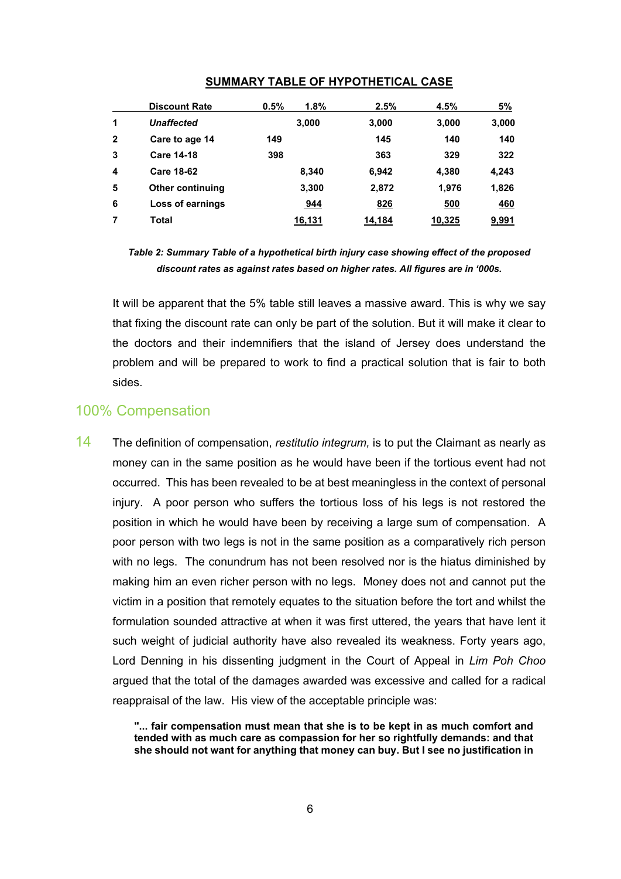**SUMMARY TABLE OF HYPOTHETICAL CASE**

| | Discount Rate | 0.5% | 1.8% | 2.5% | 4.5% | 5% |
|---|---|---|---|---|---|---|
| 1 | *Unaffected* | | 3,000 | 3,000 | 3,000 | 3,000 |
| 2 | Care to age 14 | 149 | | 145 | 140 | 140 |
| 3 | Care 14-18 | 398 | | 363 | 329 | 322 |
| 4 | Care 18-62 | | 8,340 | 6,942 | 4,380 | 4,243 |
| 5 | Other continuing | | 3,300 | 2,872 | 1,976 | 1,826 |
| 6 | Loss of earnings | | 944 | 826 | 500 | 460 |
| 7 | Total | | 16,131 | 14,184 | 10,325 | 9,991 |

***Table 2: Summary Table of a hypothetical birth injury case showing effect of the proposed discount rates as against rates based on higher rates. All figures are in '000s.***

It will be apparent that the 5% table still leaves a massive award. This is why we say that fixing the discount rate can only be part of the solution. But it will make it clear to the doctors and their indemnifiers that the island of Jersey does understand the problem and will be prepared to work to find a practical solution that is fair to both sides.

## 100% Compensation

14 The definition of compensation, *restitutio integrum,* is to put the Claimant as nearly as money can in the same position as he would have been if the tortious event had not occurred. This has been revealed to be at best meaningless in the context of personal injury. A poor person who suffers the tortious loss of his legs is not restored the position in which he would have been by receiving a large sum of compensation. A poor person with two legs is not in the same position as a comparatively rich person with no legs. The conundrum has not been resolved nor is the hiatus diminished by making him an even richer person with no legs. Money does not and cannot put the victim in a position that remotely equates to the situation before the tort and whilst the formulation sounded attractive at when it was first uttered, the years that have lent it such weight of judicial authority have also revealed its weakness. Forty years ago, Lord Denning in his dissenting judgment in the Court of Appeal in *Lim Poh Choo* argued that the total of the damages awarded was excessive and called for a radical reappraisal of the law. His view of the acceptable principle was:

**"... fair compensation must mean that she is to be kept in as much comfort and tended with as much care as compassion for her so rightfully demands: and that she should not want for anything that money can buy. But I see no justification in**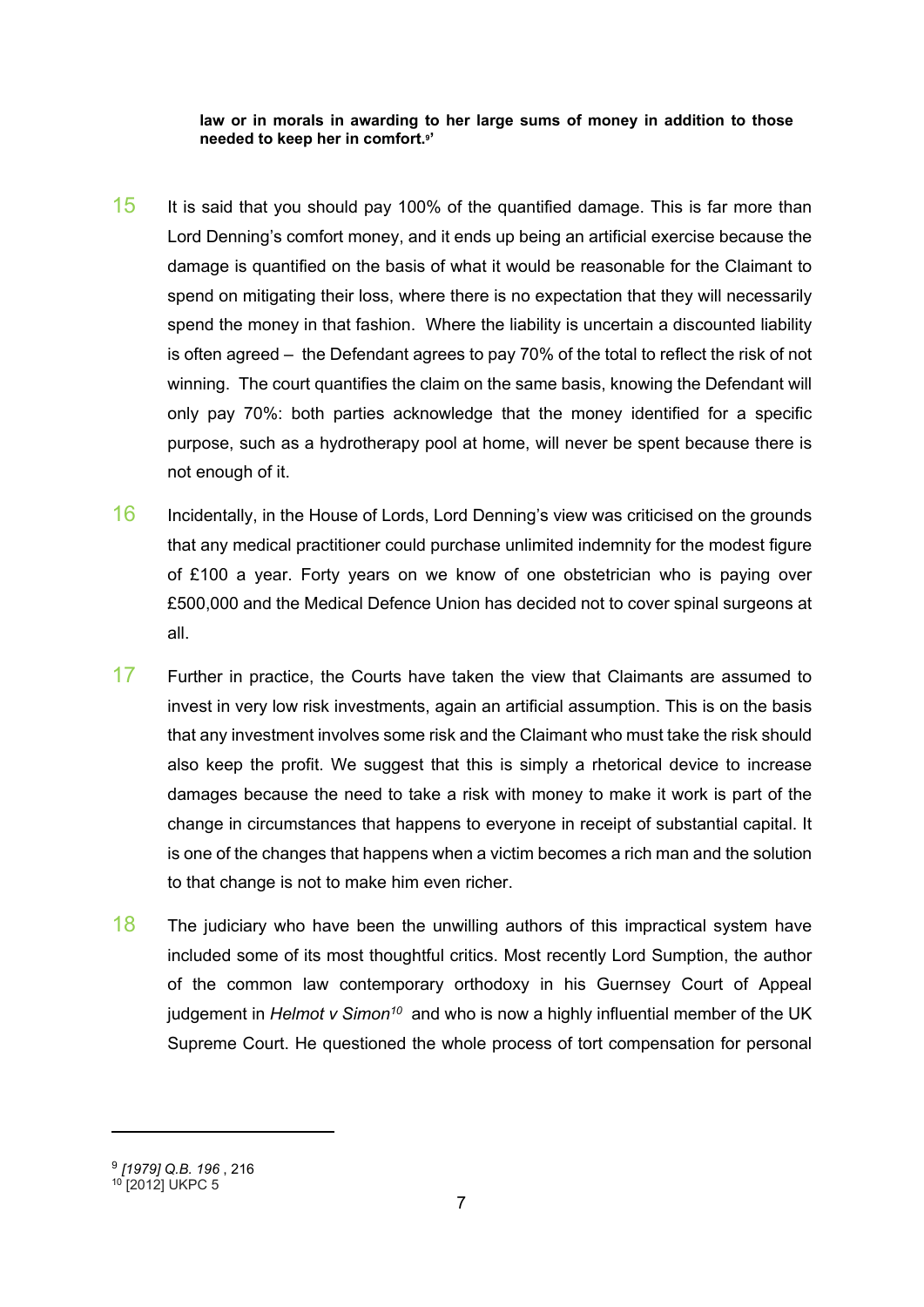**law or in morals in awarding to her large sums of money in addition to those needed to keep her in comfort.[9]'**

15 It is said that you should pay 100% of the quantified damage. This is far more than Lord Denning's comfort money, and it ends up being an artificial exercise because the damage is quantified on the basis of what it would be reasonable for the Claimant to spend on mitigating their loss, where there is no expectation that they will necessarily spend the money in that fashion. Where the liability is uncertain a discounted liability is often agreed – the Defendant agrees to pay 70% of the total to reflect the risk of not winning. The court quantifies the claim on the same basis, knowing the Defendant will only pay 70%: both parties acknowledge that the money identified for a specific purpose, such as a hydrotherapy pool at home, will never be spent because there is not enough of it.

16 Incidentally, in the House of Lords, Lord Denning's view was criticised on the grounds that any medical practitioner could purchase unlimited indemnity for the modest figure of £100 a year. Forty years on we know of one obstetrician who is paying over £500,000 and the Medical Defence Union has decided not to cover spinal surgeons at all.

17 Further in practice, the Courts have taken the view that Claimants are assumed to invest in very low risk investments, again an artificial assumption. This is on the basis that any investment involves some risk and the Claimant who must take the risk should also keep the profit. We suggest that this is simply a rhetorical device to increase damages because the need to take a risk with money to make it work is part of the change in circumstances that happens to everyone in receipt of substantial capital. It is one of the changes that happens when a victim becomes a rich man and the solution to that change is not to make him even richer.

18 The judiciary who have been the unwilling authors of this impractical system have included some of its most thoughtful critics. Most recently Lord Sumption, the author of the common law contemporary orthodoxy in his Guernsey Court of Appeal judgement in *Helmot v Simon*[10] and who is now a highly influential member of the UK Supreme Court. He questioned the whole process of tort compensation for personal

---

[9] *[1979] Q.B. 196* , 216

[10] [2012] UKPC 5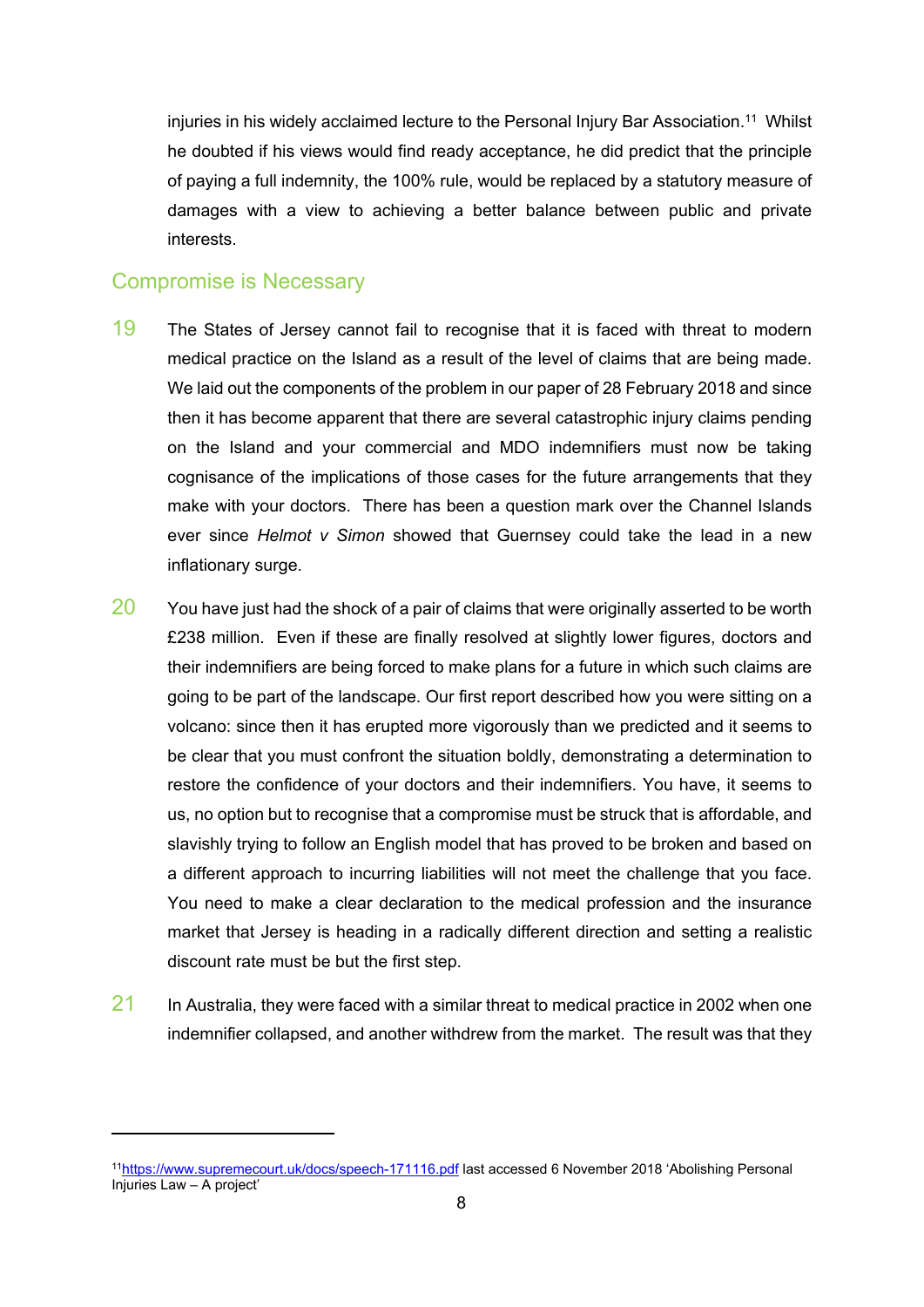injuries in his widely acclaimed lecture to the Personal Injury Bar Association.[11] Whilst he doubted if his views would find ready acceptance, he did predict that the principle of paying a full indemnity, the 100% rule, would be replaced by a statutory measure of damages with a view to achieving a better balance between public and private interests.

## Compromise is Necessary

19 The States of Jersey cannot fail to recognise that it is faced with threat to modern medical practice on the Island as a result of the level of claims that are being made. We laid out the components of the problem in our paper of 28 February 2018 and since then it has become apparent that there are several catastrophic injury claims pending on the Island and your commercial and MDO indemnifiers must now be taking cognisance of the implications of those cases for the future arrangements that they make with your doctors. There has been a question mark over the Channel Islands ever since *Helmot v Simon* showed that Guernsey could take the lead in a new inflationary surge.

20 You have just had the shock of a pair of claims that were originally asserted to be worth £238 million. Even if these are finally resolved at slightly lower figures, doctors and their indemnifiers are being forced to make plans for a future in which such claims are going to be part of the landscape. Our first report described how you were sitting on a volcano: since then it has erupted more vigorously than we predicted and it seems to be clear that you must confront the situation boldly, demonstrating a determination to restore the confidence of your doctors and their indemnifiers. You have, it seems to us, no option but to recognise that a compromise must be struck that is affordable, and slavishly trying to follow an English model that has proved to be broken and based on a different approach to incurring liabilities will not meet the challenge that you face. You need to make a clear declaration to the medical profession and the insurance market that Jersey is heading in a radically different direction and setting a realistic discount rate must be but the first step.

21 In Australia, they were faced with a similar threat to medical practice in 2002 when one indemnifier collapsed, and another withdrew from the market. The result was that they

---

[11] https://www.supremecourt.uk/docs/speech-171116.pdf last accessed 6 November 2018 'Abolishing Personal Injuries Law – A project'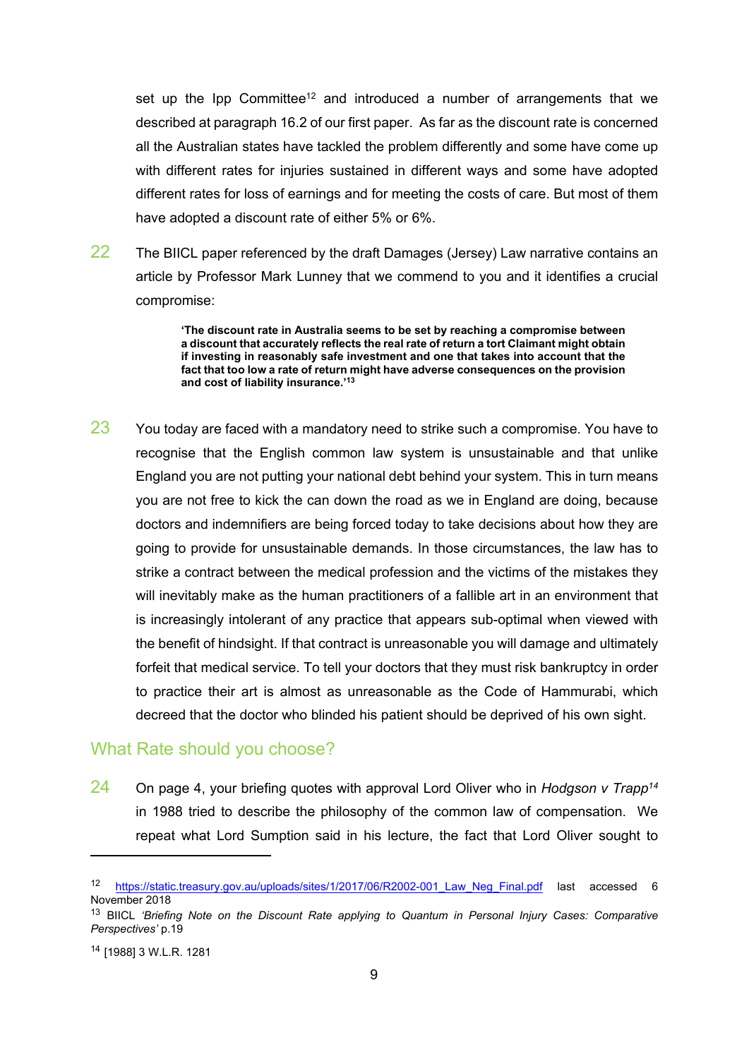set up the Ipp Committee[12] and introduced a number of arrangements that we described at paragraph 16.2 of our first paper. As far as the discount rate is concerned all the Australian states have tackled the problem differently and some have come up with different rates for injuries sustained in different ways and some have adopted different rates for loss of earnings and for meeting the costs of care. But most of them have adopted a discount rate of either 5% or 6%.

22 The BIICL paper referenced by the draft Damages (Jersey) Law narrative contains an article by Professor Mark Lunney that we commend to you and it identifies a crucial compromise:

> **'The discount rate in Australia seems to be set by reaching a compromise between a discount that accurately reflects the real rate of return a tort Claimant might obtain if investing in reasonably safe investment and one that takes into account that the fact that too low a rate of return might have adverse consequences on the provision and cost of liability insurance.'[13]**

23 You today are faced with a mandatory need to strike such a compromise. You have to recognise that the English common law system is unsustainable and that unlike England you are not putting your national debt behind your system. This in turn means you are not free to kick the can down the road as we in England are doing, because doctors and indemnifiers are being forced today to take decisions about how they are going to provide for unsustainable demands. In those circumstances, the law has to strike a contract between the medical profession and the victims of the mistakes they will inevitably make as the human practitioners of a fallible art in an environment that is increasingly intolerant of any practice that appears sub-optimal when viewed with the benefit of hindsight. If that contract is unreasonable you will damage and ultimately forfeit that medical service. To tell your doctors that they must risk bankruptcy in order to practice their art is almost as unreasonable as the Code of Hammurabi, which decreed that the doctor who blinded his patient should be deprived of his own sight.

## What Rate should you choose?

24 On page 4, your briefing quotes with approval Lord Oliver who in *Hodgson v Trapp*[14] in 1988 tried to describe the philosophy of the common law of compensation. We repeat what Lord Sumption said in his lecture, the fact that Lord Oliver sought to

---

[12] https://static.treasury.gov.au/uploads/sites/1/2017/06/R2002-001_Law_Neg_Final.pdf last accessed 6 November 2018

[13] BIICL *'Briefing Note on the Discount Rate applying to Quantum in Personal Injury Cases: Comparative Perspectives'* p.19

[14] [1988] 3 W.L.R. 1281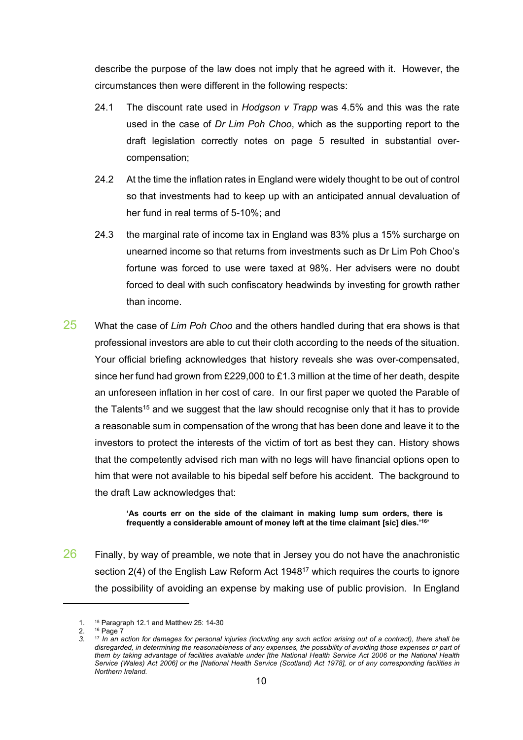describe the purpose of the law does not imply that he agreed with it. However, the circumstances then were different in the following respects:

24.1 The discount rate used in *Hodgson v Trapp* was 4.5% and this was the rate used in the case of *Dr Lim Poh Choo*, which as the supporting report to the draft legislation correctly notes on page 5 resulted in substantial over-compensation;

24.2 At the time the inflation rates in England were widely thought to be out of control so that investments had to keep up with an anticipated annual devaluation of her fund in real terms of 5-10%; and

24.3 the marginal rate of income tax in England was 83% plus a 15% surcharge on unearned income so that returns from investments such as Dr Lim Poh Choo's fortune was forced to use were taxed at 98%. Her advisers were no doubt forced to deal with such confiscatory headwinds by investing for growth rather than income.

25 What the case of *Lim Poh Choo* and the others handled during that era shows is that professional investors are able to cut their cloth according to the needs of the situation. Your official briefing acknowledges that history reveals she was over-compensated, since her fund had grown from £229,000 to £1.3 million at the time of her death, despite an unforeseen inflation in her cost of care. In our first paper we quoted the Parable of the Talents[15] and we suggest that the law should recognise only that it has to provide a reasonable sum in compensation of the wrong that has been done and leave it to the investors to protect the interests of the victim of tort as best they can. History shows that the competently advised rich man with no legs will have financial options open to him that were not available to his bipedal self before his accident. The background to the draft Law acknowledges that:

> **'As courts err on the side of the claimant in making lump sum orders, there is frequently a considerable amount of money left at the time claimant [sic] dies.'[16]**

26 Finally, by way of preamble, we note that in Jersey you do not have the anachronistic section 2(4) of the English Law Reform Act 1948[17] which requires the courts to ignore the possibility of avoiding an expense by making use of public provision. In England

---

1. [15] Paragraph 12.1 and Matthew 25: 14-30
2. [16] Page 7
3. [17] *In an action for damages for personal injuries (including any such action arising out of a contract), there shall be disregarded, in determining the reasonableness of any expenses, the possibility of avoiding those expenses or part of them by taking advantage of facilities available under [the National Health Service Act 2006 or the National Health Service (Wales) Act 2006] or the [National Health Service (Scotland) Act 1978], or of any corresponding facilities in Northern Ireland.*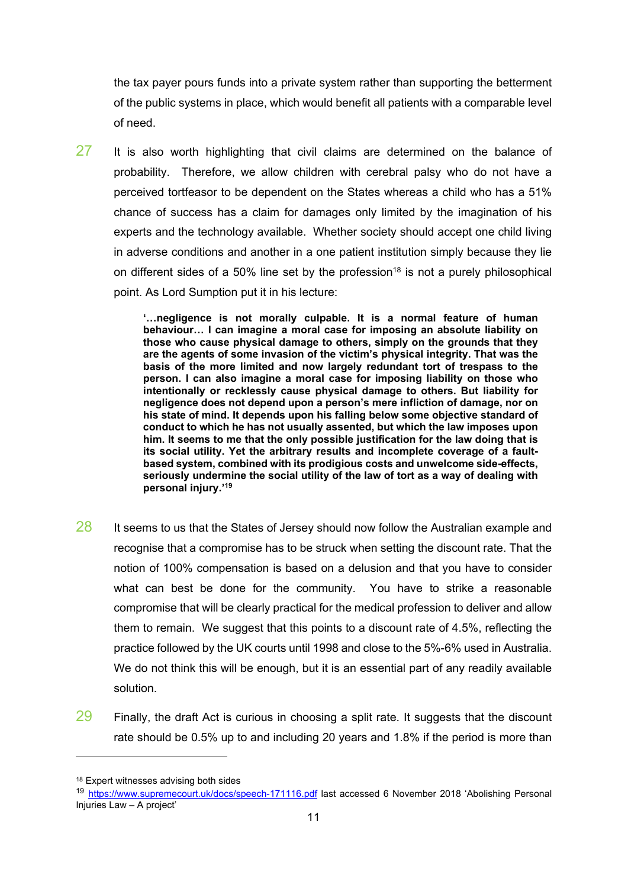the tax payer pours funds into a private system rather than supporting the betterment of the public systems in place, which would benefit all patients with a comparable level of need.

27 It is also worth highlighting that civil claims are determined on the balance of probability. Therefore, we allow children with cerebral palsy who do not have a perceived tortfeasor to be dependent on the States whereas a child who has a 51% chance of success has a claim for damages only limited by the imagination of his experts and the technology available. Whether society should accept one child living in adverse conditions and another in a one patient institution simply because they lie on different sides of a 50% line set by the profession[18] is not a purely philosophical point. As Lord Sumption put it in his lecture:

> **'…negligence is not morally culpable. It is a normal feature of human behaviour… I can imagine a moral case for imposing an absolute liability on those who cause physical damage to others, simply on the grounds that they are the agents of some invasion of the victim's physical integrity. That was the basis of the more limited and now largely redundant tort of trespass to the person. I can also imagine a moral case for imposing liability on those who intentionally or recklessly cause physical damage to others. But liability for negligence does not depend upon a person's mere infliction of damage, nor on his state of mind. It depends upon his falling below some objective standard of conduct to which he has not usually assented, but which the law imposes upon him. It seems to me that the only possible justification for the law doing that is its social utility. Yet the arbitrary results and incomplete coverage of a fault-based system, combined with its prodigious costs and unwelcome side-effects, seriously undermine the social utility of the law of tort as a way of dealing with personal injury.'[19]**

28 It seems to us that the States of Jersey should now follow the Australian example and recognise that a compromise has to be struck when setting the discount rate. That the notion of 100% compensation is based on a delusion and that you have to consider what can best be done for the community. You have to strike a reasonable compromise that will be clearly practical for the medical profession to deliver and allow them to remain. We suggest that this points to a discount rate of 4.5%, reflecting the practice followed by the UK courts until 1998 and close to the 5%-6% used in Australia. We do not think this will be enough, but it is an essential part of any readily available solution.

29 Finally, the draft Act is curious in choosing a split rate. It suggests that the discount rate should be 0.5% up to and including 20 years and 1.8% if the period is more than

---

[18] Expert witnesses advising both sides

[19] https://www.supremecourt.uk/docs/speech-171116.pdf last accessed 6 November 2018 'Abolishing Personal Injuries Law – A project'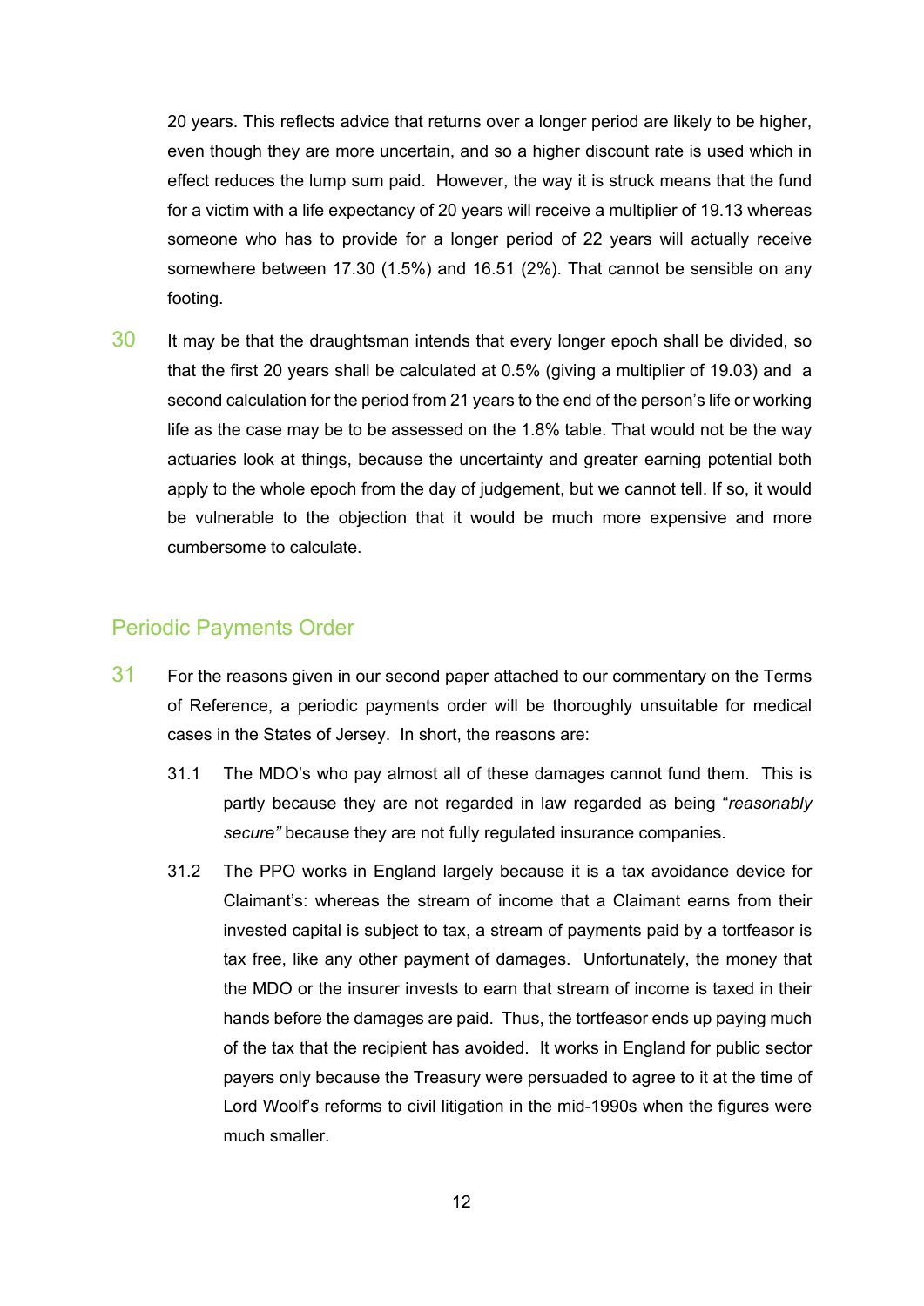20 years. This reflects advice that returns over a longer period are likely to be higher, even though they are more uncertain, and so a higher discount rate is used which in effect reduces the lump sum paid. However, the way it is struck means that the fund for a victim with a life expectancy of 20 years will receive a multiplier of 19.13 whereas someone who has to provide for a longer period of 22 years will actually receive somewhere between 17.30 (1.5%) and 16.51 (2%). That cannot be sensible on any footing.

30 It may be that the draughtsman intends that every longer epoch shall be divided, so that the first 20 years shall be calculated at 0.5% (giving a multiplier of 19.03) and a second calculation for the period from 21 years to the end of the person's life or working life as the case may be to be assessed on the 1.8% table. That would not be the way actuaries look at things, because the uncertainty and greater earning potential both apply to the whole epoch from the day of judgement, but we cannot tell. If so, it would be vulnerable to the objection that it would be much more expensive and more cumbersome to calculate.

## Periodic Payments Order

31 For the reasons given in our second paper attached to our commentary on the Terms of Reference, a periodic payments order will be thoroughly unsuitable for medical cases in the States of Jersey. In short, the reasons are:

31.1 The MDO's who pay almost all of these damages cannot fund them. This is partly because they are not regarded in law regarded as being "*reasonably secure"* because they are not fully regulated insurance companies.

31.2 The PPO works in England largely because it is a tax avoidance device for Claimant's: whereas the stream of income that a Claimant earns from their invested capital is subject to tax, a stream of payments paid by a tortfeasor is tax free, like any other payment of damages. Unfortunately, the money that the MDO or the insurer invests to earn that stream of income is taxed in their hands before the damages are paid. Thus, the tortfeasor ends up paying much of the tax that the recipient has avoided. It works in England for public sector payers only because the Treasury were persuaded to agree to it at the time of Lord Woolf's reforms to civil litigation in the mid-1990s when the figures were much smaller.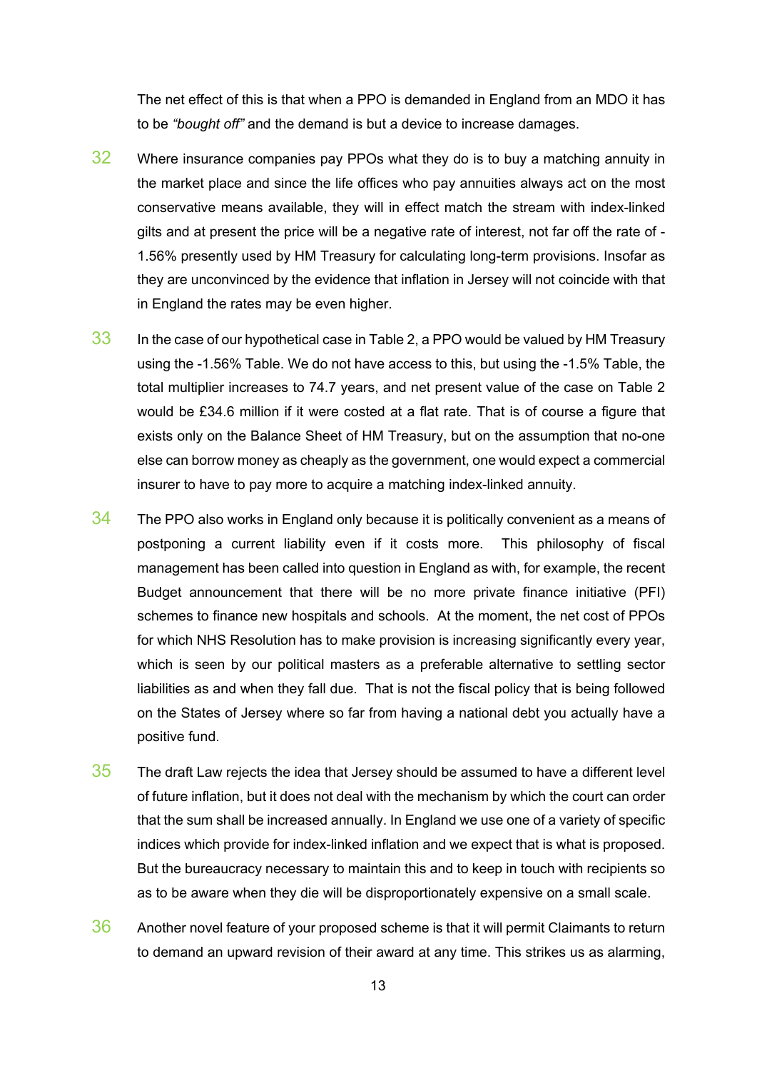The net effect of this is that when a PPO is demanded in England from an MDO it has to be *"bought off"* and the demand is but a device to increase damages.

32 Where insurance companies pay PPOs what they do is to buy a matching annuity in the market place and since the life offices who pay annuities always act on the most conservative means available, they will in effect match the stream with index-linked gilts and at present the price will be a negative rate of interest, not far off the rate of -1.56% presently used by HM Treasury for calculating long-term provisions. Insofar as they are unconvinced by the evidence that inflation in Jersey will not coincide with that in England the rates may be even higher.

33 In the case of our hypothetical case in Table 2, a PPO would be valued by HM Treasury using the -1.56% Table. We do not have access to this, but using the -1.5% Table, the total multiplier increases to 74.7 years, and net present value of the case on Table 2 would be £34.6 million if it were costed at a flat rate. That is of course a figure that exists only on the Balance Sheet of HM Treasury, but on the assumption that no-one else can borrow money as cheaply as the government, one would expect a commercial insurer to have to pay more to acquire a matching index-linked annuity.

34 The PPO also works in England only because it is politically convenient as a means of postponing a current liability even if it costs more. This philosophy of fiscal management has been called into question in England as with, for example, the recent Budget announcement that there will be no more private finance initiative (PFI) schemes to finance new hospitals and schools. At the moment, the net cost of PPOs for which NHS Resolution has to make provision is increasing significantly every year, which is seen by our political masters as a preferable alternative to settling sector liabilities as and when they fall due. That is not the fiscal policy that is being followed on the States of Jersey where so far from having a national debt you actually have a positive fund.

35 The draft Law rejects the idea that Jersey should be assumed to have a different level of future inflation, but it does not deal with the mechanism by which the court can order that the sum shall be increased annually. In England we use one of a variety of specific indices which provide for index-linked inflation and we expect that is what is proposed. But the bureaucracy necessary to maintain this and to keep in touch with recipients so as to be aware when they die will be disproportionately expensive on a small scale.

36 Another novel feature of your proposed scheme is that it will permit Claimants to return to demand an upward revision of their award at any time. This strikes us as alarming,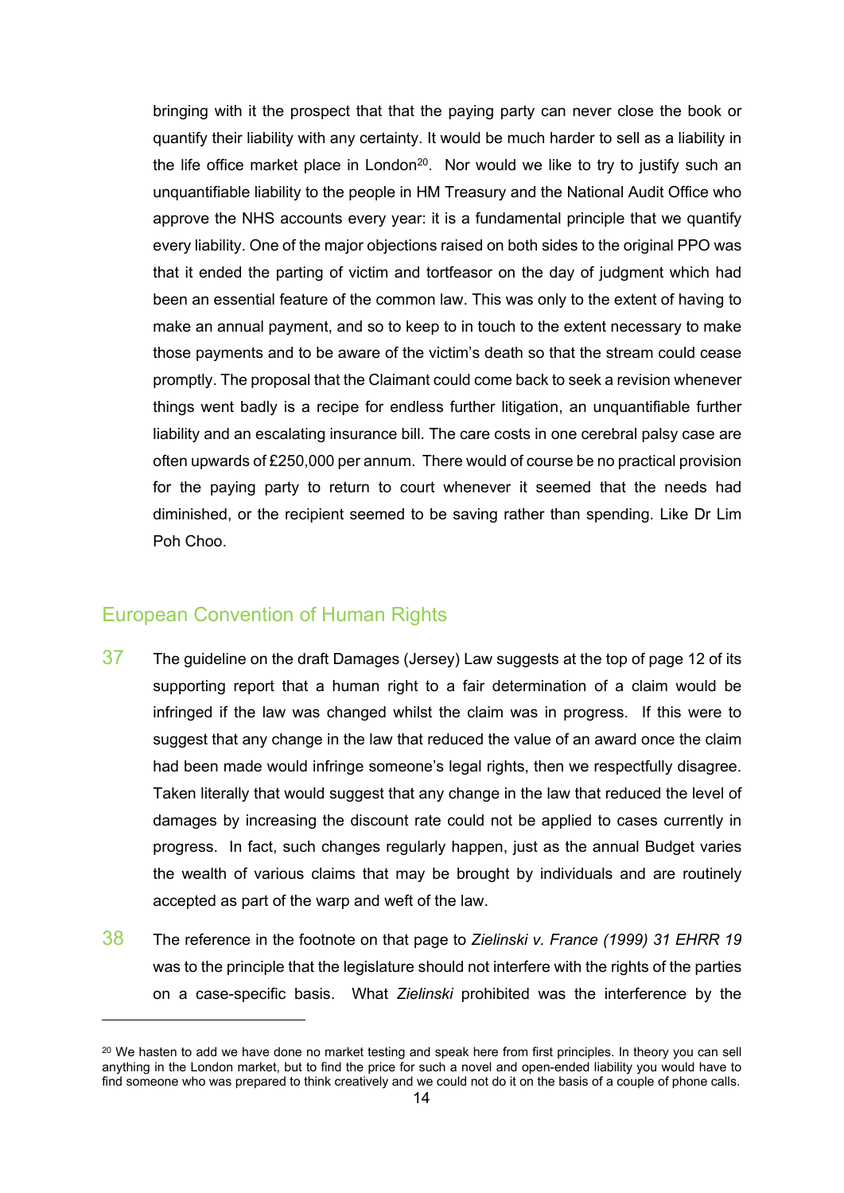bringing with it the prospect that that the paying party can never close the book or quantify their liability with any certainty. It would be much harder to sell as a liability in the life office market place in London[20]. Nor would we like to try to justify such an unquantifiable liability to the people in HM Treasury and the National Audit Office who approve the NHS accounts every year: it is a fundamental principle that we quantify every liability. One of the major objections raised on both sides to the original PPO was that it ended the parting of victim and tortfeasor on the day of judgment which had been an essential feature of the common law. This was only to the extent of having to make an annual payment, and so to keep to in touch to the extent necessary to make those payments and to be aware of the victim's death so that the stream could cease promptly. The proposal that the Claimant could come back to seek a revision whenever things went badly is a recipe for endless further litigation, an unquantifiable further liability and an escalating insurance bill. The care costs in one cerebral palsy case are often upwards of £250,000 per annum. There would of course be no practical provision for the paying party to return to court whenever it seemed that the needs had diminished, or the recipient seemed to be saving rather than spending. Like Dr Lim Poh Choo.

## European Convention of Human Rights

37 The guideline on the draft Damages (Jersey) Law suggests at the top of page 12 of its supporting report that a human right to a fair determination of a claim would be infringed if the law was changed whilst the claim was in progress. If this were to suggest that any change in the law that reduced the value of an award once the claim had been made would infringe someone's legal rights, then we respectfully disagree. Taken literally that would suggest that any change in the law that reduced the level of damages by increasing the discount rate could not be applied to cases currently in progress. In fact, such changes regularly happen, just as the annual Budget varies the wealth of various claims that may be brought by individuals and are routinely accepted as part of the warp and weft of the law.

38 The reference in the footnote on that page to *Zielinski v. France (1999) 31 EHRR 19* was to the principle that the legislature should not interfere with the rights of the parties on a case-specific basis. What *Zielinski* prohibited was the interference by the

[20] We hasten to add we have done no market testing and speak here from first principles. In theory you can sell anything in the London market, but to find the price for such a novel and open-ended liability you would have to find someone who was prepared to think creatively and we could not do it on the basis of a couple of phone calls.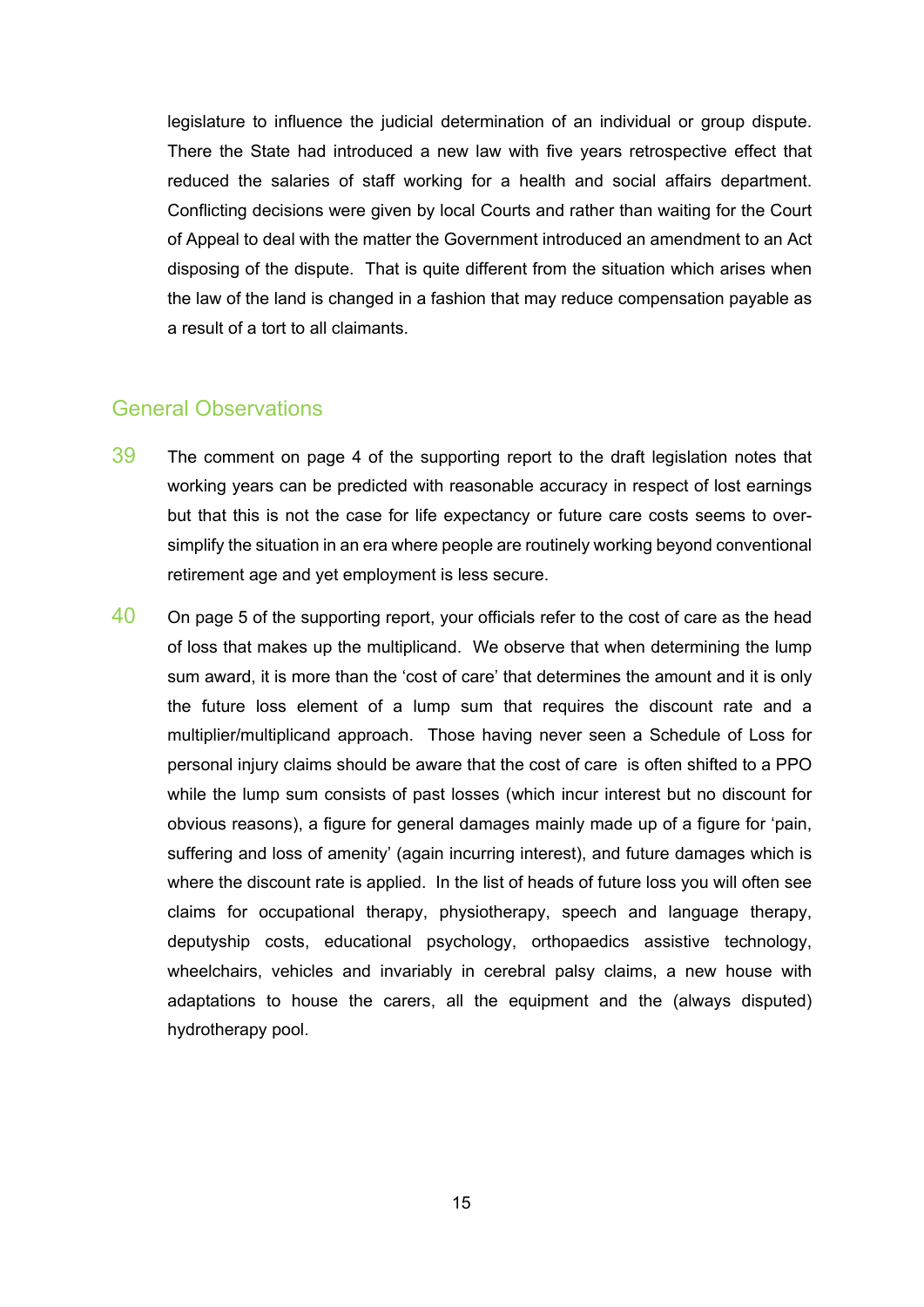legislature to influence the judicial determination of an individual or group dispute. There the State had introduced a new law with five years retrospective effect that reduced the salaries of staff working for a health and social affairs department. Conflicting decisions were given by local Courts and rather than waiting for the Court of Appeal to deal with the matter the Government introduced an amendment to an Act disposing of the dispute. That is quite different from the situation which arises when the law of the land is changed in a fashion that may reduce compensation payable as a result of a tort to all claimants.

## General Observations

39 The comment on page 4 of the supporting report to the draft legislation notes that working years can be predicted with reasonable accuracy in respect of lost earnings but that this is not the case for life expectancy or future care costs seems to over-simplify the situation in an era where people are routinely working beyond conventional retirement age and yet employment is less secure.

40 On page 5 of the supporting report, your officials refer to the cost of care as the head of loss that makes up the multiplicand. We observe that when determining the lump sum award, it is more than the 'cost of care' that determines the amount and it is only the future loss element of a lump sum that requires the discount rate and a multiplier/multiplicand approach. Those having never seen a Schedule of Loss for personal injury claims should be aware that the cost of care is often shifted to a PPO while the lump sum consists of past losses (which incur interest but no discount for obvious reasons), a figure for general damages mainly made up of a figure for 'pain, suffering and loss of amenity' (again incurring interest), and future damages which is where the discount rate is applied. In the list of heads of future loss you will often see claims for occupational therapy, physiotherapy, speech and language therapy, deputyship costs, educational psychology, orthopaedics assistive technology, wheelchairs, vehicles and invariably in cerebral palsy claims, a new house with adaptations to house the carers, all the equipment and the (always disputed) hydrotherapy pool.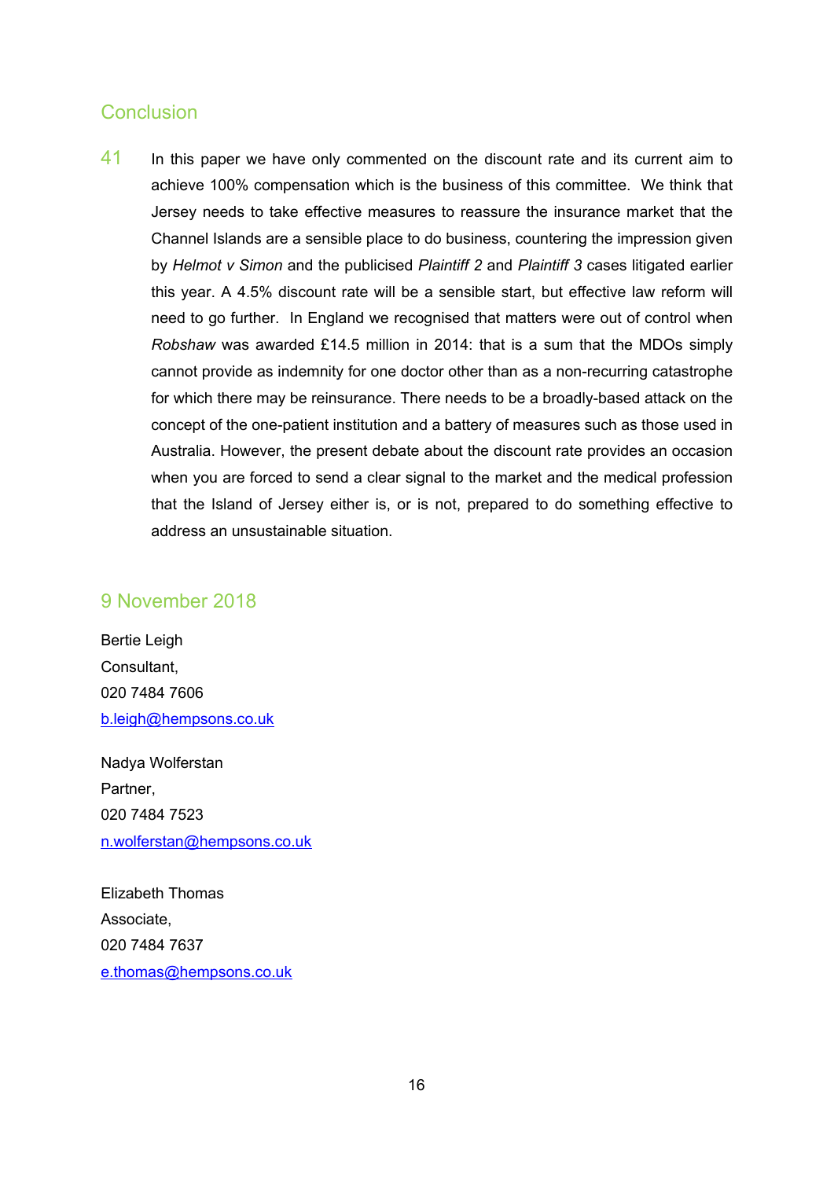## Conclusion

41 In this paper we have only commented on the discount rate and its current aim to achieve 100% compensation which is the business of this committee. We think that Jersey needs to take effective measures to reassure the insurance market that the Channel Islands are a sensible place to do business, countering the impression given by *Helmot v Simon* and the publicised *Plaintiff 2* and *Plaintiff 3* cases litigated earlier this year. A 4.5% discount rate will be a sensible start, but effective law reform will need to go further. In England we recognised that matters were out of control when *Robshaw* was awarded £14.5 million in 2014: that is a sum that the MDOs simply cannot provide as indemnity for one doctor other than as a non-recurring catastrophe for which there may be reinsurance. There needs to be a broadly-based attack on the concept of the one-patient institution and a battery of measures such as those used in Australia. However, the present debate about the discount rate provides an occasion when you are forced to send a clear signal to the market and the medical profession that the Island of Jersey either is, or is not, prepared to do something effective to address an unsustainable situation.

## 9 November 2018

Bertie Leigh
Consultant,
020 7484 7606
b.leigh@hempsons.co.uk

Nadya Wolferstan
Partner,
020 7484 7523
n.wolferstan@hempsons.co.uk

Elizabeth Thomas
Associate,
020 7484 7637
e.thomas@hempsons.co.uk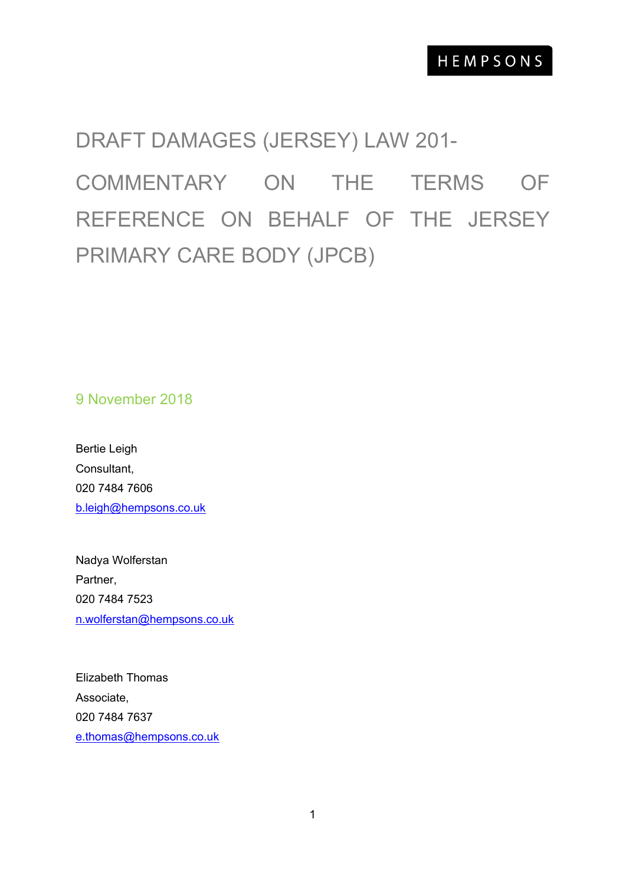HEMPSONS

# DRAFT DAMAGES (JERSEY) LAW 201-

# COMMENTARY ON THE TERMS OF REFERENCE ON BEHALF OF THE JERSEY PRIMARY CARE BODY (JPCB)

9 November 2018

Bertie Leigh
Consultant,
020 7484 7606
b.leigh@hempsons.co.uk

Nadya Wolferstan
Partner,
020 7484 7523
n.wolferstan@hempsons.co.uk

Elizabeth Thomas
Associate,
020 7484 7637
e.thomas@hempsons.co.uk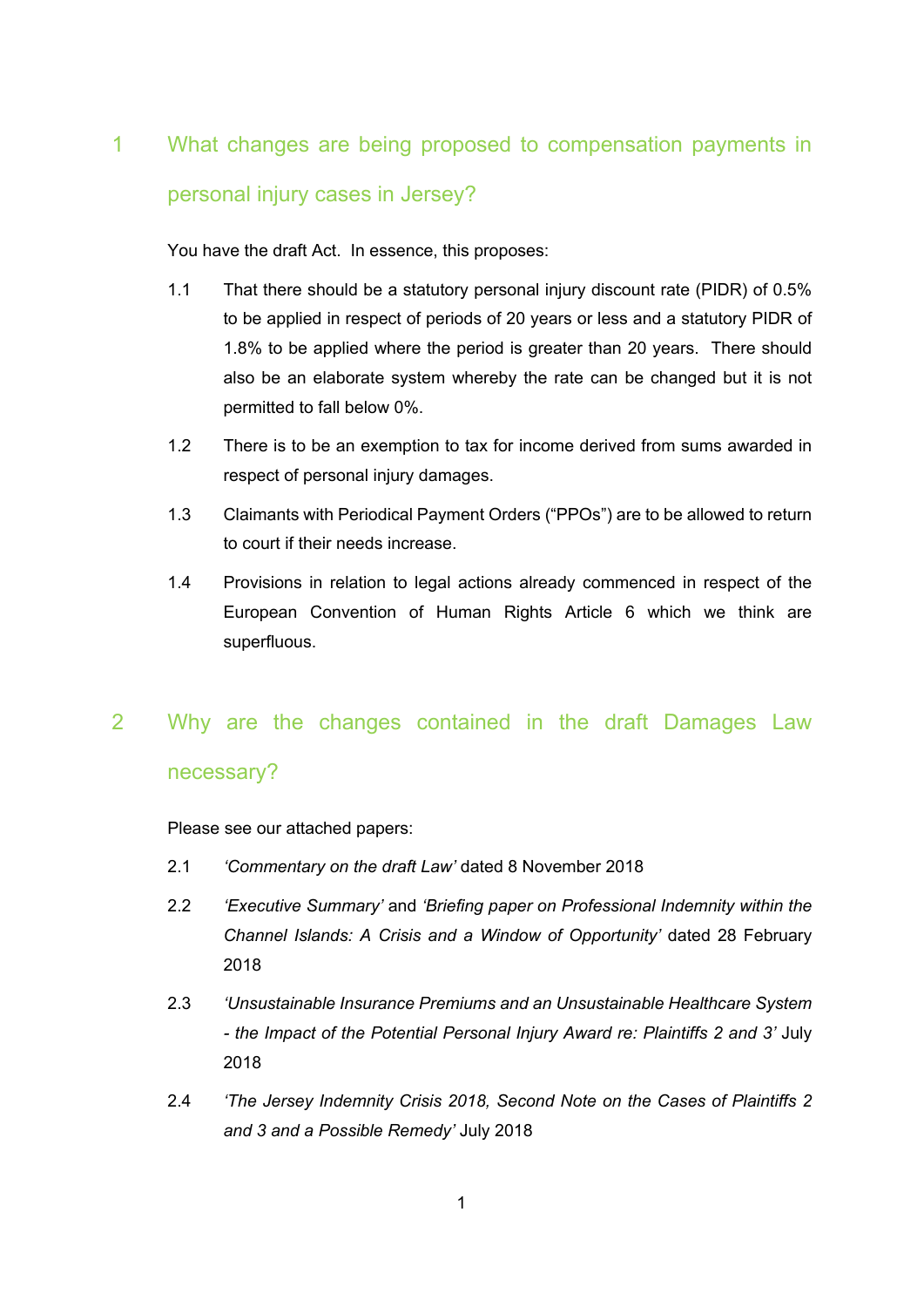## 1 What changes are being proposed to compensation payments in personal injury cases in Jersey?

You have the draft Act. In essence, this proposes:

1.1 That there should be a statutory personal injury discount rate (PIDR) of 0.5% to be applied in respect of periods of 20 years or less and a statutory PIDR of 1.8% to be applied where the period is greater than 20 years. There should also be an elaborate system whereby the rate can be changed but it is not permitted to fall below 0%.

1.2 There is to be an exemption to tax for income derived from sums awarded in respect of personal injury damages.

1.3 Claimants with Periodical Payment Orders ("PPOs") are to be allowed to return to court if their needs increase.

1.4 Provisions in relation to legal actions already commenced in respect of the European Convention of Human Rights Article 6 which we think are superfluous.

## 2 Why are the changes contained in the draft Damages Law necessary?

Please see our attached papers:

2.1 *'Commentary on the draft Law'* dated 8 November 2018

2.2 *'Executive Summary'* and *'Briefing paper on Professional Indemnity within the Channel Islands: A Crisis and a Window of Opportunity'* dated 28 February 2018

2.3 *'Unsustainable Insurance Premiums and an Unsustainable Healthcare System - the Impact of the Potential Personal Injury Award re: Plaintiffs 2 and 3'* July 2018

2.4 *'The Jersey Indemnity Crisis 2018, Second Note on the Cases of Plaintiffs 2 and 3 and a Possible Remedy'* July 2018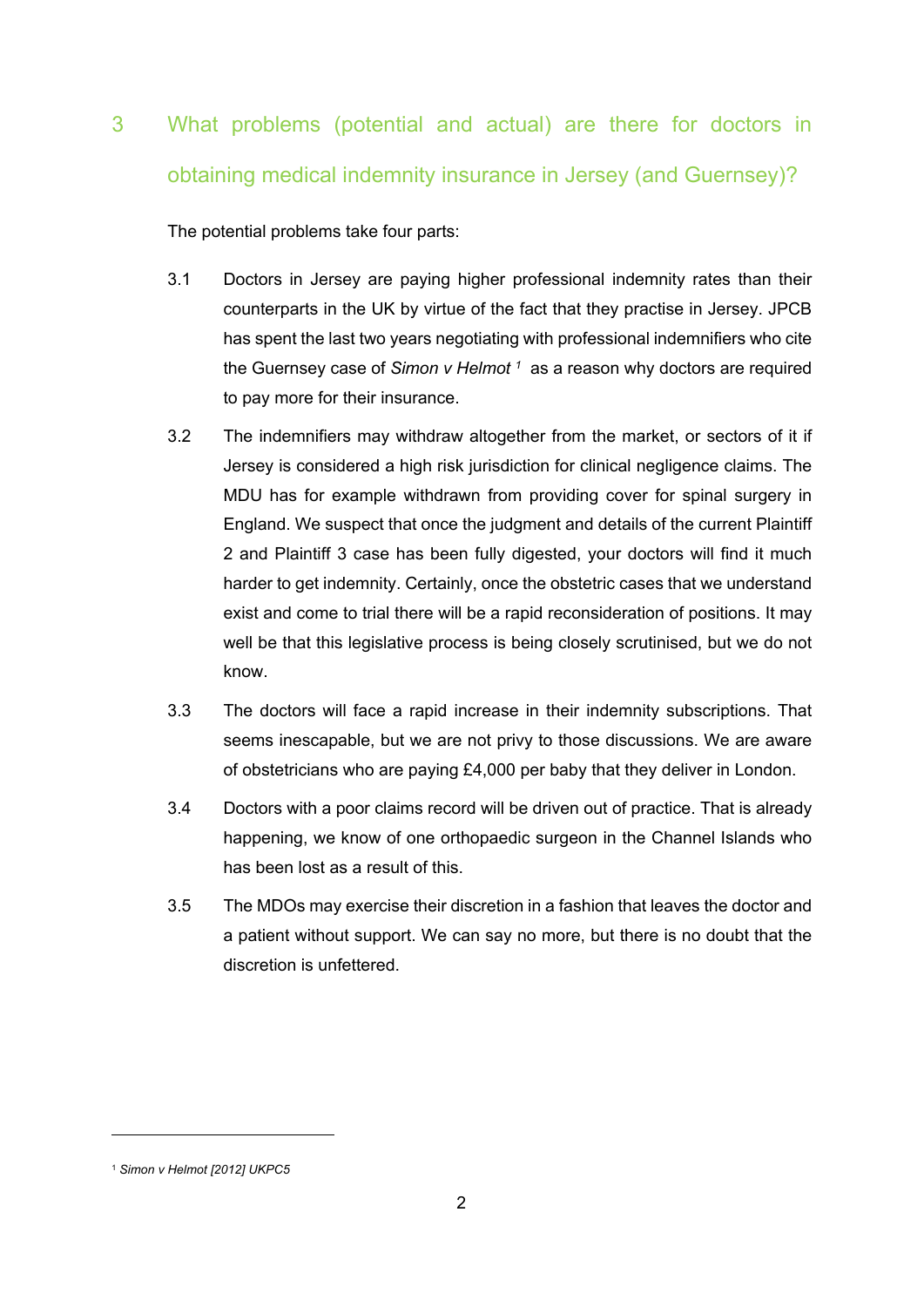## 3 What problems (potential and actual) are there for doctors in obtaining medical indemnity insurance in Jersey (and Guernsey)?

The potential problems take four parts:

3.1 Doctors in Jersey are paying higher professional indemnity rates than their counterparts in the UK by virtue of the fact that they practise in Jersey. JPCB has spent the last two years negotiating with professional indemnifiers who cite the Guernsey case of *Simon v Helmot* [1] as a reason why doctors are required to pay more for their insurance.

3.2 The indemnifiers may withdraw altogether from the market, or sectors of it if Jersey is considered a high risk jurisdiction for clinical negligence claims. The MDU has for example withdrawn from providing cover for spinal surgery in England. We suspect that once the judgment and details of the current Plaintiff 2 and Plaintiff 3 case has been fully digested, your doctors will find it much harder to get indemnity. Certainly, once the obstetric cases that we understand exist and come to trial there will be a rapid reconsideration of positions. It may well be that this legislative process is being closely scrutinised, but we do not know.

3.3 The doctors will face a rapid increase in their indemnity subscriptions. That seems inescapable, but we are not privy to those discussions. We are aware of obstetricians who are paying £4,000 per baby that they deliver in London.

3.4 Doctors with a poor claims record will be driven out of practice. That is already happening, we know of one orthopaedic surgeon in the Channel Islands who has been lost as a result of this.

3.5 The MDOs may exercise their discretion in a fashion that leaves the doctor and a patient without support. We can say no more, but there is no doubt that the discretion is unfettered.

---

[1] *Simon v Helmot [2012] UKPC5*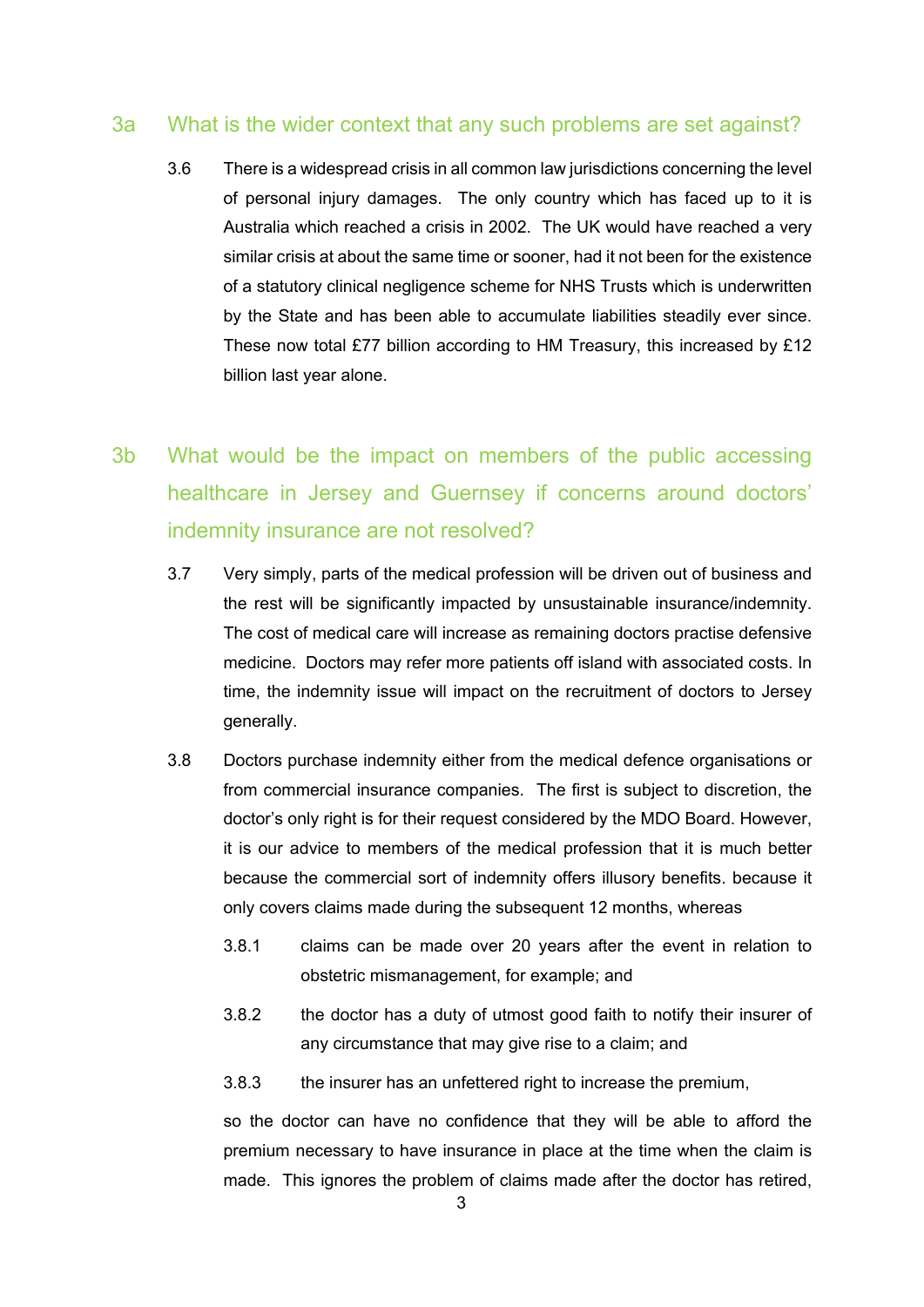## 3a What is the wider context that any such problems are set against?

3.6 There is a widespread crisis in all common law jurisdictions concerning the level of personal injury damages. The only country which has faced up to it is Australia which reached a crisis in 2002. The UK would have reached a very similar crisis at about the same time or sooner, had it not been for the existence of a statutory clinical negligence scheme for NHS Trusts which is underwritten by the State and has been able to accumulate liabilities steadily ever since. These now total £77 billion according to HM Treasury, this increased by £12 billion last year alone.

## 3b What would be the impact on members of the public accessing healthcare in Jersey and Guernsey if concerns around doctors' indemnity insurance are not resolved?

3.7 Very simply, parts of the medical profession will be driven out of business and the rest will be significantly impacted by unsustainable insurance/indemnity. The cost of medical care will increase as remaining doctors practise defensive medicine. Doctors may refer more patients off island with associated costs. In time, the indemnity issue will impact on the recruitment of doctors to Jersey generally.

3.8 Doctors purchase indemnity either from the medical defence organisations or from commercial insurance companies. The first is subject to discretion, the doctor's only right is for their request considered by the MDO Board. However, it is our advice to members of the medical profession that it is much better because the commercial sort of indemnity offers illusory benefits. because it only covers claims made during the subsequent 12 months, whereas

3.8.1 claims can be made over 20 years after the event in relation to obstetric mismanagement, for example; and

3.8.2 the doctor has a duty of utmost good faith to notify their insurer of any circumstance that may give rise to a claim; and

3.8.3 the insurer has an unfettered right to increase the premium,

so the doctor can have no confidence that they will be able to afford the premium necessary to have insurance in place at the time when the claim is made. This ignores the problem of claims made after the doctor has retired,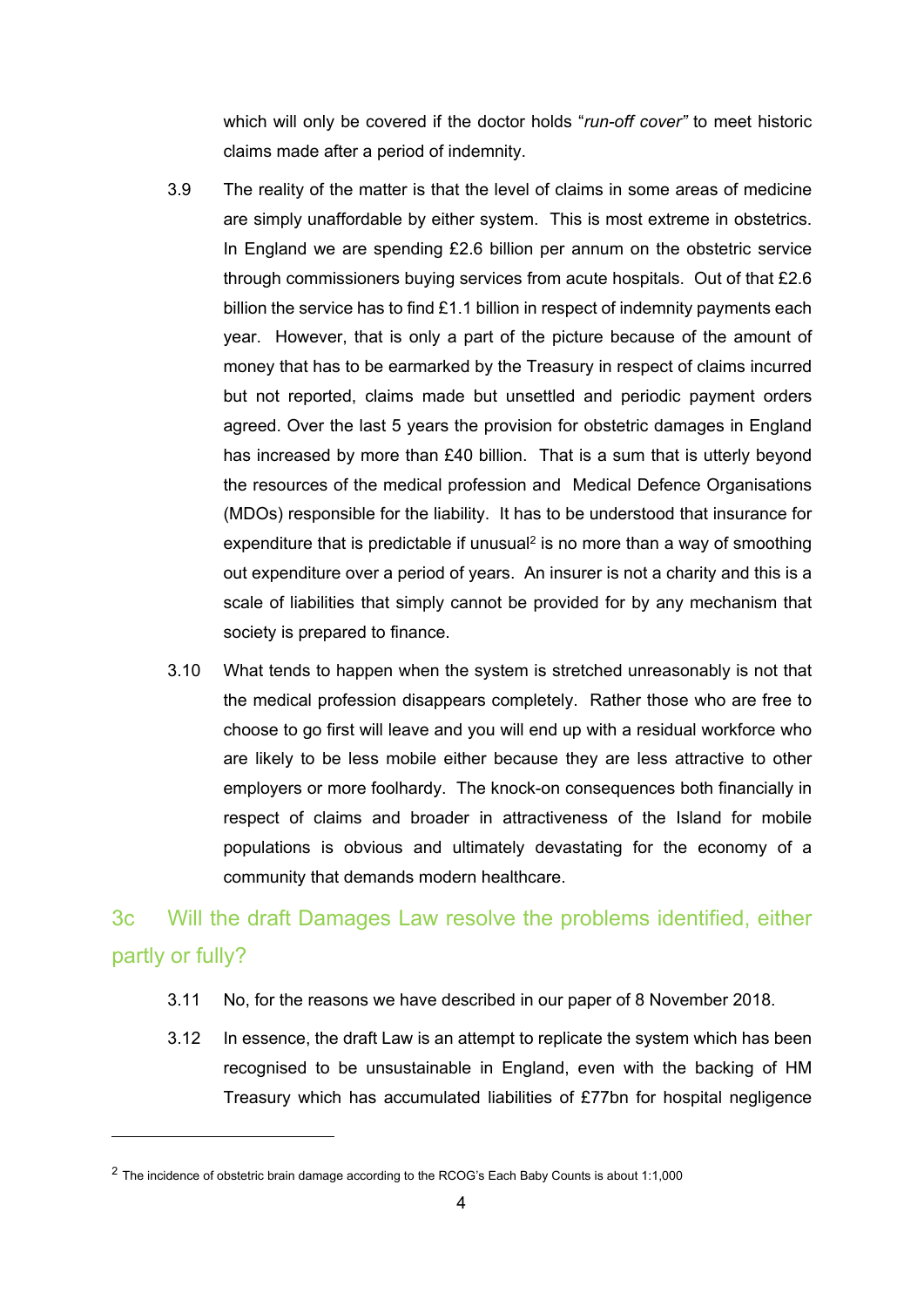which will only be covered if the doctor holds "*run-off cover*" to meet historic claims made after a period of indemnity.

3.9 The reality of the matter is that the level of claims in some areas of medicine are simply unaffordable by either system. This is most extreme in obstetrics. In England we are spending £2.6 billion per annum on the obstetric service through commissioners buying services from acute hospitals. Out of that £2.6 billion the service has to find £1.1 billion in respect of indemnity payments each year. However, that is only a part of the picture because of the amount of money that has to be earmarked by the Treasury in respect of claims incurred but not reported, claims made but unsettled and periodic payment orders agreed. Over the last 5 years the provision for obstetric damages in England has increased by more than £40 billion. That is a sum that is utterly beyond the resources of the medical profession and Medical Defence Organisations (MDOs) responsible for the liability. It has to be understood that insurance for expenditure that is predictable if unusual[2] is no more than a way of smoothing out expenditure over a period of years. An insurer is not a charity and this is a scale of liabilities that simply cannot be provided for by any mechanism that society is prepared to finance.

3.10 What tends to happen when the system is stretched unreasonably is not that the medical profession disappears completely. Rather those who are free to choose to go first will leave and you will end up with a residual workforce who are likely to be less mobile either because they are less attractive to other employers or more foolhardy. The knock-on consequences both financially in respect of claims and broader in attractiveness of the Island for mobile populations is obvious and ultimately devastating for the economy of a community that demands modern healthcare.

## 3c Will the draft Damages Law resolve the problems identified, either partly or fully?

3.11 No, for the reasons we have described in our paper of 8 November 2018.

3.12 In essence, the draft Law is an attempt to replicate the system which has been recognised to be unsustainable in England, even with the backing of HM Treasury which has accumulated liabilities of £77bn for hospital negligence

---

[2] The incidence of obstetric brain damage according to the RCOG's Each Baby Counts is about 1:1,000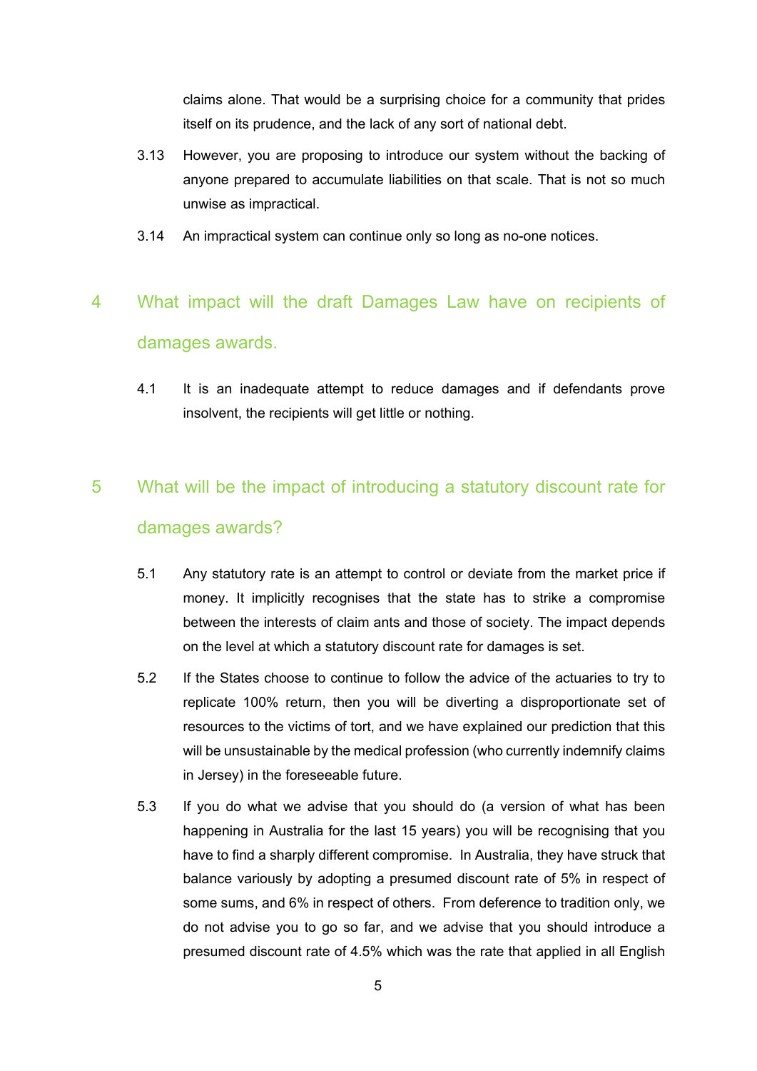claims alone. That would be a surprising choice for a community that prides itself on its prudence, and the lack of any sort of national debt.

3.13 However, you are proposing to introduce our system without the backing of anyone prepared to accumulate liabilities on that scale. That is not so much unwise as impractical.

3.14 An impractical system can continue only so long as no-one notices.

## 4 What impact will the draft Damages Law have on recipients of damages awards.

4.1 It is an inadequate attempt to reduce damages and if defendants prove insolvent, the recipients will get little or nothing.

## 5 What will be the impact of introducing a statutory discount rate for damages awards?

5.1 Any statutory rate is an attempt to control or deviate from the market price if money. It implicitly recognises that the state has to strike a compromise between the interests of claim ants and those of society. The impact depends on the level at which a statutory discount rate for damages is set.

5.2 If the States choose to continue to follow the advice of the actuaries to try to replicate 100% return, then you will be diverting a disproportionate set of resources to the victims of tort, and we have explained our prediction that this will be unsustainable by the medical profession (who currently indemnify claims in Jersey) in the foreseeable future.

5.3 If you do what we advise that you should do (a version of what has been happening in Australia for the last 15 years) you will be recognising that you have to find a sharply different compromise. In Australia, they have struck that balance variously by adopting a presumed discount rate of 5% in respect of some sums, and 6% in respect of others. From deference to tradition only, we do not advise you to go so far, and we advise that you should introduce a presumed discount rate of 4.5% which was the rate that applied in all English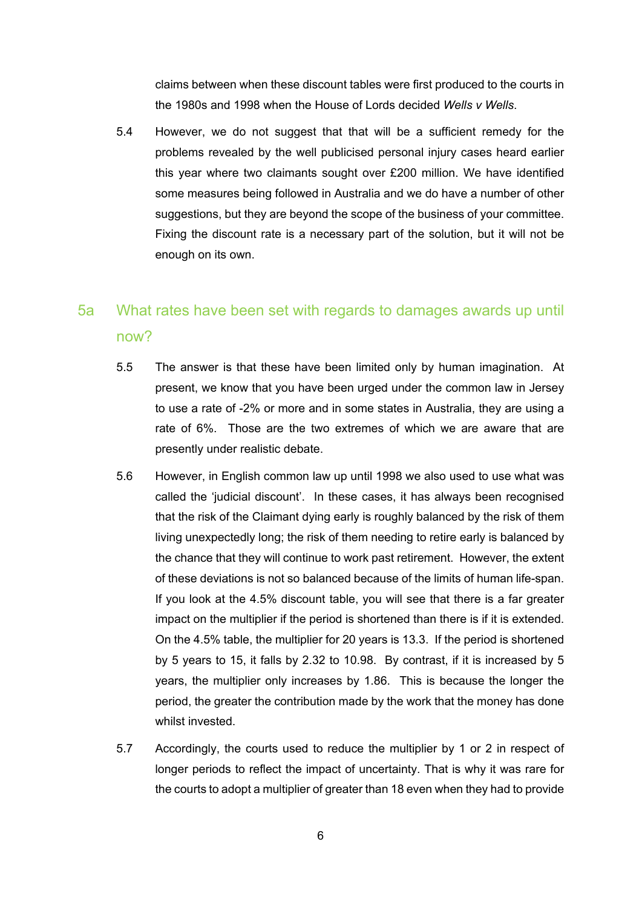claims between when these discount tables were first produced to the courts in the 1980s and 1998 when the House of Lords decided *Wells v Wells*.

5.4 However, we do not suggest that that will be a sufficient remedy for the problems revealed by the well publicised personal injury cases heard earlier this year where two claimants sought over £200 million. We have identified some measures being followed in Australia and we do have a number of other suggestions, but they are beyond the scope of the business of your committee. Fixing the discount rate is a necessary part of the solution, but it will not be enough on its own.

## 5a What rates have been set with regards to damages awards up until now?

5.5 The answer is that these have been limited only by human imagination. At present, we know that you have been urged under the common law in Jersey to use a rate of -2% or more and in some states in Australia, they are using a rate of 6%. Those are the two extremes of which we are aware that are presently under realistic debate.

5.6 However, in English common law up until 1998 we also used to use what was called the 'judicial discount'. In these cases, it has always been recognised that the risk of the Claimant dying early is roughly balanced by the risk of them living unexpectedly long; the risk of them needing to retire early is balanced by the chance that they will continue to work past retirement. However, the extent of these deviations is not so balanced because of the limits of human life-span. If you look at the 4.5% discount table, you will see that there is a far greater impact on the multiplier if the period is shortened than there is if it is extended. On the 4.5% table, the multiplier for 20 years is 13.3. If the period is shortened by 5 years to 15, it falls by 2.32 to 10.98. By contrast, if it is increased by 5 years, the multiplier only increases by 1.86. This is because the longer the period, the greater the contribution made by the work that the money has done whilst invested.

5.7 Accordingly, the courts used to reduce the multiplier by 1 or 2 in respect of longer periods to reflect the impact of uncertainty. That is why it was rare for the courts to adopt a multiplier of greater than 18 even when they had to provide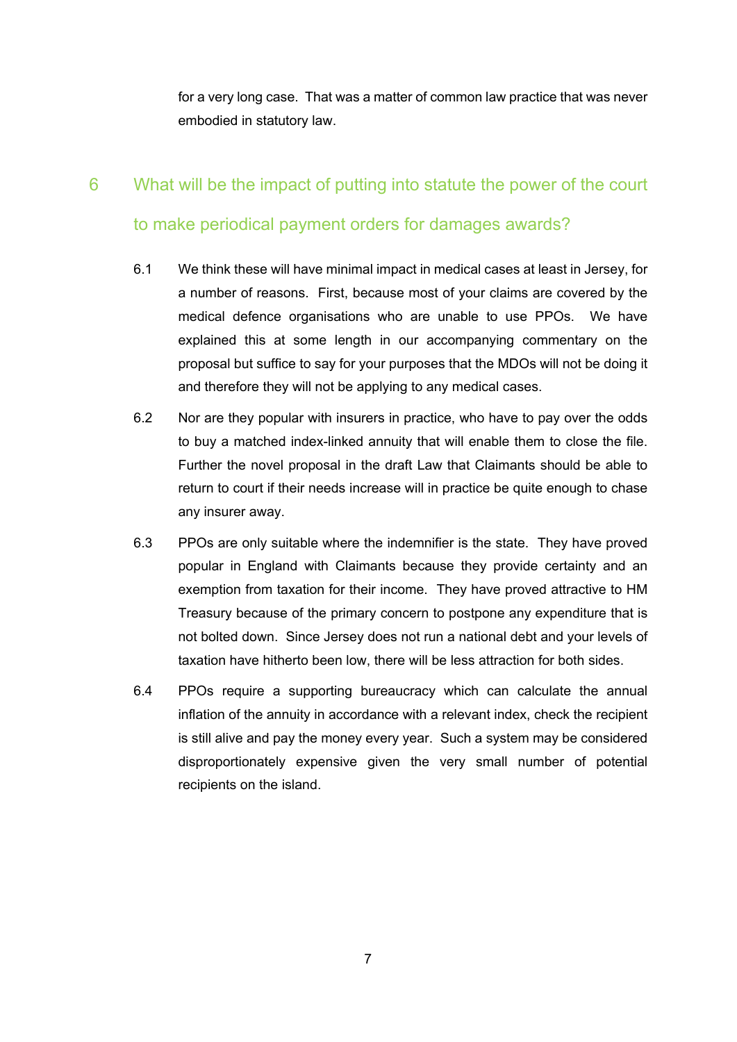for a very long case. That was a matter of common law practice that was never embodied in statutory law.

## 6 What will be the impact of putting into statute the power of the court to make periodical payment orders for damages awards?

6.1 We think these will have minimal impact in medical cases at least in Jersey, for a number of reasons. First, because most of your claims are covered by the medical defence organisations who are unable to use PPOs. We have explained this at some length in our accompanying commentary on the proposal but suffice to say for your purposes that the MDOs will not be doing it and therefore they will not be applying to any medical cases.

6.2 Nor are they popular with insurers in practice, who have to pay over the odds to buy a matched index-linked annuity that will enable them to close the file. Further the novel proposal in the draft Law that Claimants should be able to return to court if their needs increase will in practice be quite enough to chase any insurer away.

6.3 PPOs are only suitable where the indemnifier is the state. They have proved popular in England with Claimants because they provide certainty and an exemption from taxation for their income. They have proved attractive to HM Treasury because of the primary concern to postpone any expenditure that is not bolted down. Since Jersey does not run a national debt and your levels of taxation have hitherto been low, there will be less attraction for both sides.

6.4 PPOs require a supporting bureaucracy which can calculate the annual inflation of the annuity in accordance with a relevant index, check the recipient is still alive and pay the money every year. Such a system may be considered disproportionately expensive given the very small number of potential recipients on the island.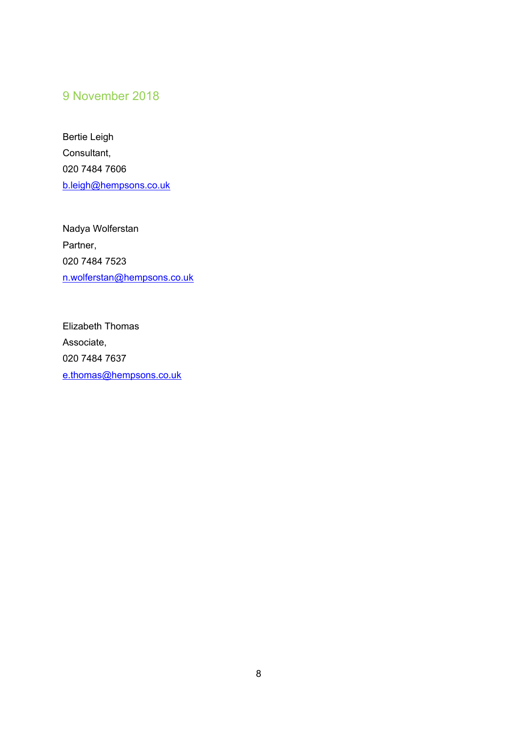9 November 2018

Bertie Leigh
Consultant,
020 7484 7606
b.leigh@hempsons.co.uk

Nadya Wolferstan
Partner,
020 7484 7523
n.wolferstan@hempsons.co.uk

Elizabeth Thomas
Associate,
020 7484 7637
e.thomas@hempsons.co.uk